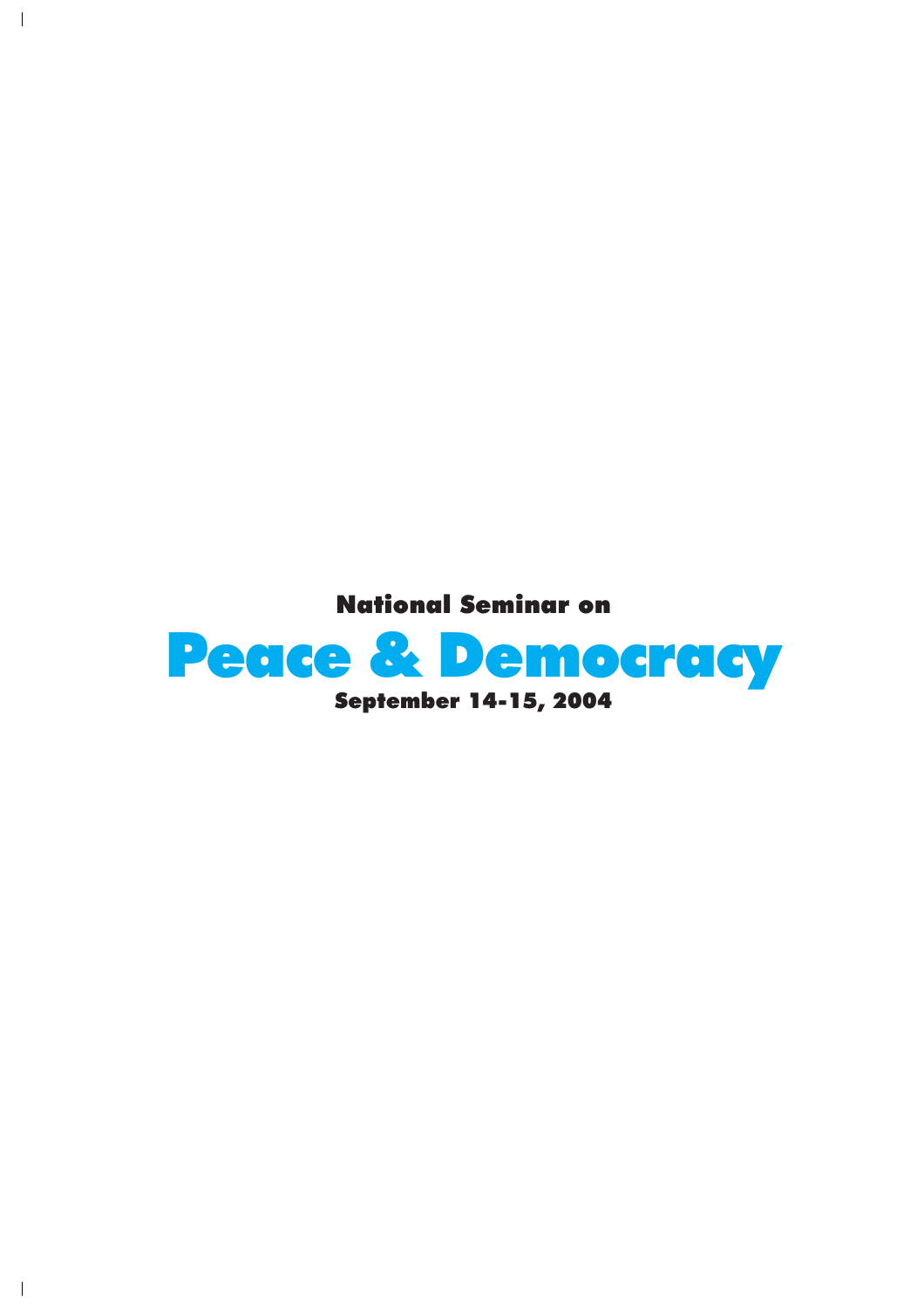National Seminar on

# Peace & Democracy

September 14-15, 2004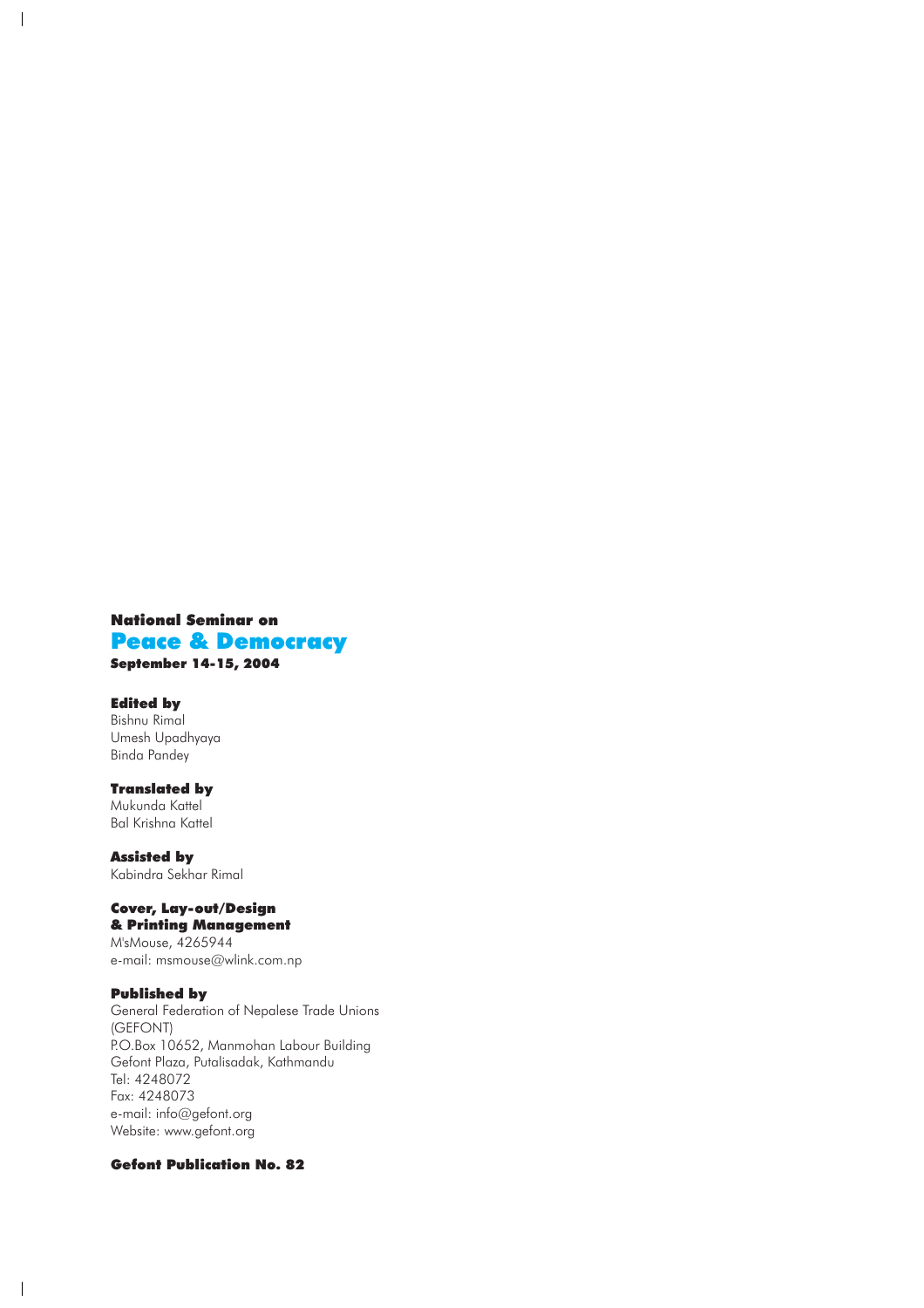**National Seminar on**

# Peace & Democracy

**September 14-15, 2004**

**Edited by**
Bishnu Rimal
Umesh Upadhyaya
Binda Pandey

**Translated by**
Mukunda Kattel
Bal Krishna Kattel

**Assisted by**
Kabindra Sekhar Rimal

**Cover, Lay-out/Design & Printing Management**
M'sMouse, 4265944
e-mail: msmouse@wlink.com.np

**Published by**
General Federation of Nepalese Trade Unions (GEFONT)
P.O.Box 10652, Manmohan Labour Building
Gefont Plaza, Putalisadak, Kathmandu
Tel: 4248072
Fax: 4248073
e-mail: info@gefont.org
Website: www.gefont.org

**Gefont Publication No. 82**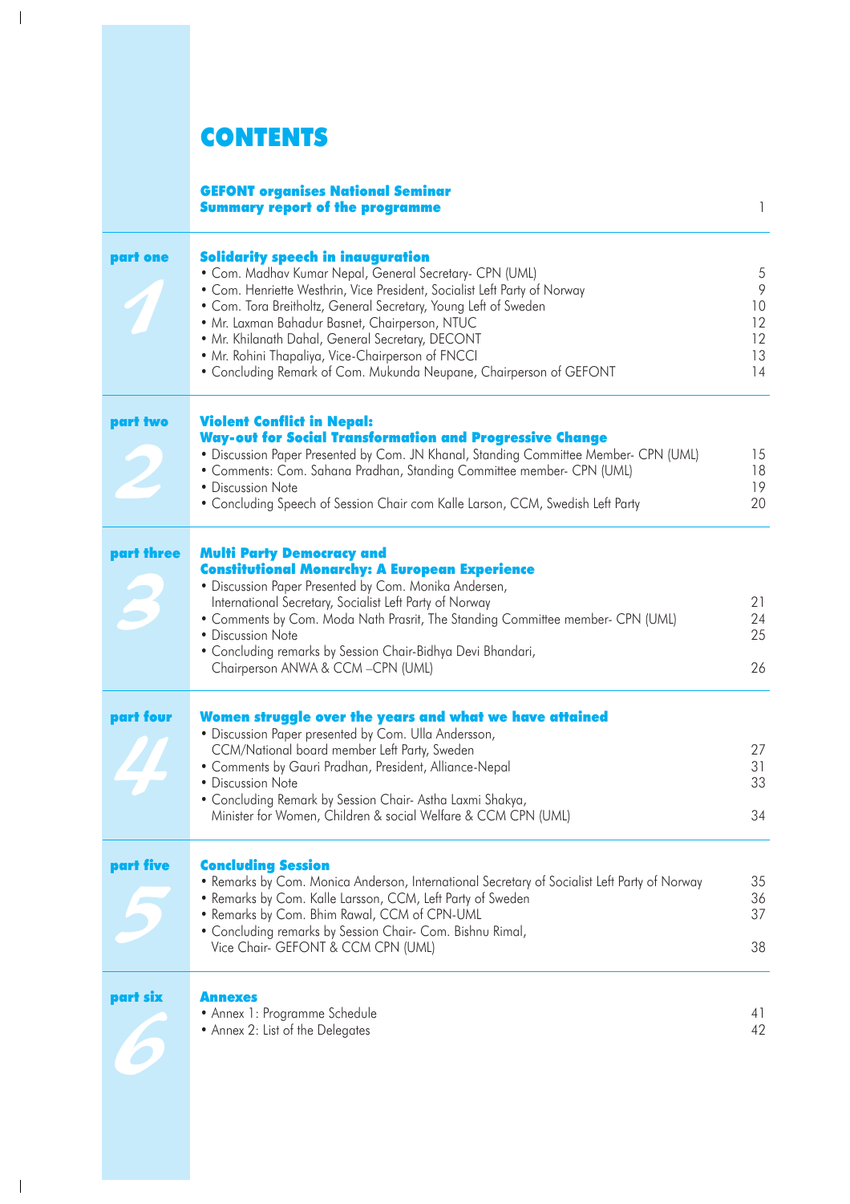# CONTENTS

**GEFONT organises National Seminar**
**Summary report of the programme** 1

## part one 1

### Solidarity speech in inauguration

- Com. Madhav Kumar Nepal, General Secretary- CPN (UML) 5
- Com. Henriette Westhrin, Vice President, Socialist Left Party of Norway 9
- Com. Tora Breitholtz, General Secretary, Young Left of Sweden 10
- Mr. Laxman Bahadur Basnet, Chairperson, NTUC 12
- Mr. Khilanath Dahal, General Secretary, DECONT 12
- Mr. Rohini Thapaliya, Vice-Chairperson of FNCCI 13
- Concluding Remark of Com. Mukunda Neupane, Chairperson of GEFONT 14

## part two 2

### Violent Conflict in Nepal: Way-out for Social Transformation and Progressive Change

- Discussion Paper Presented by Com. JN Khanal, Standing Committee Member- CPN (UML) 15
- Comments: Com. Sahana Pradhan, Standing Committee member- CPN (UML) 18
- Discussion Note 19
- Concluding Speech of Session Chair com Kalle Larson, CCM, Swedish Left Party 20

## part three 3

### Multi Party Democracy and Constitutional Monarchy: A European Experience

- Discussion Paper Presented by Com. Monika Andersen, International Secretary, Socialist Left Party of Norway 21
- Comments by Com. Moda Nath Prasrit, The Standing Committee member- CPN (UML) 24
- Discussion Note 25
- Concluding remarks by Session Chair-Bidhya Devi Bhandari, Chairperson ANWA & CCM –CPN (UML) 26

## part four 4

### Women struggle over the years and what we have attained

- Discussion Paper presented by Com. Ulla Andersson, CCM/National board member Left Party, Sweden 27
- Comments by Gauri Pradhan, President, Alliance-Nepal 31
- Discussion Note 33
- Concluding Remark by Session Chair- Astha Laxmi Shakya, Minister for Women, Children & social Welfare & CCM CPN (UML) 34

## part five 5

### Concluding Session

- Remarks by Com. Monica Anderson, International Secretary of Socialist Left Party of Norway 35
- Remarks by Com. Kalle Larsson, CCM, Left Party of Sweden 36
- Remarks by Com. Bhim Rawal, CCM of CPN-UML 37
- Concluding remarks by Session Chair- Com. Bishnu Rimal, Vice Chair- GEFONT & CCM CPN (UML) 38

## part six 6

### Annexes

- Annex 1: Programme Schedule 41
- Annex 2: List of the Delegates 42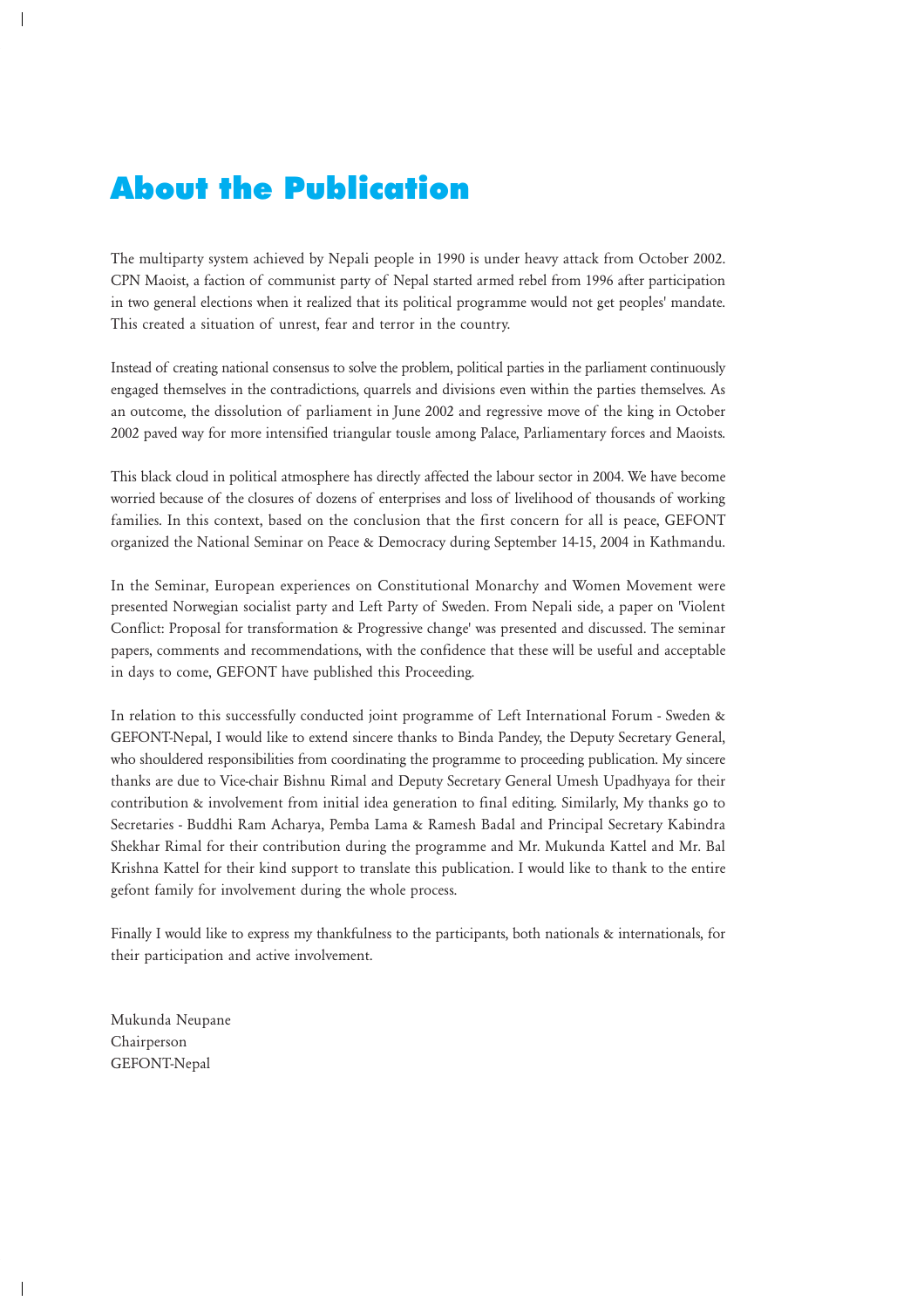# About the Publication

The multiparty system achieved by Nepali people in 1990 is under heavy attack from October 2002. CPN Maoist, a faction of communist party of Nepal started armed rebel from 1996 after participation in two general elections when it realized that its political programme would not get peoples' mandate. This created a situation of unrest, fear and terror in the country.

Instead of creating national consensus to solve the problem, political parties in the parliament continuously engaged themselves in the contradictions, quarrels and divisions even within the parties themselves. As an outcome, the dissolution of parliament in June 2002 and regressive move of the king in October 2002 paved way for more intensified triangular tousle among Palace, Parliamentary forces and Maoists.

This black cloud in political atmosphere has directly affected the labour sector in 2004. We have become worried because of the closures of dozens of enterprises and loss of livelihood of thousands of working families. In this context, based on the conclusion that the first concern for all is peace, GEFONT organized the National Seminar on Peace & Democracy during September 14-15, 2004 in Kathmandu.

In the Seminar, European experiences on Constitutional Monarchy and Women Movement were presented Norwegian socialist party and Left Party of Sweden. From Nepali side, a paper on 'Violent Conflict: Proposal for transformation & Progressive change' was presented and discussed. The seminar papers, comments and recommendations, with the confidence that these will be useful and acceptable in days to come, GEFONT have published this Proceeding.

In relation to this successfully conducted joint programme of Left International Forum - Sweden & GEFONT-Nepal, I would like to extend sincere thanks to Binda Pandey, the Deputy Secretary General, who shouldered responsibilities from coordinating the programme to proceeding publication. My sincere thanks are due to Vice-chair Bishnu Rimal and Deputy Secretary General Umesh Upadhyaya for their contribution & involvement from initial idea generation to final editing. Similarly, My thanks go to Secretaries - Buddhi Ram Acharya, Pemba Lama & Ramesh Badal and Principal Secretary Kabindra Shekhar Rimal for their contribution during the programme and Mr. Mukunda Kattel and Mr. Bal Krishna Kattel for their kind support to translate this publication. I would like to thank to the entire gefont family for involvement during the whole process.

Finally I would like to express my thankfulness to the participants, both nationals & internationals, for their participation and active involvement.

Mukunda Neupane
Chairperson
GEFONT-Nepal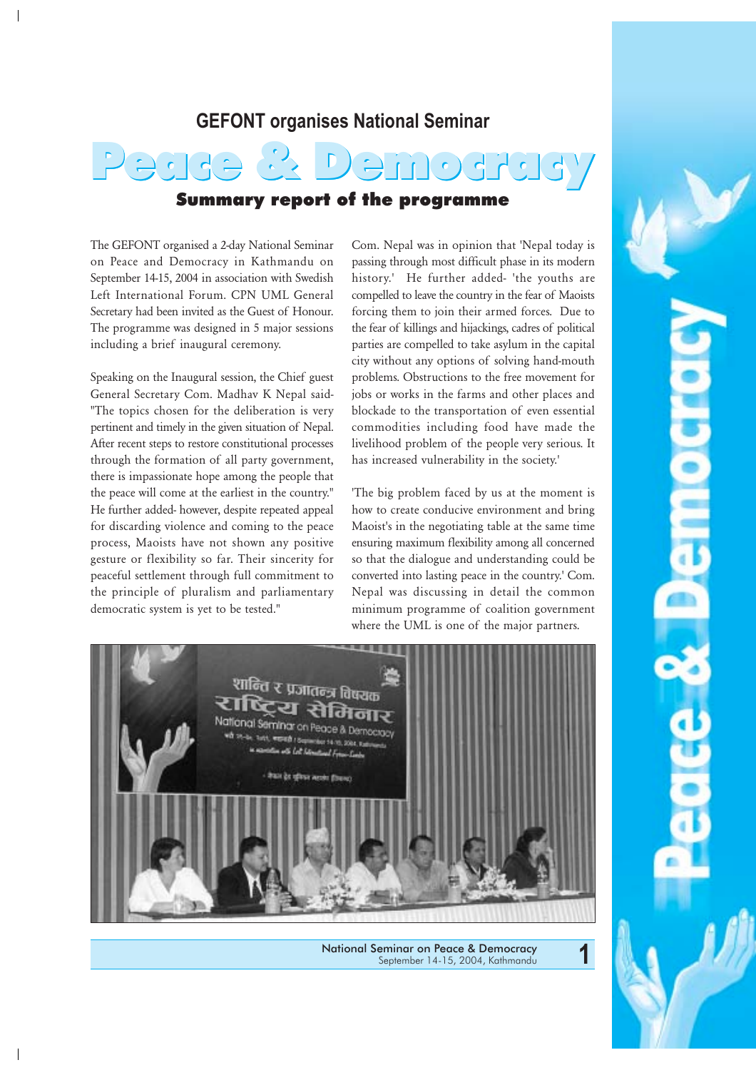## GEFONT organises National Seminar

# Peace & Democracy

### Summary report of the programme

The GEFONT organised a 2-day National Seminar on Peace and Democracy in Kathmandu on September 14-15, 2004 in association with Swedish Left International Forum. CPN UML General Secretary had been invited as the Guest of Honour. The programme was designed in 5 major sessions including a brief inaugural ceremony.

Speaking on the Inaugural session, the Chief guest General Secretary Com. Madhav K Nepal said- "The topics chosen for the deliberation is very pertinent and timely in the given situation of Nepal. After recent steps to restore constitutional processes through the formation of all party government, there is impassionate hope among the people that the peace will come at the earliest in the country." He further added- however, despite repeated appeal for discarding violence and coming to the peace process, Maoists have not shown any positive gesture or flexibility so far. Their sincerity for peaceful settlement through full commitment to the principle of pluralism and parliamentary democratic system is yet to be tested."

Com. Nepal was in opinion that 'Nepal today is passing through most difficult phase in its modern history.' He further added- 'the youths are compelled to leave the country in the fear of Maoists forcing them to join their armed forces. Due to the fear of killings and hijackings, cadres of political parties are compelled to take asylum in the capital city without any options of solving hand-mouth problems. Obstructions to the free movement for jobs or works in the farms and other places and blockade to the transportation of even essential commodities including food have made the livelihood problem of the people very serious. It has increased vulnerability in the society.'

'The big problem faced by us at the moment is how to create conducive environment and bring Maoist's in the negotiating table at the same time ensuring maximum flexibility among all concerned so that the dialogue and understanding could be converted into lasting peace in the country.' Com. Nepal was discussing in detail the common minimum programme of coalition government where the UML is one of the major partners.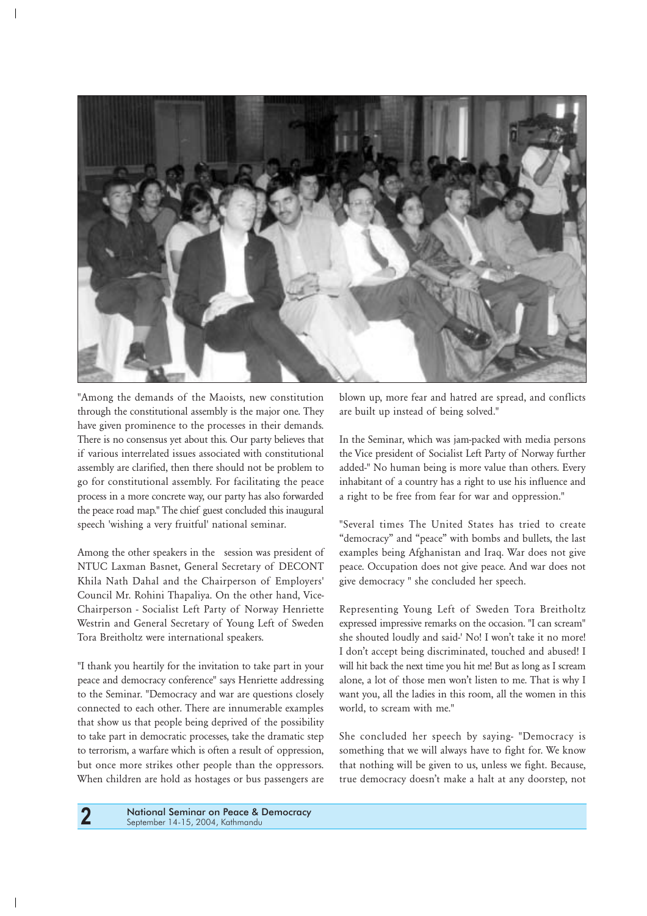"Among the demands of the Maoists, new constitution through the constitutional assembly is the major one. They have given prominence to the processes in their demands. There is no consensus yet about this. Our party believes that if various interrelated issues associated with constitutional assembly are clarified, then there should not be problem to go for constitutional assembly. For facilitating the peace process in a more concrete way, our party has also forwarded the peace road map." The chief guest concluded this inaugural speech 'wishing a very fruitful' national seminar.

Among the other speakers in the session was president of NTUC Laxman Basnet, General Secretary of DECONT Khila Nath Dahal and the Chairperson of Employers' Council Mr. Rohini Thapaliya. On the other hand, Vice-Chairperson - Socialist Left Party of Norway Henriette Westrin and General Secretary of Young Left of Sweden Tora Breitholtz were international speakers.

"I thank you heartily for the invitation to take part in your peace and democracy conference" says Henriette addressing to the Seminar. "Democracy and war are questions closely connected to each other. There are innumerable examples that show us that people being deprived of the possibility to take part in democratic processes, take the dramatic step to terrorism, a warfare which is often a result of oppression, but once more strikes other people than the oppressors. When children are hold as hostages or bus passengers are blown up, more fear and hatred are spread, and conflicts are built up instead of being solved."

In the Seminar, which was jam-packed with media persons the Vice president of Socialist Left Party of Norway further added-" No human being is more value than others. Every inhabitant of a country has a right to use his influence and a right to be free from fear for war and oppression."

"Several times The United States has tried to create "democracy" and "peace" with bombs and bullets, the last examples being Afghanistan and Iraq. War does not give peace. Occupation does not give peace. And war does not give democracy " she concluded her speech.

Representing Young Left of Sweden Tora Breitholtz expressed impressive remarks on the occasion. "I can scream" she shouted loudly and said-' No! I won't take it no more! I don't accept being discriminated, touched and abused! I will hit back the next time you hit me! But as long as I scream alone, a lot of those men won't listen to me. That is why I want you, all the ladies in this room, all the women in this world, to scream with me."

She concluded her speech by saying- "Democracy is something that we will always have to fight for. We know that nothing will be given to us, unless we fight. Because, true democracy doesn't make a halt at any doorstep, not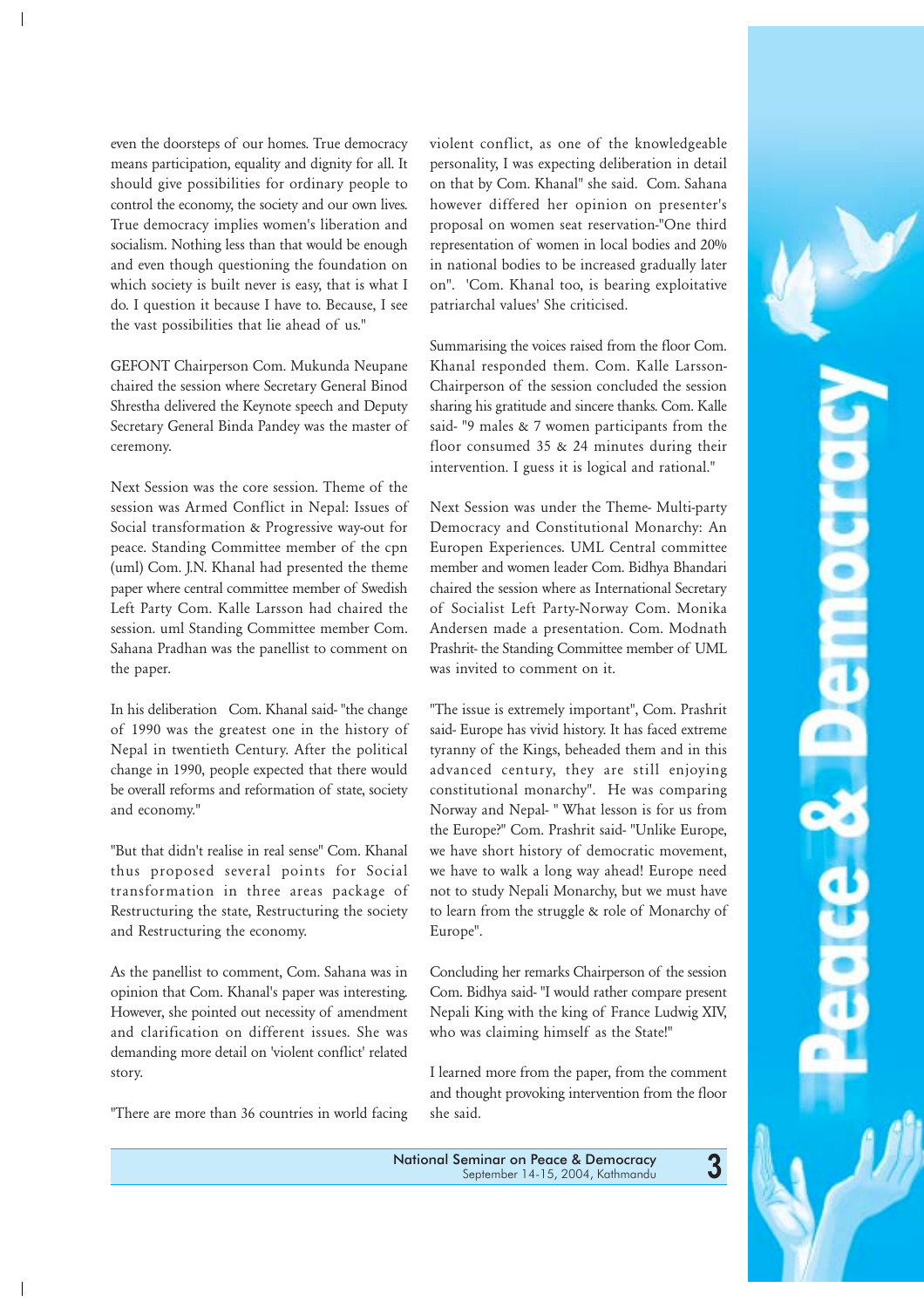even the doorsteps of our homes. True democracy means participation, equality and dignity for all. It should give possibilities for ordinary people to control the economy, the society and our own lives. True democracy implies women's liberation and socialism. Nothing less than that would be enough and even though questioning the foundation on which society is built never is easy, that is what I do. I question it because I have to. Because, I see the vast possibilities that lie ahead of us."

GEFONT Chairperson Com. Mukunda Neupane chaired the session where Secretary General Binod Shrestha delivered the Keynote speech and Deputy Secretary General Binda Pandey was the master of ceremony.

Next Session was the core session. Theme of the session was Armed Conflict in Nepal: Issues of Social transformation & Progressive way-out for peace. Standing Committee member of the cpn (uml) Com. J.N. Khanal had presented the theme paper where central committee member of Swedish Left Party Com. Kalle Larsson had chaired the session. uml Standing Committee member Com. Sahana Pradhan was the panellist to comment on the paper.

In his deliberation Com. Khanal said- "the change of 1990 was the greatest one in the history of Nepal in twentieth Century. After the political change in 1990, people expected that there would be overall reforms and reformation of state, society and economy."

"But that didn't realise in real sense" Com. Khanal thus proposed several points for Social transformation in three areas package of Restructuring the state, Restructuring the society and Restructuring the economy.

As the panellist to comment, Com. Sahana was in opinion that Com. Khanal's paper was interesting. However, she pointed out necessity of amendment and clarification on different issues. She was demanding more detail on 'violent conflict' related story.

"There are more than 36 countries in world facing violent conflict, as one of the knowledgeable personality, I was expecting deliberation in detail on that by Com. Khanal" she said. Com. Sahana however differed her opinion on presenter's proposal on women seat reservation-"One third representation of women in local bodies and 20% in national bodies to be increased gradually later on". 'Com. Khanal too, is bearing exploitative patriarchal values' She criticised.

Summarising the voices raised from the floor Com. Khanal responded them. Com. Kalle Larsson-Chairperson of the session concluded the session sharing his gratitude and sincere thanks. Com. Kalle said- "9 males & 7 women participants from the floor consumed 35 & 24 minutes during their intervention. I guess it is logical and rational."

Next Session was under the Theme- Multi-party Democracy and Constitutional Monarchy: An Europen Experiences. UML Central committee member and women leader Com. Bidhya Bhandari chaired the session where as International Secretary of Socialist Left Party-Norway Com. Monika Andersen made a presentation. Com. Modnath Prashrit- the Standing Committee member of UML was invited to comment on it.

"The issue is extremely important", Com. Prashrit said- Europe has vivid history. It has faced extreme tyranny of the Kings, beheaded them and in this advanced century, they are still enjoying constitutional monarchy". He was comparing Norway and Nepal- " What lesson is for us from the Europe?" Com. Prashrit said- "Unlike Europe, we have short history of democratic movement, we have to walk a long way ahead! Europe need not to study Nepali Monarchy, but we must have to learn from the struggle & role of Monarchy of Europe".

Concluding her remarks Chairperson of the session Com. Bidhya said- "I would rather compare present Nepali King with the king of France Ludwig XIV, who was claiming himself as the State!"

I learned more from the paper, from the comment and thought provoking intervention from the floor she said.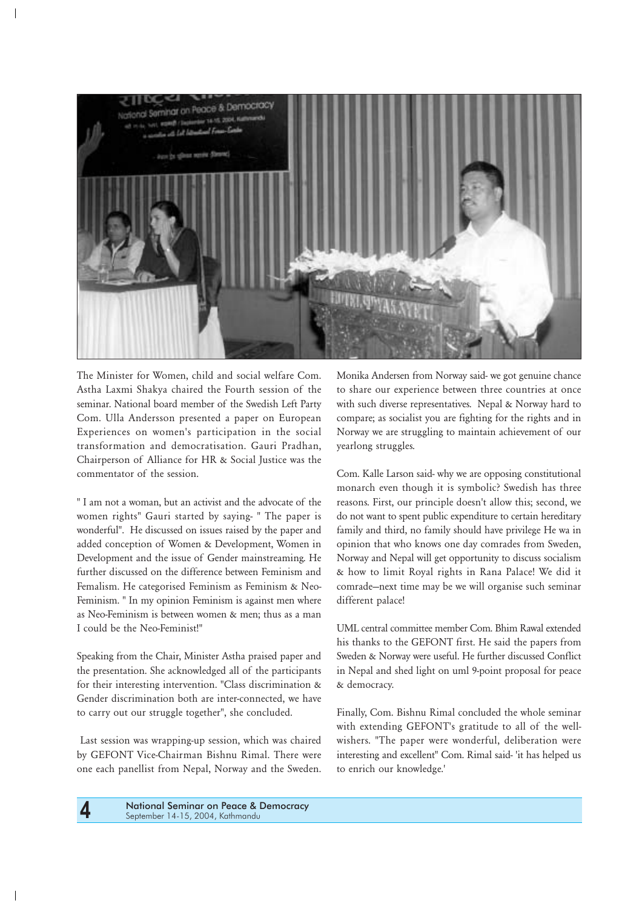The Minister for Women, child and social welfare Com. Astha Laxmi Shakya chaired the Fourth session of the seminar. National board member of the Swedish Left Party Com. Ulla Andersson presented a paper on European Experiences on women's participation in the social transformation and democratisation. Gauri Pradhan, Chairperson of Alliance for HR & Social Justice was the commentator of the session.

" I am not a woman, but an activist and the advocate of the women rights" Gauri started by saying- " The paper is wonderful". He discussed on issues raised by the paper and added conception of Women & Development, Women in Development and the issue of Gender mainstreaming. He further discussed on the difference between Feminism and Femalism. He categorised Feminism as Feminism & Neo-Feminism. " In my opinion Feminism is against men where as Neo-Feminism is between women & men; thus as a man I could be the Neo-Feminist!"

Speaking from the Chair, Minister Astha praised paper and the presentation. She acknowledged all of the participants for their interesting intervention. "Class discrimination & Gender discrimination both are inter-connected, we have to carry out our struggle together", she concluded.

Last session was wrapping-up session, which was chaired by GEFONT Vice-Chairman Bishnu Rimal. There were one each panellist from Nepal, Norway and the Sweden. Monika Andersen from Norway said- we got genuine chance to share our experience between three countries at once with such diverse representatives. Nepal & Norway hard to compare; as socialist you are fighting for the rights and in Norway we are struggling to maintain achievement of our yearlong struggles.

Com. Kalle Larson said- why we are opposing constitutional monarch even though it is symbolic? Swedish has three reasons. First, our principle doesn't allow this; second, we do not want to spent public expenditure to certain hereditary family and third, no family should have privilege He wa in opinion that who knows one day comrades from Sweden, Norway and Nepal will get opportunity to discuss socialism & how to limit Royal rights in Rana Palace! We did it comrade–next time may be we will organise such seminar different palace!

UML central committee member Com. Bhim Rawal extended his thanks to the GEFONT first. He said the papers from Sweden & Norway were useful. He further discussed Conflict in Nepal and shed light on uml 9-point proposal for peace & democracy.

Finally, Com. Bishnu Rimal concluded the whole seminar with extending GEFONT's gratitude to all of the well-wishers. "The paper were wonderful, deliberation were interesting and excellent" Com. Rimal said- 'it has helped us to enrich our knowledge.'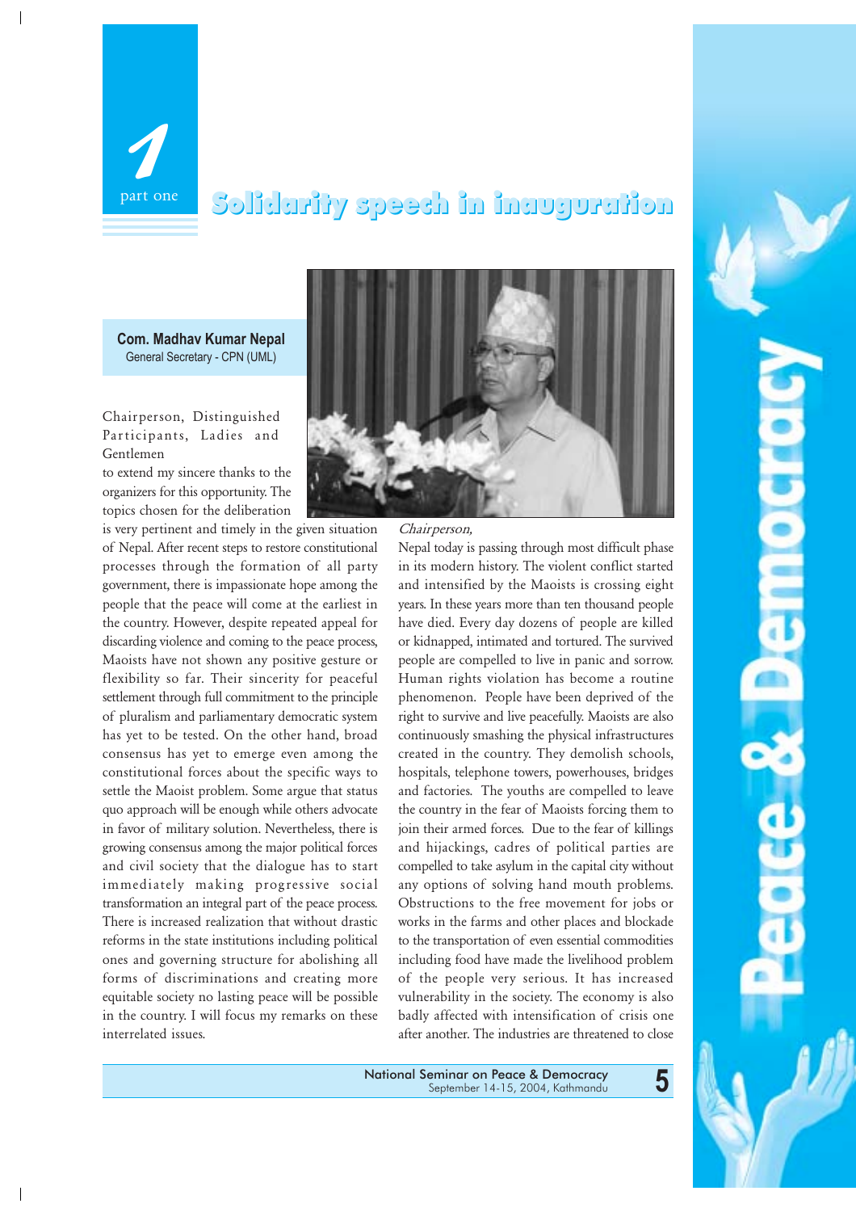# 1 part one — Solidarity speech in inauguration

**Com. Madhav Kumar Nepal**
General Secretary - CPN (UML)

Chairperson, Distinguished Participants, Ladies and Gentlemen

to extend my sincere thanks to the organizers for this opportunity. The topics chosen for the deliberation is very pertinent and timely in the given situation of Nepal. After recent steps to restore constitutional processes through the formation of all party government, there is impassionate hope among the people that the peace will come at the earliest in the country. However, despite repeated appeal for discarding violence and coming to the peace process, Maoists have not shown any positive gesture or flexibility so far. Their sincerity for peaceful settlement through full commitment to the principle of pluralism and parliamentary democratic system has yet to be tested. On the other hand, broad consensus has yet to emerge even among the constitutional forces about the specific ways to settle the Maoist problem. Some argue that status quo approach will be enough while others advocate in favor of military solution. Nevertheless, there is growing consensus among the major political forces and civil society that the dialogue has to start immediately making progressive social transformation an integral part of the peace process. There is increased realization that without drastic reforms in the state institutions including political ones and governing structure for abolishing all forms of discriminations and creating more equitable society no lasting peace will be possible in the country. I will focus my remarks on these interrelated issues.

*Chairperson,*

Nepal today is passing through most difficult phase in its modern history. The violent conflict started and intensified by the Maoists is crossing eight years. In these years more than ten thousand people have died. Every day dozens of people are killed or kidnapped, intimated and tortured. The survived people are compelled to live in panic and sorrow. Human rights violation has become a routine phenomenon. People have been deprived of the right to survive and live peacefully. Maoists are also continuously smashing the physical infrastructures created in the country. They demolish schools, hospitals, telephone towers, powerhouses, bridges and factories. The youths are compelled to leave the country in the fear of Maoists forcing them to join their armed forces. Due to the fear of killings and hijackings, cadres of political parties are compelled to take asylum in the capital city without any options of solving hand mouth problems. Obstructions to the free movement for jobs or works in the farms and other places and blockade to the transportation of even essential commodities including food have made the livelihood problem of the people very serious. It has increased vulnerability in the society. The economy is also badly affected with intensification of crisis one after another. The industries are threatened to close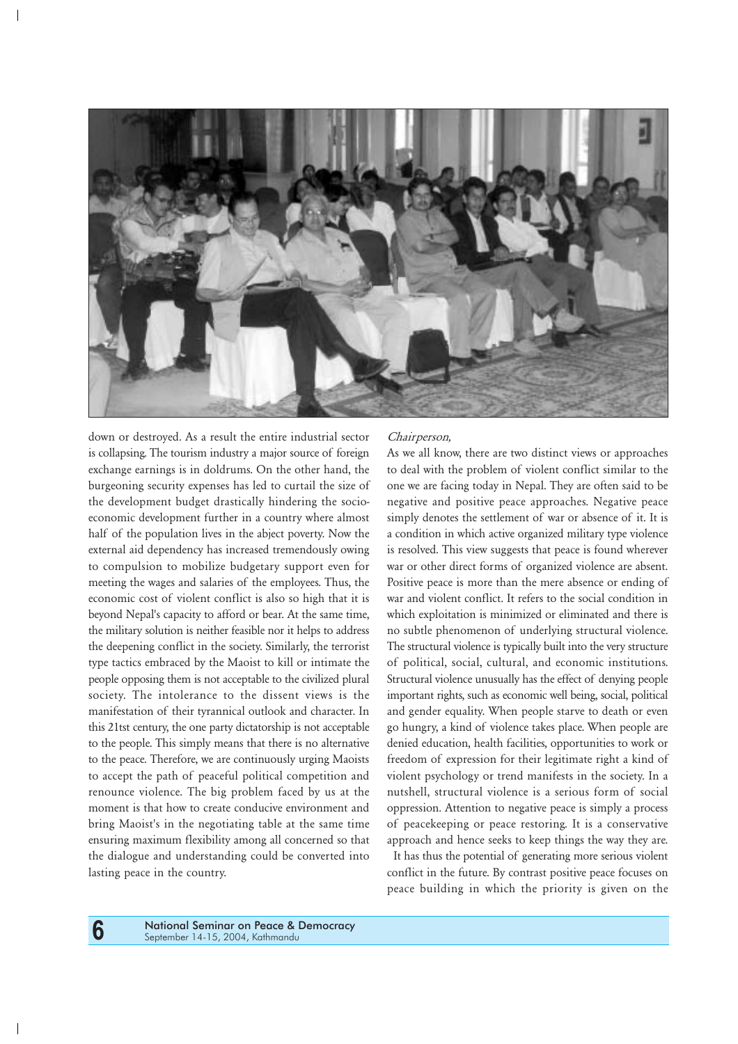down or destroyed. As a result the entire industrial sector is collapsing. The tourism industry a major source of foreign exchange earnings is in doldrums. On the other hand, the burgeoning security expenses has led to curtail the size of the development budget drastically hindering the socio-economic development further in a country where almost half of the population lives in the abject poverty. Now the external aid dependency has increased tremendously owing to compulsion to mobilize budgetary support even for meeting the wages and salaries of the employees. Thus, the economic cost of violent conflict is also so high that it is beyond Nepal's capacity to afford or bear. At the same time, the military solution is neither feasible nor it helps to address the deepening conflict in the society. Similarly, the terrorist type tactics embraced by the Maoist to kill or intimate the people opposing them is not acceptable to the civilized plural society. The intolerance to the dissent views is the manifestation of their tyrannical outlook and character. In this 21tst century, the one party dictatorship is not acceptable to the people. This simply means that there is no alternative to the peace. Therefore, we are continuously urging Maoists to accept the path of peaceful political competition and renounce violence. The big problem faced by us at the moment is that how to create conducive environment and bring Maoist's in the negotiating table at the same time ensuring maximum flexibility among all concerned so that the dialogue and understanding could be converted into lasting peace in the country.

*Chairperson,*

As we all know, there are two distinct views or approaches to deal with the problem of violent conflict similar to the one we are facing today in Nepal. They are often said to be negative and positive peace approaches. Negative peace simply denotes the settlement of war or absence of it. It is a condition in which active organized military type violence is resolved. This view suggests that peace is found wherever war or other direct forms of organized violence are absent. Positive peace is more than the mere absence or ending of war and violent conflict. It refers to the social condition in which exploitation is minimized or eliminated and there is no subtle phenomenon of underlying structural violence. The structural violence is typically built into the very structure of political, social, cultural, and economic institutions. Structural violence unusually has the effect of denying people important rights, such as economic well being, social, political and gender equality. When people starve to death or even go hungry, a kind of violence takes place. When people are denied education, health facilities, opportunities to work or freedom of expression for their legitimate right a kind of violent psychology or trend manifests in the society. In a nutshell, structural violence is a serious form of social oppression. Attention to negative peace is simply a process of peacekeeping or peace restoring. It is a conservative approach and hence seeks to keep things the way they are.

It has thus the potential of generating more serious violent conflict in the future. By contrast positive peace focuses on peace building in which the priority is given on the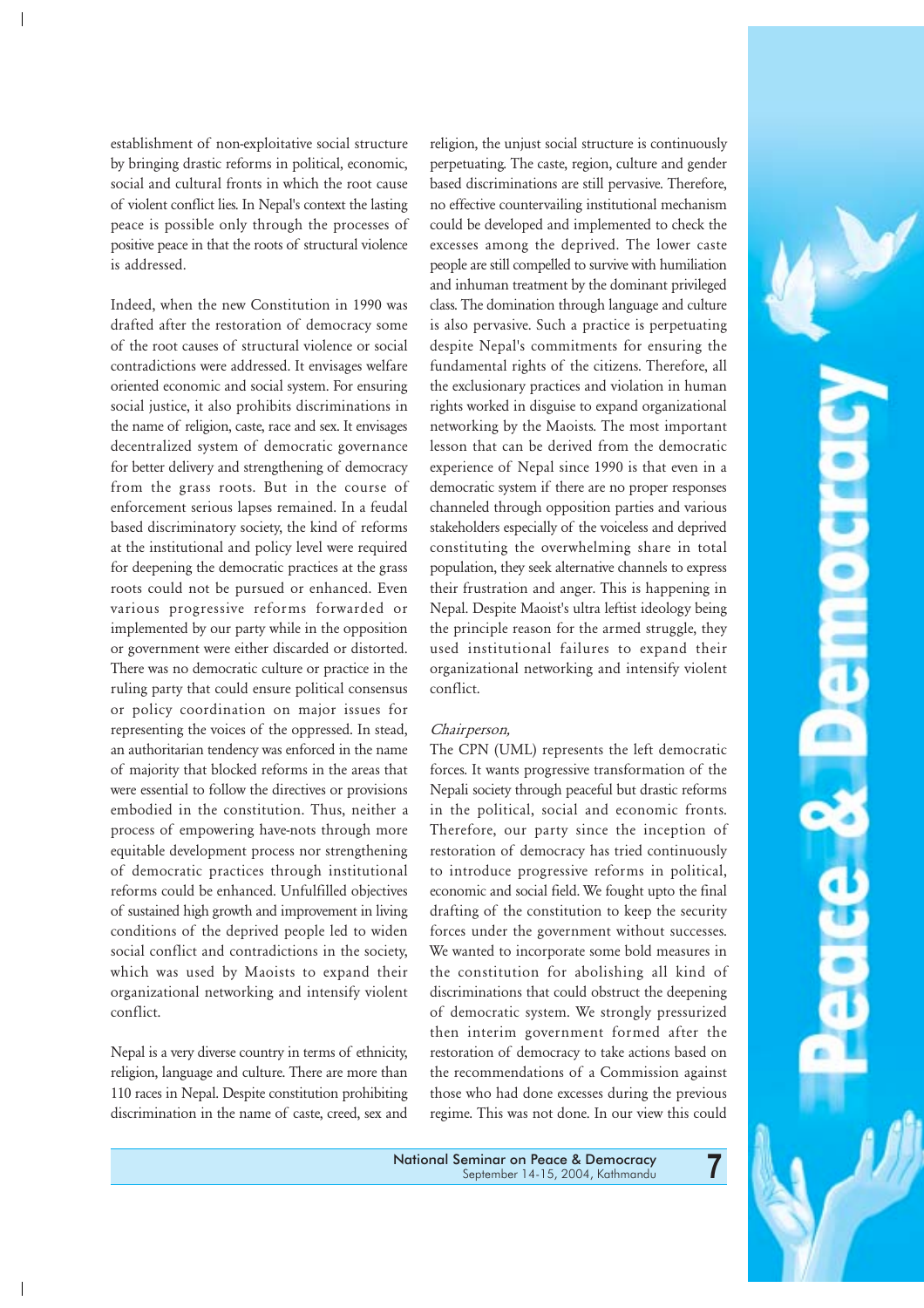establishment of non-exploitative social structure by bringing drastic reforms in political, economic, social and cultural fronts in which the root cause of violent conflict lies. In Nepal's context the lasting peace is possible only through the processes of positive peace in that the roots of structural violence is addressed.

Indeed, when the new Constitution in 1990 was drafted after the restoration of democracy some of the root causes of structural violence or social contradictions were addressed. It envisages welfare oriented economic and social system. For ensuring social justice, it also prohibits discriminations in the name of religion, caste, race and sex. It envisages decentralized system of democratic governance for better delivery and strengthening of democracy from the grass roots. But in the course of enforcement serious lapses remained. In a feudal based discriminatory society, the kind of reforms at the institutional and policy level were required for deepening the democratic practices at the grass roots could not be pursued or enhanced. Even various progressive reforms forwarded or implemented by our party while in the opposition or government were either discarded or distorted. There was no democratic culture or practice in the ruling party that could ensure political consensus or policy coordination on major issues for representing the voices of the oppressed. In stead, an authoritarian tendency was enforced in the name of majority that blocked reforms in the areas that were essential to follow the directives or provisions embodied in the constitution. Thus, neither a process of empowering have-nots through more equitable development process nor strengthening of democratic practices through institutional reforms could be enhanced. Unfulfilled objectives of sustained high growth and improvement in living conditions of the deprived people led to widen social conflict and contradictions in the society, which was used by Maoists to expand their organizational networking and intensify violent conflict.

Nepal is a very diverse country in terms of ethnicity, religion, language and culture. There are more than 110 races in Nepal. Despite constitution prohibiting discrimination in the name of caste, creed, sex and religion, the unjust social structure is continuously perpetuating. The caste, region, culture and gender based discriminations are still pervasive. Therefore, no effective countervailing institutional mechanism could be developed and implemented to check the excesses among the deprived. The lower caste people are still compelled to survive with humiliation and inhuman treatment by the dominant privileged class. The domination through language and culture is also pervasive. Such a practice is perpetuating despite Nepal's commitments for ensuring the fundamental rights of the citizens. Therefore, all the exclusionary practices and violation in human rights worked in disguise to expand organizational networking by the Maoists. The most important lesson that can be derived from the democratic experience of Nepal since 1990 is that even in a democratic system if there are no proper responses channeled through opposition parties and various stakeholders especially of the voiceless and deprived constituting the overwhelming share in total population, they seek alternative channels to express their frustration and anger. This is happening in Nepal. Despite Maoist's ultra leftist ideology being the principle reason for the armed struggle, they used institutional failures to expand their organizational networking and intensify violent conflict.

*Chairperson,*

The CPN (UML) represents the left democratic forces. It wants progressive transformation of the Nepali society through peaceful but drastic reforms in the political, social and economic fronts. Therefore, our party since the inception of restoration of democracy has tried continuously to introduce progressive reforms in political, economic and social field. We fought upto the final drafting of the constitution to keep the security forces under the government without successes. We wanted to incorporate some bold measures in the constitution for abolishing all kind of discriminations that could obstruct the deepening of democratic system. We strongly pressurized then interim government formed after the restoration of democracy to take actions based on the recommendations of a Commission against those who had done excesses during the previous regime. This was not done. In our view this could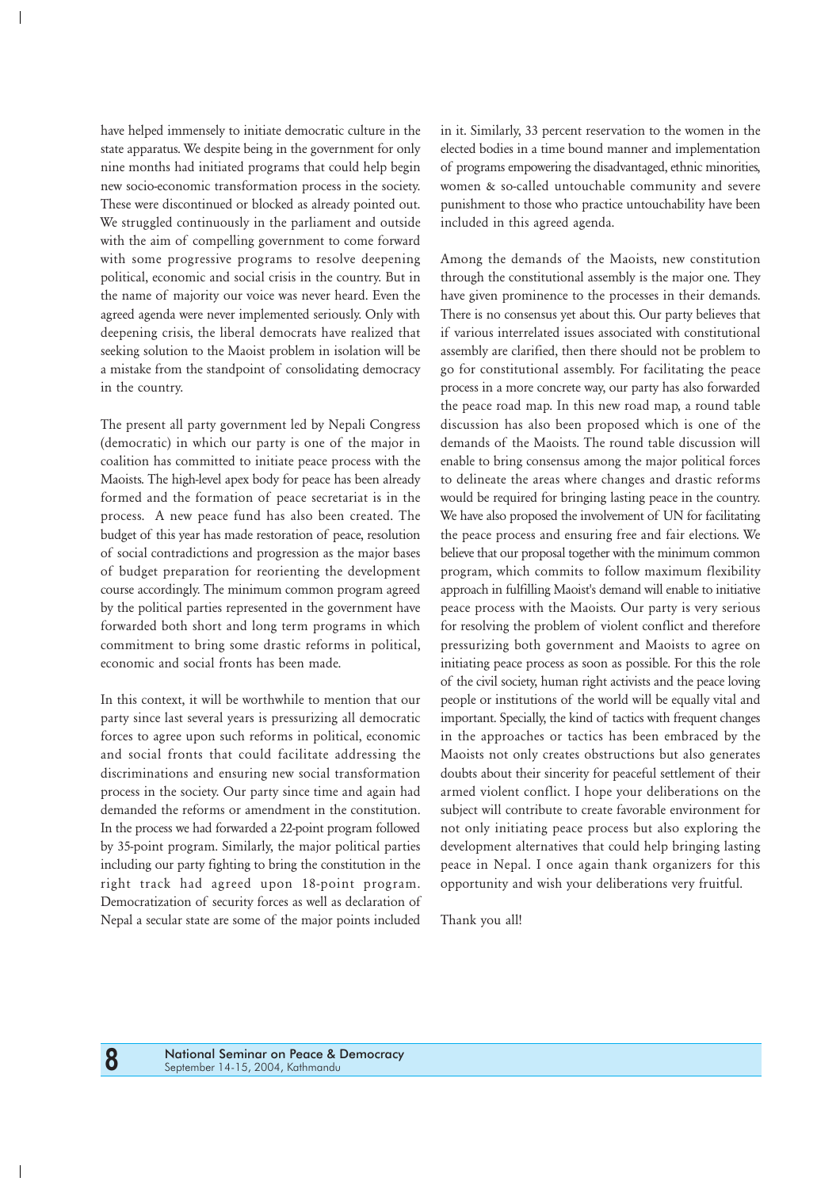have helped immensely to initiate democratic culture in the state apparatus. We despite being in the government for only nine months had initiated programs that could help begin new socio-economic transformation process in the society. These were discontinued or blocked as already pointed out. We struggled continuously in the parliament and outside with the aim of compelling government to come forward with some progressive programs to resolve deepening political, economic and social crisis in the country. But in the name of majority our voice was never heard. Even the agreed agenda were never implemented seriously. Only with deepening crisis, the liberal democrats have realized that seeking solution to the Maoist problem in isolation will be a mistake from the standpoint of consolidating democracy in the country.

The present all party government led by Nepali Congress (democratic) in which our party is one of the major in coalition has committed to initiate peace process with the Maoists. The high-level apex body for peace has been already formed and the formation of peace secretariat is in the process. A new peace fund has also been created. The budget of this year has made restoration of peace, resolution of social contradictions and progression as the major bases of budget preparation for reorienting the development course accordingly. The minimum common program agreed by the political parties represented in the government have forwarded both short and long term programs in which commitment to bring some drastic reforms in political, economic and social fronts has been made.

In this context, it will be worthwhile to mention that our party since last several years is pressurizing all democratic forces to agree upon such reforms in political, economic and social fronts that could facilitate addressing the discriminations and ensuring new social transformation process in the society. Our party since time and again had demanded the reforms or amendment in the constitution. In the process we had forwarded a 22-point program followed by 35-point program. Similarly, the major political parties including our party fighting to bring the constitution in the right track had agreed upon 18-point program. Democratization of security forces as well as declaration of Nepal a secular state are some of the major points included in it. Similarly, 33 percent reservation to the women in the elected bodies in a time bound manner and implementation of programs empowering the disadvantaged, ethnic minorities, women & so-called untouchable community and severe punishment to those who practice untouchability have been included in this agreed agenda.

Among the demands of the Maoists, new constitution through the constitutional assembly is the major one. They have given prominence to the processes in their demands. There is no consensus yet about this. Our party believes that if various interrelated issues associated with constitutional assembly are clarified, then there should not be problem to go for constitutional assembly. For facilitating the peace process in a more concrete way, our party has also forwarded the peace road map. In this new road map, a round table discussion has also been proposed which is one of the demands of the Maoists. The round table discussion will enable to bring consensus among the major political forces to delineate the areas where changes and drastic reforms would be required for bringing lasting peace in the country. We have also proposed the involvement of UN for facilitating the peace process and ensuring free and fair elections. We believe that our proposal together with the minimum common program, which commits to follow maximum flexibility approach in fulfilling Maoist's demand will enable to initiative peace process with the Maoists. Our party is very serious for resolving the problem of violent conflict and therefore pressurizing both government and Maoists to agree on initiating peace process as soon as possible. For this the role of the civil society, human right activists and the peace loving people or institutions of the world will be equally vital and important. Specially, the kind of tactics with frequent changes in the approaches or tactics has been embraced by the Maoists not only creates obstructions but also generates doubts about their sincerity for peaceful settlement of their armed violent conflict. I hope your deliberations on the subject will contribute to create favorable environment for not only initiating peace process but also exploring the development alternatives that could help bringing lasting peace in Nepal. I once again thank organizers for this opportunity and wish your deliberations very fruitful.

Thank you all!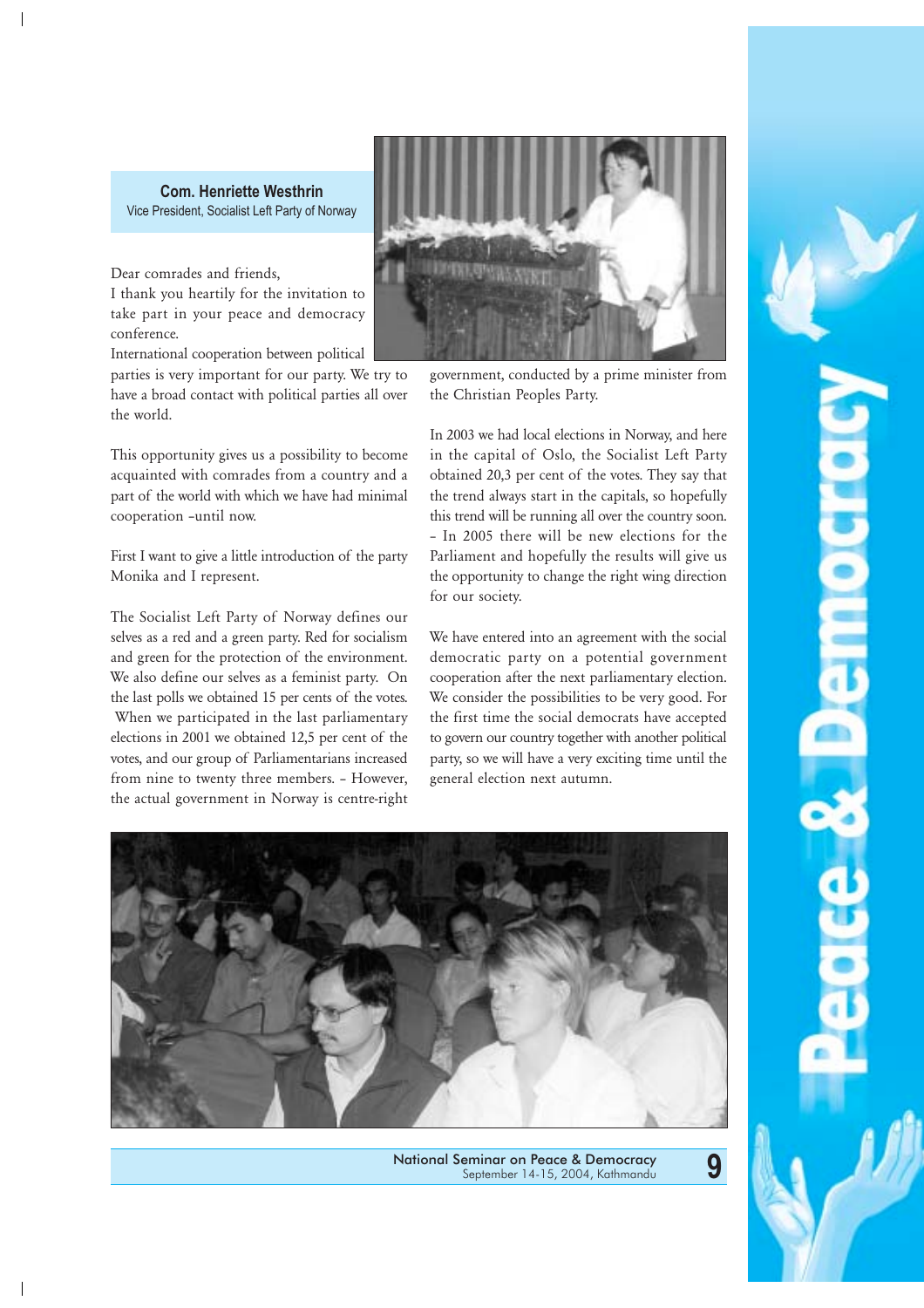**Com. Henriette Westhrin**
Vice President, Socialist Left Party of Norway

Dear comrades and friends,
I thank you heartily for the invitation to take part in your peace and democracy conference.
International cooperation between political parties is very important for our party. We try to have a broad contact with political parties all over the world.

This opportunity gives us a possibility to become acquainted with comrades from a country and a part of the world with which we have had minimal cooperation –until now.

First I want to give a little introduction of the party Monika and I represent.

The Socialist Left Party of Norway defines our selves as a red and a green party. Red for socialism and green for the protection of the environment. We also define our selves as a feminist party. On the last polls we obtained 15 per cents of the votes. When we participated in the last parliamentary elections in 2001 we obtained 12,5 per cent of the votes, and our group of Parliamentarians increased from nine to twenty three members. – However, the actual government in Norway is centre-right government, conducted by a prime minister from the Christian Peoples Party.

In 2003 we had local elections in Norway, and here in the capital of Oslo, the Socialist Left Party obtained 20,3 per cent of the votes. They say that the trend always start in the capitals, so hopefully this trend will be running all over the country soon. – In 2005 there will be new elections for the Parliament and hopefully the results will give us the opportunity to change the right wing direction for our society.

We have entered into an agreement with the social democratic party on a potential government cooperation after the next parliamentary election. We consider the possibilities to be very good. For the first time the social democrats have accepted to govern our country together with another political party, so we will have a very exciting time until the general election next autumn.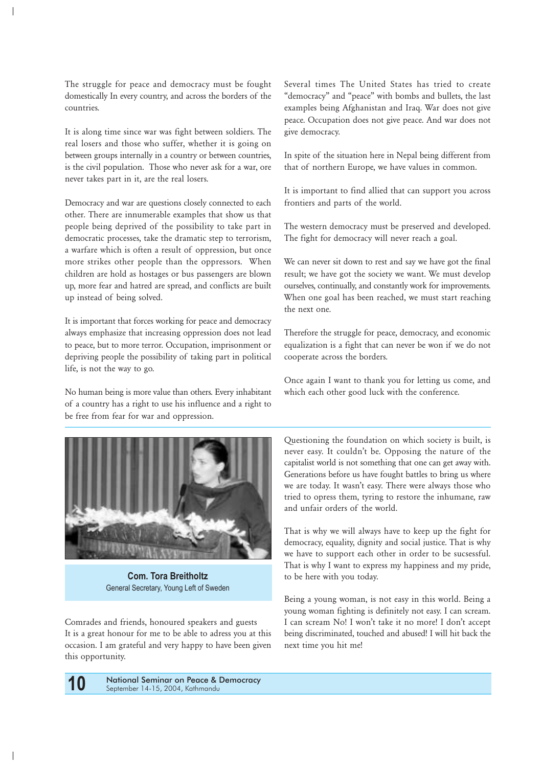The struggle for peace and democracy must be fought domestically In every country, and across the borders of the countries.

It is along time since war was fight between soldiers. The real losers and those who suffer, whether it is going on between groups internally in a country or between countries, is the civil population. Those who never ask for a war, ore never takes part in it, are the real losers.

Democracy and war are questions closely connected to each other. There are innumerable examples that show us that people being deprived of the possibility to take part in democratic processes, take the dramatic step to terrorism, a warfare which is often a result of oppression, but once more strikes other people than the oppressors. When children are hold as hostages or bus passengers are blown up, more fear and hatred are spread, and conflicts are built up instead of being solved.

It is important that forces working for peace and democracy always emphasize that increasing oppression does not lead to peace, but to more terror. Occupation, imprisonment or depriving people the possibility of taking part in political life, is not the way to go.

No human being is more value than others. Every inhabitant of a country has a right to use his influence and a right to be free from fear for war and oppression.

Several times The United States has tried to create "democracy" and "peace" with bombs and bullets, the last examples being Afghanistan and Iraq. War does not give peace. Occupation does not give peace. And war does not give democracy.

In spite of the situation here in Nepal being different from that of northern Europe, we have values in common.

It is important to find allied that can support you across frontiers and parts of the world.

The western democracy must be preserved and developed. The fight for democracy will never reach a goal.

We can never sit down to rest and say we have got the final result; we have got the society we want. We must develop ourselves, continually, and constantly work for improvements. When one goal has been reached, we must start reaching the next one.

Therefore the struggle for peace, democracy, and economic equalization is a fight that can never be won if we do not cooperate across the borders.

Once again I want to thank you for letting us come, and which each other good luck with the conference.

---

**Com. Tora Breitholtz**
General Secretary, Young Left of Sweden

Comrades and friends, honoured speakers and guests
It is a great honour for me to be able to adress you at this occasion. I am grateful and very happy to have been given this opportunity.

Questioning the foundation on which society is built, is never easy. It couldn't be. Opposing the nature of the capitalist world is not something that one can get away with. Generations before us have fought battles to bring us where we are today. It wasn't easy. There were always those who tried to opress them, tyring to restore the inhumane, raw and unfair orders of the world.

That is why we will always have to keep up the fight for democracy, equality, dignity and social justice. That is why we have to support each other in order to be sucsessful. That is why I want to express my happiness and my pride, to be here with you today.

Being a young woman, is not easy in this world. Being a young woman fighting is definitely not easy. I can scream. I can scream No! I won't take it no more! I don't accept being discriminated, touched and abused! I will hit back the next time you hit me!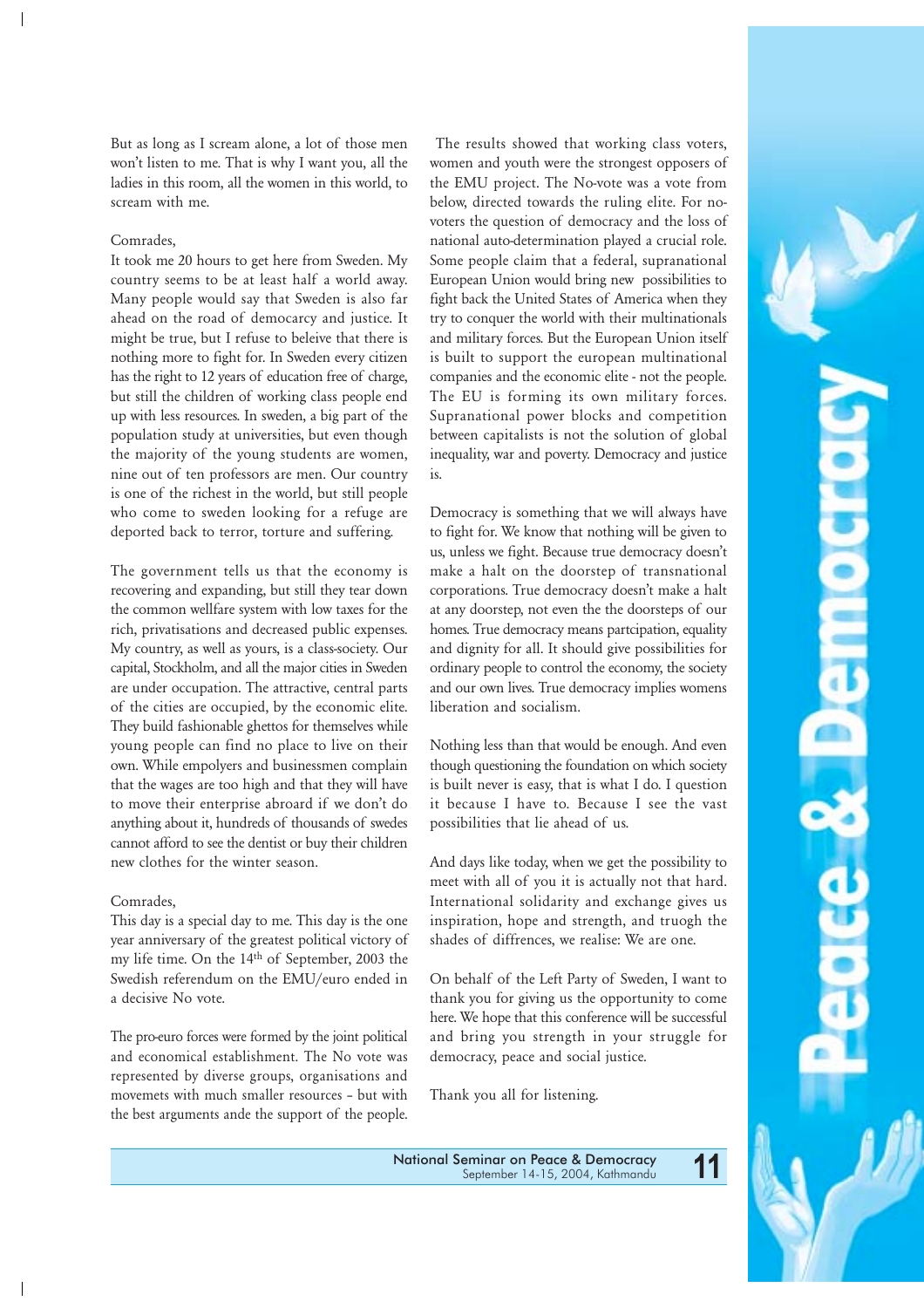But as long as I scream alone, a lot of those men won't listen to me. That is why I want you, all the ladies in this room, all the women in this world, to scream with me.

Comrades,

It took me 20 hours to get here from Sweden. My country seems to be at least half a world away. Many people would say that Sweden is also far ahead on the road of democarcy and justice. It might be true, but I refuse to beleive that there is nothing more to fight for. In Sweden every citizen has the right to 12 years of education free of charge, but still the children of working class people end up with less resources. In sweden, a big part of the population study at universities, but even though the majority of the young students are women, nine out of ten professors are men. Our country is one of the richest in the world, but still people who come to sweden looking for a refuge are deported back to terror, torture and suffering.

The government tells us that the economy is recovering and expanding, but still they tear down the common wellfare system with low taxes for the rich, privatisations and decreased public expenses. My country, as well as yours, is a class-society. Our capital, Stockholm, and all the major cities in Sweden are under occupation. The attractive, central parts of the cities are occupied, by the economic elite. They build fashionable ghettos for themselves while young people can find no place to live on their own. While empolyers and businessmen complain that the wages are too high and that they will have to move their enterprise abroad if we don't do anything about it, hundreds of thousands of swedes cannot afford to see the dentist or buy their children new clothes for the winter season.

Comrades,

This day is a special day to me. This day is the one year anniversary of the greatest political victory of my life time. On the 14th of September, 2003 the Swedish referendum on the EMU/euro ended in a decisive No vote.

The pro-euro forces were formed by the joint political and economical establishment. The No vote was represented by diverse groups, organisations and movemets with much smaller resources - but with the best arguments ande the support of the people.

The results showed that working class voters, women and youth were the strongest opposers of the EMU project. The No-vote was a vote from below, directed towards the ruling elite. For no-voters the question of democracy and the loss of national auto-determination played a crucial role. Some people claim that a federal, supranational European Union would bring new possibilities to fight back the United States of America when they try to conquer the world with their multinationals and military forces. But the European Union itself is built to support the european multinational companies and the economic elite - not the people. The EU is forming its own military forces. Supranational power blocks and competition between capitalists is not the solution of global inequality, war and poverty. Democracy and justice is.

Democracy is something that we will always have to fight for. We know that nothing will be given to us, unless we fight. Because true democracy doesn't make a halt on the doorstep of transnational corporations. True democracy doesn't make a halt at any doorstep, not even the the doorsteps of our homes. True democracy means partcipation, equality and dignity for all. It should give possibilities for ordinary people to control the economy, the society and our own lives. True democracy implies womens liberation and socialism.

Nothing less than that would be enough. And even though questioning the foundation on which society is built never is easy, that is what I do. I question it because I have to. Because I see the vast possibilities that lie ahead of us.

And days like today, when we get the possibility to meet with all of you it is actually not that hard. International solidarity and exchange gives us inspiration, hope and strength, and truogh the shades of diffrences, we realise: We are one.

On behalf of the Left Party of Sweden, I want to thank you for giving us the opportunity to come here. We hope that this conference will be successful and bring you strength in your struggle for democracy, peace and social justice.

Thank you all for listening.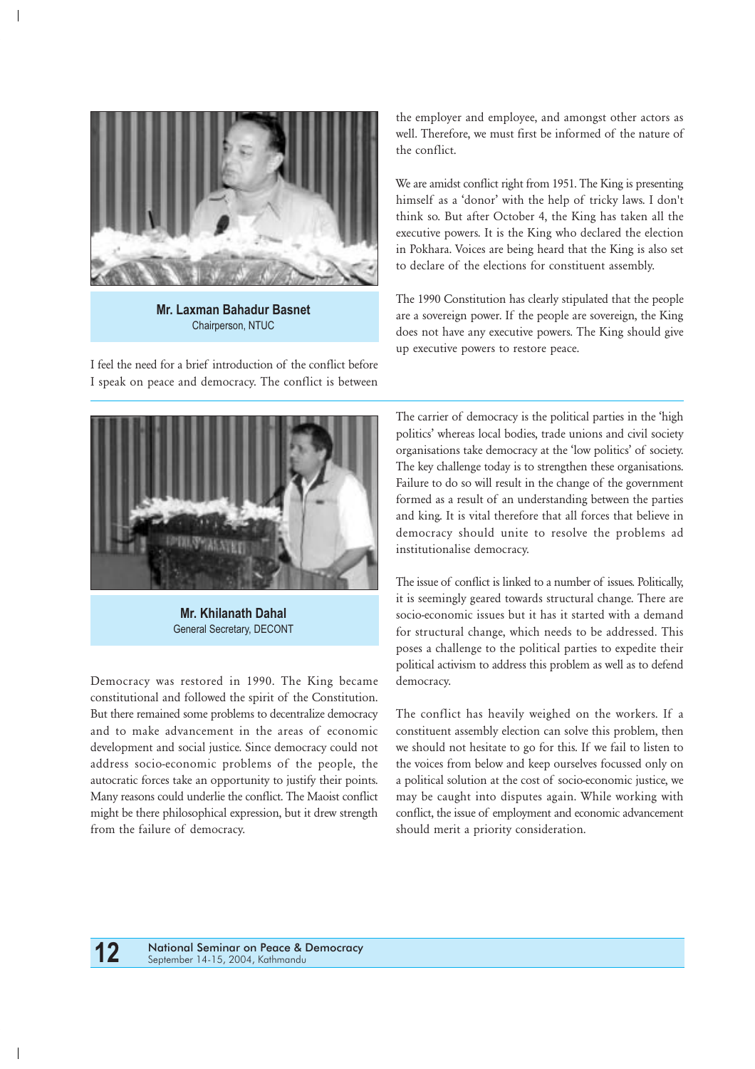**Mr. Laxman Bahadur Basnet**
Chairperson, NTUC

I feel the need for a brief introduction of the conflict before I speak on peace and democracy. The conflict is between the employer and employee, and amongst other actors as well. Therefore, we must first be informed of the nature of the conflict.

We are amidst conflict right from 1951. The King is presenting himself as a 'donor' with the help of tricky laws. I don't think so. But after October 4, the King has taken all the executive powers. It is the King who declared the election in Pokhara. Voices are being heard that the King is also set to declare of the elections for constituent assembly.

The 1990 Constitution has clearly stipulated that the people are a sovereign power. If the people are sovereign, the King does not have any executive powers. The King should give up executive powers to restore peace.

---

**Mr. Khilanath Dahal**
General Secretary, DECONT

Democracy was restored in 1990. The King became constitutional and followed the spirit of the Constitution. But there remained some problems to decentralize democracy and to make advancement in the areas of economic development and social justice. Since democracy could not address socio-economic problems of the people, the autocratic forces take an opportunity to justify their points. Many reasons could underlie the conflict. The Maoist conflict might be there philosophical expression, but it drew strength from the failure of democracy.

The carrier of democracy is the political parties in the 'high politics' whereas local bodies, trade unions and civil society organisations take democracy at the 'low politics' of society. The key challenge today is to strengthen these organisations. Failure to do so will result in the change of the government formed as a result of an understanding between the parties and king. It is vital therefore that all forces that believe in democracy should unite to resolve the problems ad institutionalise democracy.

The issue of conflict is linked to a number of issues. Politically, it is seemingly geared towards structural change. There are socio-economic issues but it has it started with a demand for structural change, which needs to be addressed. This poses a challenge to the political parties to expedite their political activism to address this problem as well as to defend democracy.

The conflict has heavily weighed on the workers. If a constituent assembly election can solve this problem, then we should not hesitate to go for this. If we fail to listen to the voices from below and keep ourselves focussed only on a political solution at the cost of socio-economic justice, we may be caught into disputes again. While working with conflict, the issue of employment and economic advancement should merit a priority consideration.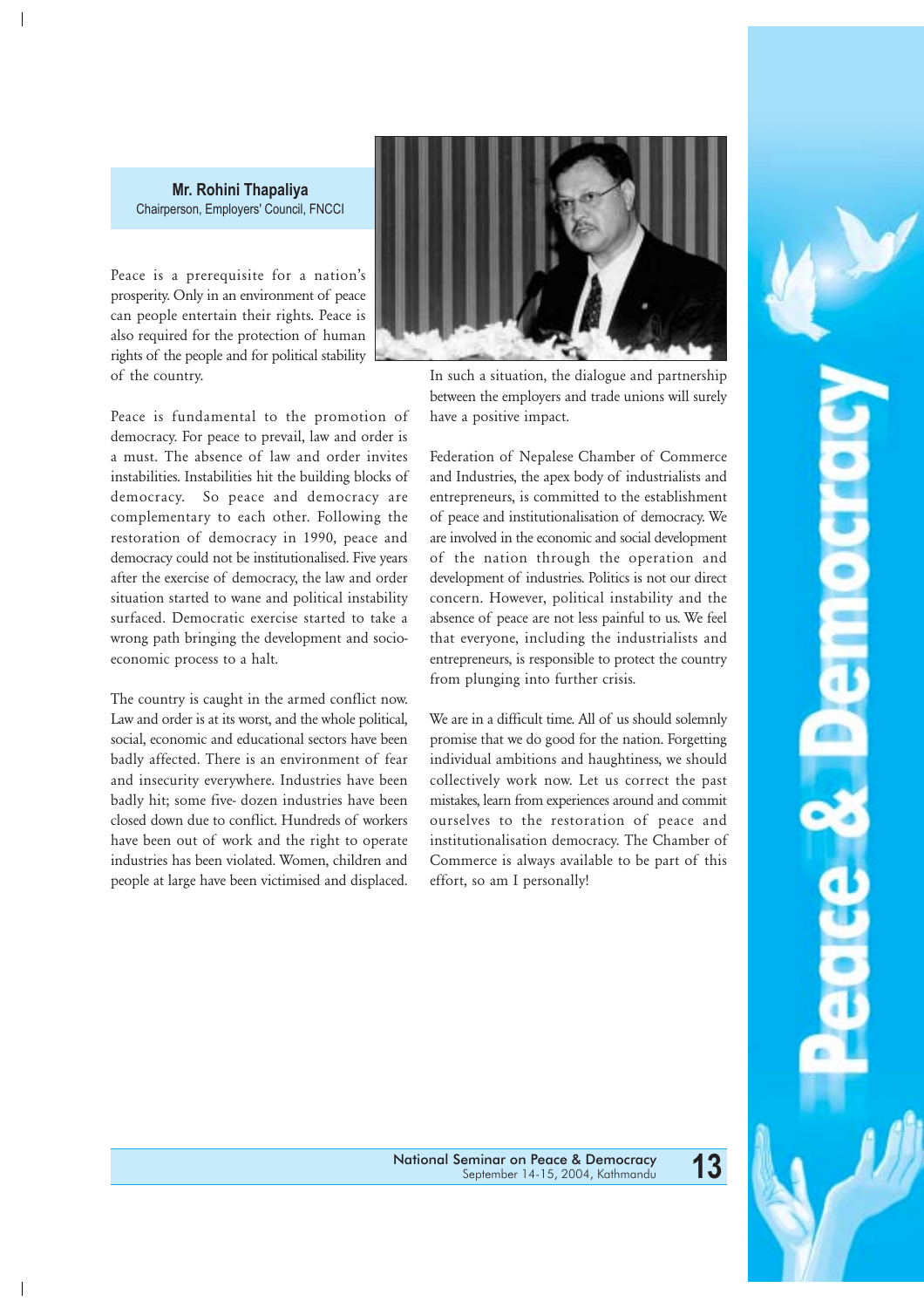**Mr. Rohini Thapaliya**
Chairperson, Employers' Council, FNCCI

Peace is a prerequisite for a nation's prosperity. Only in an environment of peace can people entertain their rights. Peace is also required for the protection of human rights of the people and for political stability of the country.

Peace is fundamental to the promotion of democracy. For peace to prevail, law and order is a must. The absence of law and order invites instabilities. Instabilities hit the building blocks of democracy. So peace and democracy are complementary to each other. Following the restoration of democracy in 1990, peace and democracy could not be institutionalised. Five years after the exercise of democracy, the law and order situation started to wane and political instability surfaced. Democratic exercise started to take a wrong path bringing the development and socio-economic process to a halt.

The country is caught in the armed conflict now. Law and order is at its worst, and the whole political, social, economic and educational sectors have been badly affected. There is an environment of fear and insecurity everywhere. Industries have been badly hit; some five- dozen industries have been closed down due to conflict. Hundreds of workers have been out of work and the right to operate industries has been violated. Women, children and people at large have been victimised and displaced. In such a situation, the dialogue and partnership between the employers and trade unions will surely have a positive impact.

Federation of Nepalese Chamber of Commerce and Industries, the apex body of industrialists and entrepreneurs, is committed to the establishment of peace and institutionalisation of democracy. We are involved in the economic and social development of the nation through the operation and development of industries. Politics is not our direct concern. However, political instability and the absence of peace are not less painful to us. We feel that everyone, including the industrialists and entrepreneurs, is responsible to protect the country from plunging into further crisis.

We are in a difficult time. All of us should solemnly promise that we do good for the nation. Forgetting individual ambitions and haughtiness, we should collectively work now. Let us correct the past mistakes, learn from experiences around and commit ourselves to the restoration of peace and institutionalisation democracy. The Chamber of Commerce is always available to be part of this effort, so am I personally!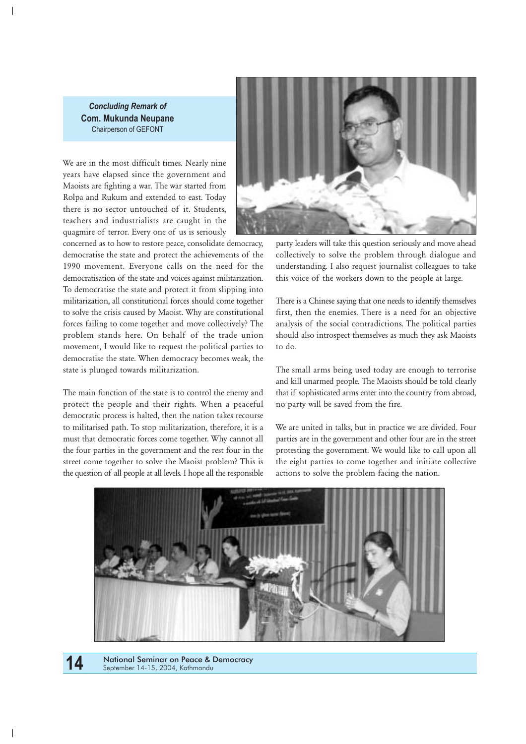*Concluding Remark of*
**Com. Mukunda Neupane**
Chairperson of GEFONT

We are in the most difficult times. Nearly nine years have elapsed since the government and Maoists are fighting a war. The war started from Rolpa and Rukum and extended to east. Today there is no sector untouched of it. Students, teachers and industrialists are caught in the quagmire of terror. Every one of us is seriously concerned as to how to restore peace, consolidate democracy, democratise the state and protect the achievements of the 1990 movement. Everyone calls on the need for the democratisation of the state and voices against militarization. To democratise the state and protect it from slipping into militarization, all constitutional forces should come together to solve the crisis caused by Maoist. Why are constitutional forces failing to come together and move collectively? The problem stands here. On behalf of the trade union movement, I would like to request the political parties to democratise the state. When democracy becomes weak, the state is plunged towards militarization.

The main function of the state is to control the enemy and protect the people and their rights. When a peaceful democratic process is halted, then the nation takes recourse to militarised path. To stop militarization, therefore, it is a must that democratic forces come together. Why cannot all the four parties in the government and the rest four in the street come together to solve the Maoist problem? This is the question of all people at all levels. I hope all the responsible party leaders will take this question seriously and move ahead collectively to solve the problem through dialogue and understanding. I also request journalist colleagues to take this voice of the workers down to the people at large.

There is a Chinese saying that one needs to identify themselves first, then the enemies. There is a need for an objective analysis of the social contradictions. The political parties should also introspect themselves as much they ask Maoists to do.

The small arms being used today are enough to terrorise and kill unarmed people. The Maoists should be told clearly that if sophisticated arms enter into the country from abroad, no party will be saved from the fire.

We are united in talks, but in practice we are divided. Four parties are in the government and other four are in the street protesting the government. We would like to call upon all the eight parties to come together and initiate collective actions to solve the problem facing the nation.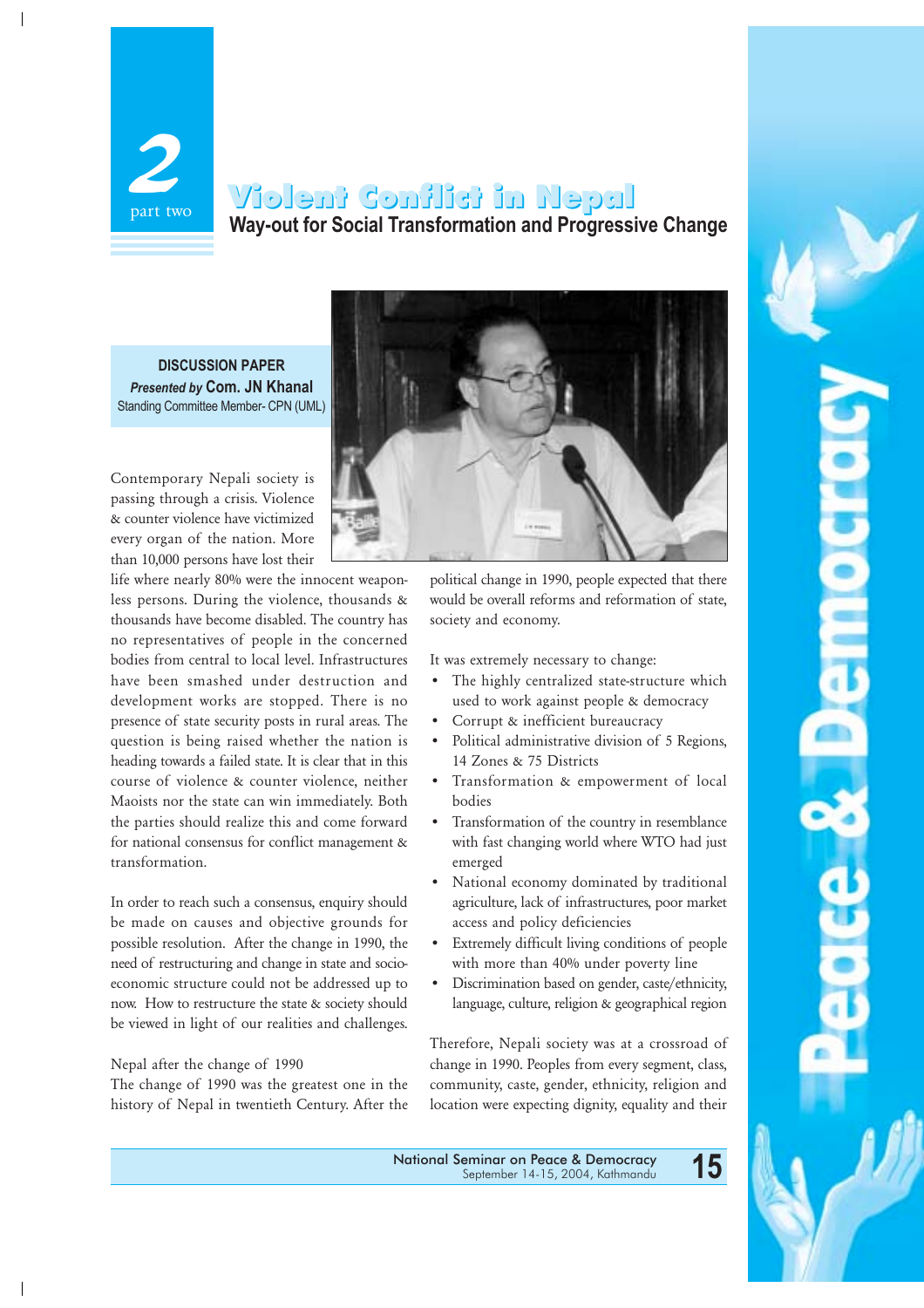2

part two

# Violent Conflict in Nepal

## Way-out for Social Transformation and Progressive Change

**DISCUSSION PAPER**
***Presented by* Com. JN Khanal**
Standing Committee Member- CPN (UML)

Contemporary Nepali society is passing through a crisis. Violence & counter violence have victimized every organ of the nation. More than 10,000 persons have lost their life where nearly 80% were the innocent weaponless persons. During the violence, thousands & thousands have become disabled. The country has no representatives of people in the concerned bodies from central to local level. Infrastructures have been smashed under destruction and development works are stopped. There is no presence of state security posts in rural areas. The question is being raised whether the nation is heading towards a failed state. It is clear that in this course of violence & counter violence, neither Maoists nor the state can win immediately. Both the parties should realize this and come forward for national consensus for conflict management & transformation.

In order to reach such a consensus, enquiry should be made on causes and objective grounds for possible resolution. After the change in 1990, the need of restructuring and change in state and socio-economic structure could not be addressed up to now. How to restructure the state & society should be viewed in light of our realities and challenges.

Nepal after the change of 1990

The change of 1990 was the greatest one in the history of Nepal in twentieth Century. After the political change in 1990, people expected that there would be overall reforms and reformation of state, society and economy.

It was extremely necessary to change:

- The highly centralized state-structure which used to work against people & democracy
- Corrupt & inefficient bureaucracy
- Political administrative division of 5 Regions, 14 Zones & 75 Districts
- Transformation & empowerment of local bodies
- Transformation of the country in resemblance with fast changing world where WTO had just emerged
- National economy dominated by traditional agriculture, lack of infrastructures, poor market access and policy deficiencies
- Extremely difficult living conditions of people with more than 40% under poverty line
- Discrimination based on gender, caste/ethnicity, language, culture, religion & geographical region

Therefore, Nepali society was at a crossroad of change in 1990. Peoples from every segment, class, community, caste, gender, ethnicity, religion and location were expecting dignity, equality and their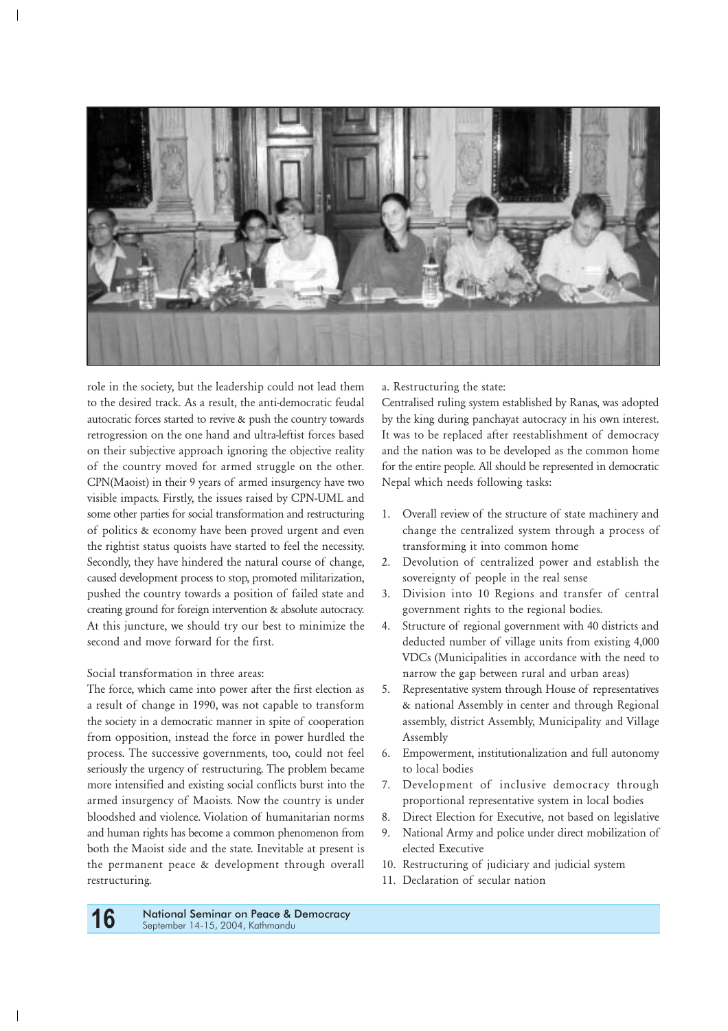role in the society, but the leadership could not lead them to the desired track. As a result, the anti-democratic feudal autocratic forces started to revive & push the country towards retrogression on the one hand and ultra-leftist forces based on their subjective approach ignoring the objective reality of the country moved for armed struggle on the other. CPN(Maoist) in their 9 years of armed insurgency have two visible impacts. Firstly, the issues raised by CPN-UML and some other parties for social transformation and restructuring of politics & economy have been proved urgent and even the rightist status quoists have started to feel the necessity. Secondly, they have hindered the natural course of change, caused development process to stop, promoted militarization, pushed the country towards a position of failed state and creating ground for foreign intervention & absolute autocracy. At this juncture, we should try our best to minimize the second and move forward for the first.

Social transformation in three areas:

The force, which came into power after the first election as a result of change in 1990, was not capable to transform the society in a democratic manner in spite of cooperation from opposition, instead the force in power hurdled the process. The successive governments, too, could not feel seriously the urgency of restructuring. The problem became more intensified and existing social conflicts burst into the armed insurgency of Maoists. Now the country is under bloodshed and violence. Violation of humanitarian norms and human rights has become a common phenomenon from both the Maoist side and the state. Inevitable at present is the permanent peace & development through overall restructuring.

a. Restructuring the state:

Centralised ruling system established by Ranas, was adopted by the king during panchayat autocracy in his own interest. It was to be replaced after reestablishment of democracy and the nation was to be developed as the common home for the entire people. All should be represented in democratic Nepal which needs following tasks:

1. Overall review of the structure of state machinery and change the centralized system through a process of transforming it into common home
2. Devolution of centralized power and establish the sovereignty of people in the real sense
3. Division into 10 Regions and transfer of central government rights to the regional bodies.
4. Structure of regional government with 40 districts and deducted number of village units from existing 4,000 VDCs (Municipalities in accordance with the need to narrow the gap between rural and urban areas)
5. Representative system through House of representatives & national Assembly in center and through Regional assembly, district Assembly, Municipality and Village Assembly
6. Empowerment, institutionalization and full autonomy to local bodies
7. Development of inclusive democracy through proportional representative system in local bodies
8. Direct Election for Executive, not based on legislative
9. National Army and police under direct mobilization of elected Executive
10. Restructuring of judiciary and judicial system
11. Declaration of secular nation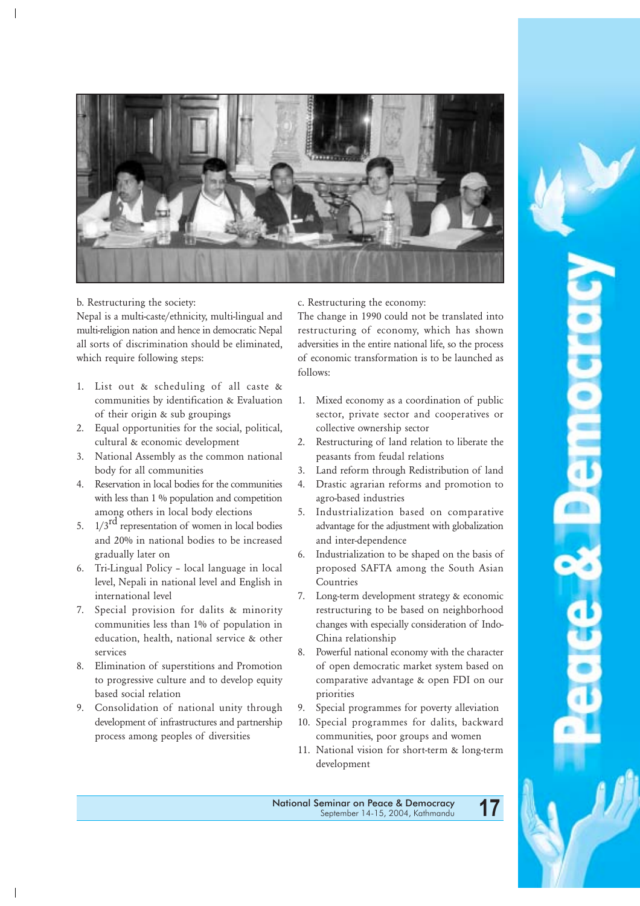b. Restructuring the society:

Nepal is a multi-caste/ethnicity, multi-lingual and multi-religion nation and hence in democratic Nepal all sorts of discrimination should be eliminated, which require following steps:

1. List out & scheduling of all caste & communities by identification & Evaluation of their origin & sub groupings
2. Equal opportunities for the social, political, cultural & economic development
3. National Assembly as the common national body for all communities
4. Reservation in local bodies for the communities with less than 1 % population and competition among others in local body elections
5. 1/3rd representation of women in local bodies and 20% in national bodies to be increased gradually later on
6. Tri-Lingual Policy – local language in local level, Nepali in national level and English in international level
7. Special provision for dalits & minority communities less than 1% of population in education, health, national service & other services
8. Elimination of superstitions and Promotion to progressive culture and to develop equity based social relation
9. Consolidation of national unity through development of infrastructures and partnership process among peoples of diversities

c. Restructuring the economy:

The change in 1990 could not be translated into restructuring of economy, which has shown adversities in the entire national life, so the process of economic transformation is to be launched as follows:

1. Mixed economy as a coordination of public sector, private sector and cooperatives or collective ownership sector
2. Restructuring of land relation to liberate the peasants from feudal relations
3. Land reform through Redistribution of land
4. Drastic agrarian reforms and promotion to agro-based industries
5. Industrialization based on comparative advantage for the adjustment with globalization and inter-dependence
6. Industrialization to be shaped on the basis of proposed SAFTA among the South Asian Countries
7. Long-term development strategy & economic restructuring to be based on neighborhood changes with especially consideration of Indo-China relationship
8. Powerful national economy with the character of open democratic market system based on comparative advantage & open FDI on our priorities
9. Special programmes for poverty alleviation
10. Special programmes for dalits, backward communities, poor groups and women
11. National vision for short-term & long-term development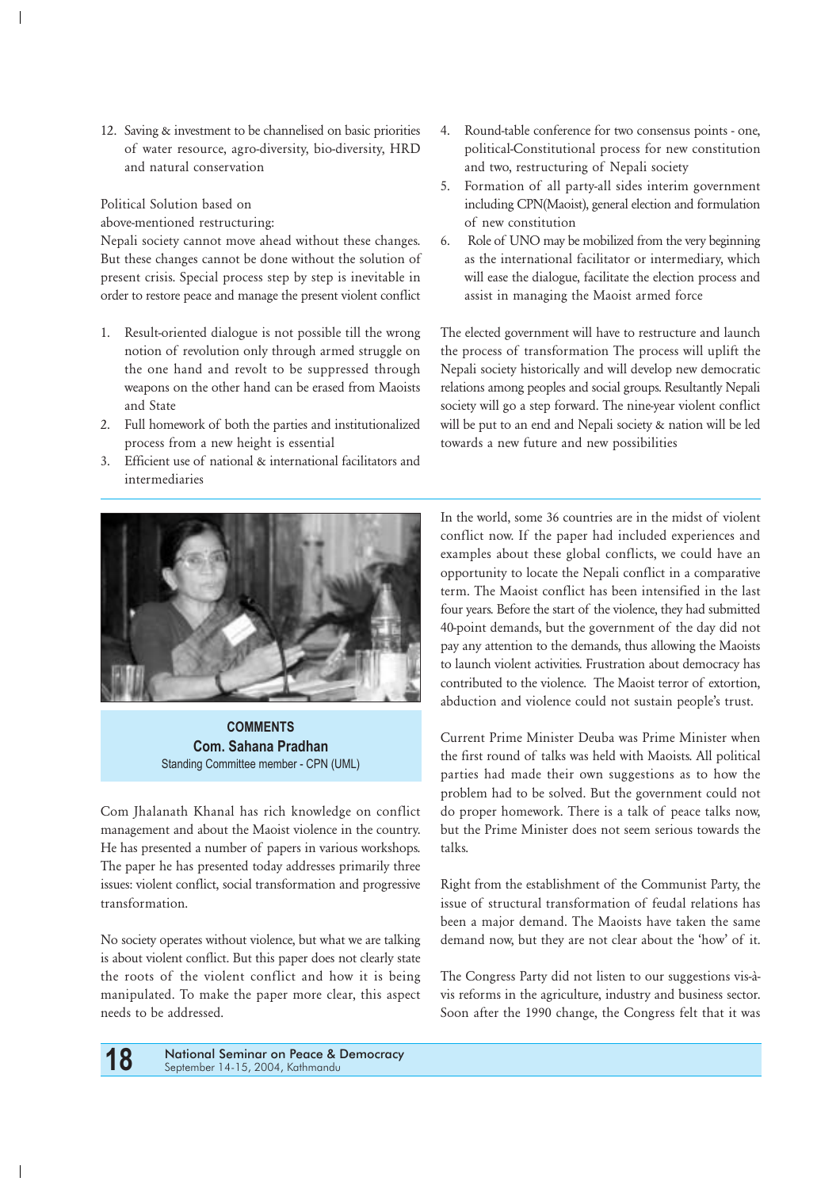12. Saving & investment to be channelised on basic priorities of water resource, agro-diversity, bio-diversity, HRD and natural conservation

Political Solution based on above-mentioned restructuring:

Nepali society cannot move ahead without these changes. But these changes cannot be done without the solution of present crisis. Special process step by step is inevitable in order to restore peace and manage the present violent conflict

1. Result-oriented dialogue is not possible till the wrong notion of revolution only through armed struggle on the one hand and revolt to be suppressed through weapons on the other hand can be erased from Maoists and State
2. Full homework of both the parties and institutionalized process from a new height is essential
3. Efficient use of national & international facilitators and intermediaries
4. Round-table conference for two consensus points - one, political-Constitutional process for new constitution and two, restructuring of Nepali society
5. Formation of all party-all sides interim government including CPN(Maoist), general election and formulation of new constitution
6. Role of UNO may be mobilized from the very beginning as the international facilitator or intermediary, which will ease the dialogue, facilitate the election process and assist in managing the Maoist armed force

The elected government will have to restructure and launch the process of transformation The process will uplift the Nepali society historically and will develop new democratic relations among peoples and social groups. Resultantly Nepali society will go a step forward. The nine-year violent conflict will be put to an end and Nepali society & nation will be led towards a new future and new possibilities

**COMMENTS**
**Com. Sahana Pradhan**
Standing Committee member - CPN (UML)

Com Jhalanath Khanal has rich knowledge on conflict management and about the Maoist violence in the country. He has presented a number of papers in various workshops. The paper he has presented today addresses primarily three issues: violent conflict, social transformation and progressive transformation.

No society operates without violence, but what we are talking is about violent conflict. But this paper does not clearly state the roots of the violent conflict and how it is being manipulated. To make the paper more clear, this aspect needs to be addressed.

In the world, some 36 countries are in the midst of violent conflict now. If the paper had included experiences and examples about these global conflicts, we could have an opportunity to locate the Nepali conflict in a comparative term. The Maoist conflict has been intensified in the last four years. Before the start of the violence, they had submitted 40-point demands, but the government of the day did not pay any attention to the demands, thus allowing the Maoists to launch violent activities. Frustration about democracy has contributed to the violence. The Maoist terror of extortion, abduction and violence could not sustain people's trust.

Current Prime Minister Deuba was Prime Minister when the first round of talks was held with Maoists. All political parties had made their own suggestions as to how the problem had to be solved. But the government could not do proper homework. There is a talk of peace talks now, but the Prime Minister does not seem serious towards the talks.

Right from the establishment of the Communist Party, the issue of structural transformation of feudal relations has been a major demand. The Maoists have taken the same demand now, but they are not clear about the 'how' of it.

The Congress Party did not listen to our suggestions vis-à-vis reforms in the agriculture, industry and business sector. Soon after the 1990 change, the Congress felt that it was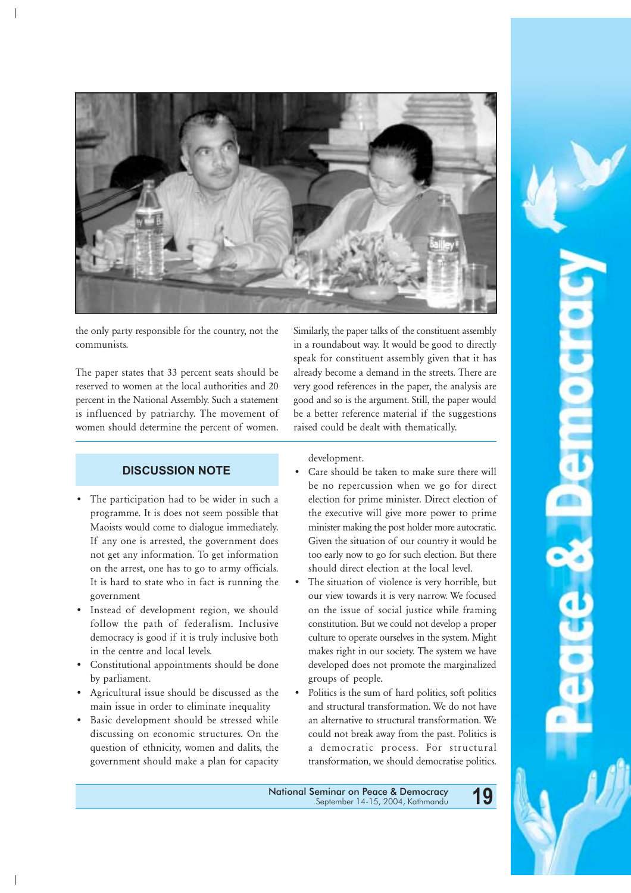the only party responsible for the country, not the communists.

The paper states that 33 percent seats should be reserved to women at the local authorities and 20 percent in the National Assembly. Such a statement is influenced by patriarchy. The movement of women should determine the percent of women.

Similarly, the paper talks of the constituent assembly in a roundabout way. It would be good to directly speak for constituent assembly given that it has already become a demand in the streets. There are very good references in the paper, the analysis are good and so is the argument. Still, the paper would be a better reference material if the suggestions raised could be dealt with thematically.

### DISCUSSION NOTE

- The participation had to be wider in such a programme. It is does not seem possible that Maoists would come to dialogue immediately. If any one is arrested, the government does not get any information. To get information on the arrest, one has to go to army officials. It is hard to state who in fact is running the government
- Instead of development region, we should follow the path of federalism. Inclusive democracy is good if it is truly inclusive both in the centre and local levels.
- Constitutional appointments should be done by parliament.
- Agricultural issue should be discussed as the main issue in order to eliminate inequality
- Basic development should be stressed while discussing on economic structures. On the question of ethnicity, women and dalits, the government should make a plan for capacity development.
- Care should be taken to make sure there will be no repercussion when we go for direct election for prime minister. Direct election of the executive will give more power to prime minister making the post holder more autocratic. Given the situation of our country it would be too early now to go for such election. But there should direct election at the local level.
- The situation of violence is very horrible, but our view towards it is very narrow. We focused on the issue of social justice while framing constitution. But we could not develop a proper culture to operate ourselves in the system. Might makes right in our society. The system we have developed does not promote the marginalized groups of people.
- Politics is the sum of hard politics, soft politics and structural transformation. We do not have an alternative to structural transformation. We could not break away from the past. Politics is a democratic process. For structural transformation, we should democratise politics.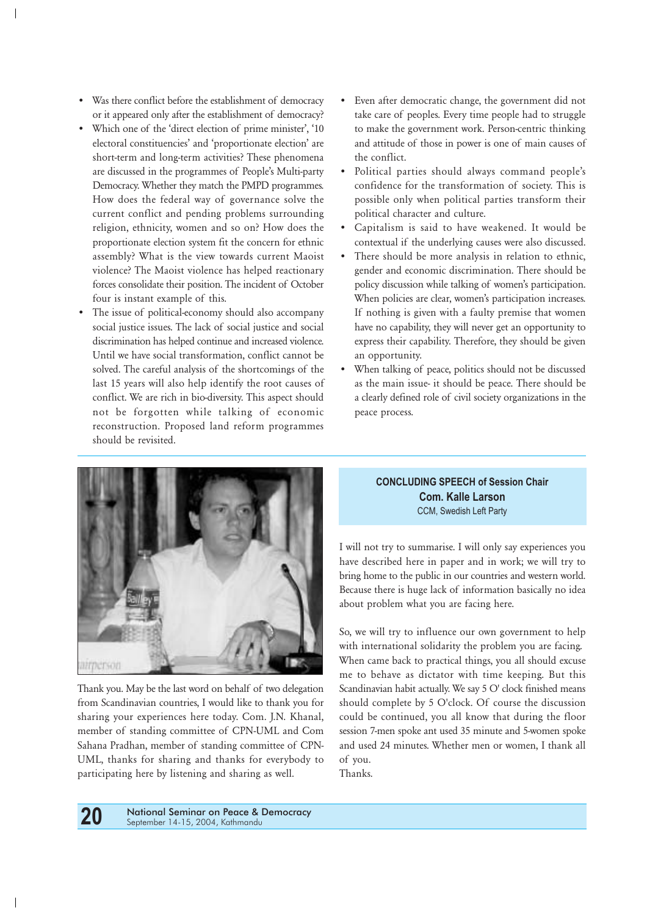- Was there conflict before the establishment of democracy or it appeared only after the establishment of democracy?
- Which one of the 'direct election of prime minister', '10 electoral constituencies' and 'proportionate election' are short-term and long-term activities? These phenomena are discussed in the programmes of People's Multi-party Democracy. Whether they match the PMPD programmes. How does the federal way of governance solve the current conflict and pending problems surrounding religion, ethnicity, women and so on? How does the proportionate election system fit the concern for ethnic assembly? What is the view towards current Maoist violence? The Maoist violence has helped reactionary forces consolidate their position. The incident of October four is instant example of this.
- The issue of political-economy should also accompany social justice issues. The lack of social justice and social discrimination has helped continue and increased violence. Until we have social transformation, conflict cannot be solved. The careful analysis of the shortcomings of the last 15 years will also help identify the root causes of conflict. We are rich in bio-diversity. This aspect should not be forgotten while talking of economic reconstruction. Proposed land reform programmes should be revisited.
- Even after democratic change, the government did not take care of peoples. Every time people had to struggle to make the government work. Person-centric thinking and attitude of those in power is one of main causes of the conflict.
- Political parties should always command people's confidence for the transformation of society. This is possible only when political parties transform their political character and culture.
- Capitalism is said to have weakened. It would be contextual if the underlying causes were also discussed.
- There should be more analysis in relation to ethnic, gender and economic discrimination. There should be policy discussion while talking of women's participation. When policies are clear, women's participation increases. If nothing is given with a faulty premise that women have no capability, they will never get an opportunity to express their capability. Therefore, they should be given an opportunity.
- When talking of peace, politics should not be discussed as the main issue- it should be peace. There should be a clearly defined role of civil society organizations in the peace process.

## CONCLUDING SPEECH of Session Chair
### Com. Kalle Larson
CCM, Swedish Left Party

Thank you. May be the last word on behalf of two delegation from Scandinavian countries, I would like to thank you for sharing your experiences here today. Com. J.N. Khanal, member of standing committee of CPN-UML and Com Sahana Pradhan, member of standing committee of CPN-UML, thanks for sharing and thanks for everybody to participating here by listening and sharing as well.

I will not try to summarise. I will only say experiences you have described here in paper and in work; we will try to bring home to the public in our countries and western world. Because there is huge lack of information basically no idea about problem what you are facing here.

So, we will try to influence our own government to help with international solidarity the problem you are facing. When came back to practical things, you all should excuse me to behave as dictator with time keeping. But this Scandinavian habit actually. We say 5 O' clock finished means should complete by 5 O'clock. Of course the discussion could be continued, you all know that during the floor session 7-men spoke ant used 35 minute and 5-women spoke and used 24 minutes. Whether men or women, I thank all of you.

Thanks.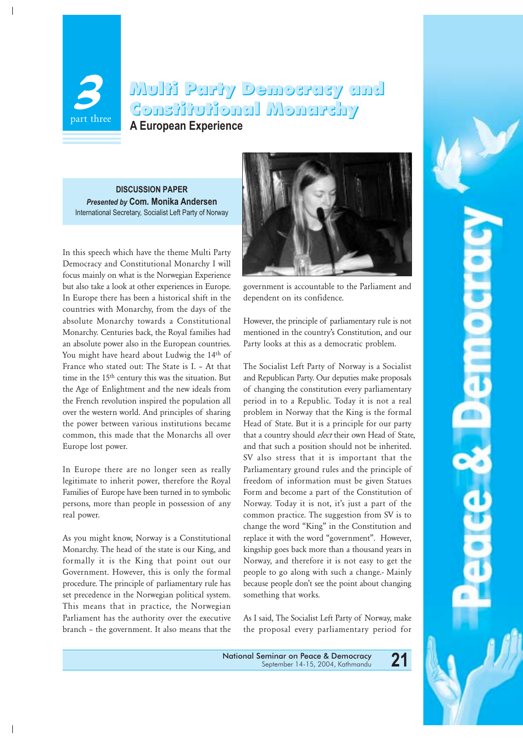# 3 part three

# Multi Party Democracy and Constitutional Monarchy

## A European Experience

**DISCUSSION PAPER**
***Presented by*** **Com. Monika Andersen**
International Secretary, Socialist Left Party of Norway

In this speech which have the theme Multi Party Democracy and Constitutional Monarchy I will focus mainly on what is the Norwegian Experience but also take a look at other experiences in Europe. In Europe there has been a historical shift in the countries with Monarchy, from the days of the absolute Monarchy towards a Constitutional Monarchy. Centuries back, the Royal families had an absolute power also in the European countries. You might have heard about Ludwig the 14th of France who stated out: The State is I. – At that time in the 15th century this was the situation. But the Age of Enlightment and the new ideals from the French revolution inspired the population all over the western world. And principles of sharing the power between various institutions became common, this made that the Monarchs all over Europe lost power.

In Europe there are no longer seen as really legitimate to inherit power, therefore the Royal Families of Europe have been turned in to symbolic persons, more than people in possession of any real power.

As you might know, Norway is a Constitutional Monarchy. The head of the state is our King, and formally it is the King that point out our Government. However, this is only the formal procedure. The principle of parliamentary rule has set precedence in the Norwegian political system. This means that in practice, the Norwegian Parliament has the authority over the executive branch – the government. It also means that the government is accountable to the Parliament and dependent on its confidence.

However, the principle of parliamentary rule is not mentioned in the country's Constitution, and our Party looks at this as a democratic problem.

The Socialist Left Party of Norway is a Socialist and Republican Party. Our deputies make proposals of changing the constitution every parliamentary period in to a Republic. Today it is not a real problem in Norway that the King is the formal Head of State. But it is a principle for our party that a country should *elect* their own Head of State, and that such a position should not be inherited. SV also stress that it is important that the Parliamentary ground rules and the principle of freedom of information must be given Statues Form and become a part of the Constitution of Norway. Today it is not, it's just a part of the common practice. The suggestion from SV is to change the word "King" in the Constitution and replace it with the word "government". However, kingship goes back more than a thousand years in Norway, and therefore it is not easy to get the people to go along with such a change.- Mainly because people don't see the point about changing something that works.

As I said, The Socialist Left Party of Norway, make the proposal every parliamentary period for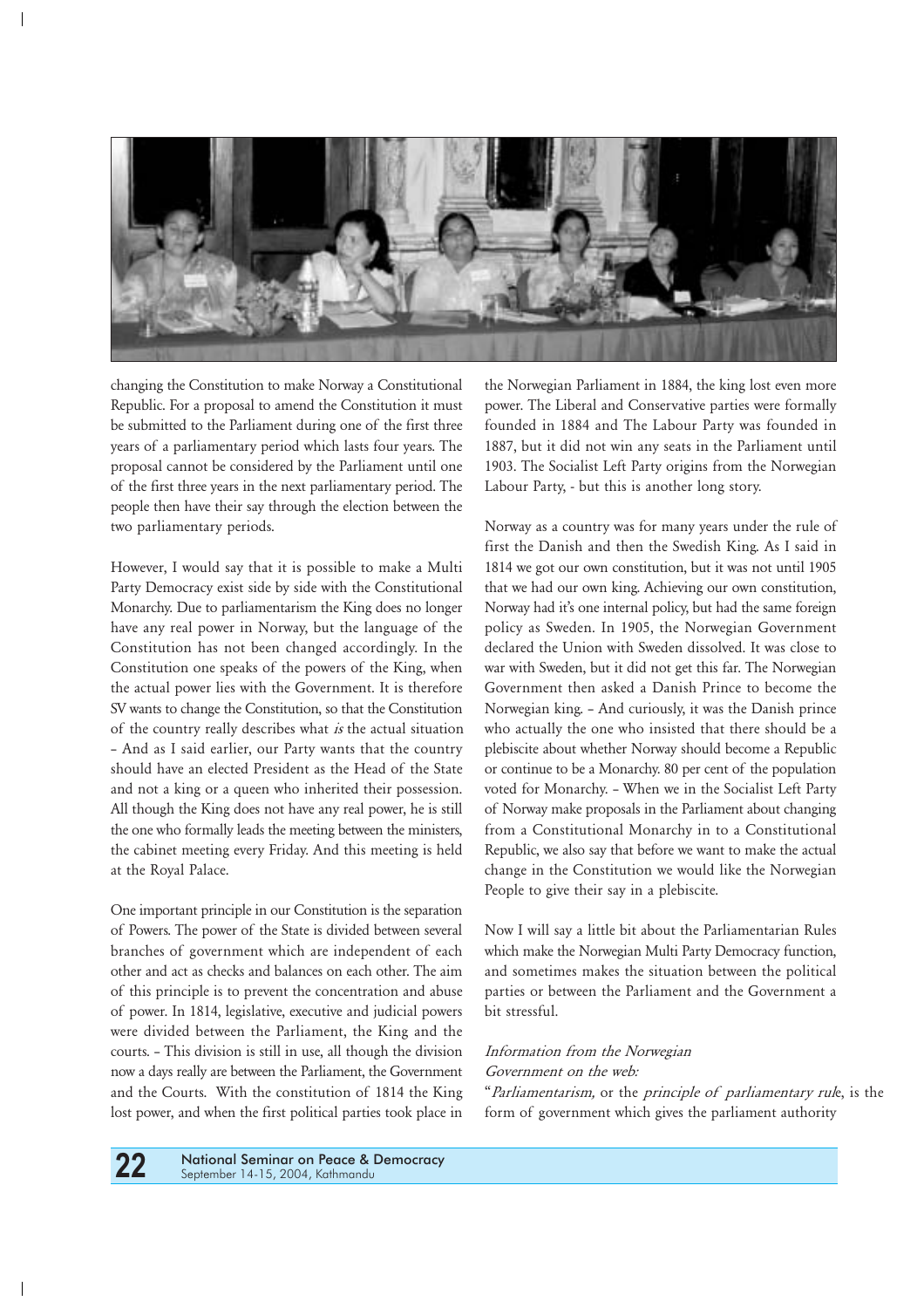changing the Constitution to make Norway a Constitutional Republic. For a proposal to amend the Constitution it must be submitted to the Parliament during one of the first three years of a parliamentary period which lasts four years. The proposal cannot be considered by the Parliament until one of the first three years in the next parliamentary period. The people then have their say through the election between the two parliamentary periods.

However, I would say that it is possible to make a Multi Party Democracy exist side by side with the Constitutional Monarchy. Due to parliamentarism the King does no longer have any real power in Norway, but the language of the Constitution has not been changed accordingly. In the Constitution one speaks of the powers of the King, when the actual power lies with the Government. It is therefore SV wants to change the Constitution, so that the Constitution of the country really describes what *is* the actual situation – And as I said earlier, our Party wants that the country should have an elected President as the Head of the State and not a king or a queen who inherited their possession. All though the King does not have any real power, he is still the one who formally leads the meeting between the ministers, the cabinet meeting every Friday. And this meeting is held at the Royal Palace.

One important principle in our Constitution is the separation of Powers. The power of the State is divided between several branches of government which are independent of each other and act as checks and balances on each other. The aim of this principle is to prevent the concentration and abuse of power. In 1814, legislative, executive and judicial powers were divided between the Parliament, the King and the courts. – This division is still in use, all though the division now a days really are between the Parliament, the Government and the Courts. With the constitution of 1814 the King lost power, and when the first political parties took place in the Norwegian Parliament in 1884, the king lost even more power. The Liberal and Conservative parties were formally founded in 1884 and The Labour Party was founded in 1887, but it did not win any seats in the Parliament until 1903. The Socialist Left Party origins from the Norwegian Labour Party, - but this is another long story.

Norway as a country was for many years under the rule of first the Danish and then the Swedish King. As I said in 1814 we got our own constitution, but it was not until 1905 that we had our own king. Achieving our own constitution, Norway had it's one internal policy, but had the same foreign policy as Sweden. In 1905, the Norwegian Government declared the Union with Sweden dissolved. It was close to war with Sweden, but it did not get this far. The Norwegian Government then asked a Danish Prince to become the Norwegian king. – And curiously, it was the Danish prince who actually the one who insisted that there should be a plebiscite about whether Norway should become a Republic or continue to be a Monarchy. 80 per cent of the population voted for Monarchy. – When we in the Socialist Left Party of Norway make proposals in the Parliament about changing from a Constitutional Monarchy in to a Constitutional Republic, we also say that before we want to make the actual change in the Constitution we would like the Norwegian People to give their say in a plebiscite.

Now I will say a little bit about the Parliamentarian Rules which make the Norwegian Multi Party Democracy function, and sometimes makes the situation between the political parties or between the Parliament and the Government a bit stressful.

*Information from the Norwegian Government on the web:*

"*Parliamentarism,* or the *principle of parliamentary rule*, is the form of government which gives the parliament authority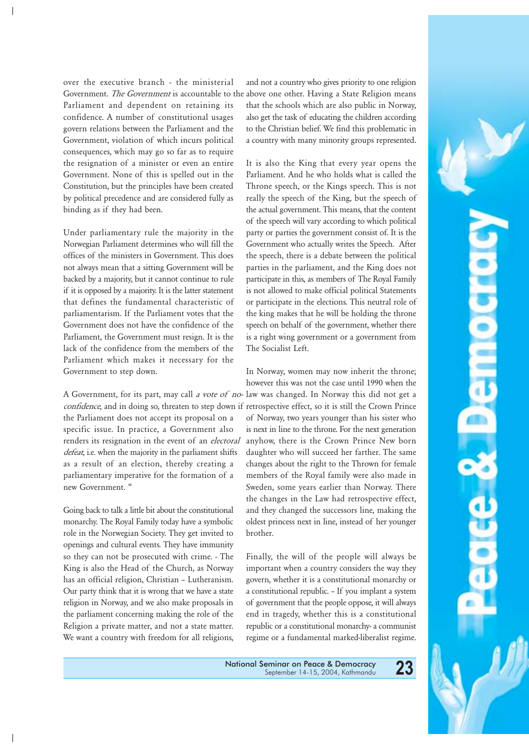over the executive branch - the ministerial Government. *The Government* is accountable to the Parliament and dependent on retaining its confidence. A number of constitutional usages govern relations between the Parliament and the Government, violation of which incurs political consequences, which may go so far as to require the resignation of a minister or even an entire Government. None of this is spelled out in the Constitution, but the principles have been created by political precedence and are considered fully as binding as if they had been.

Under parliamentary rule the majority in the Norwegian Parliament determines who will fill the offices of the ministers in Government. This does not always mean that a sitting Government will be backed by a majority, but it cannot continue to rule if it is opposed by a majority. It is the latter statement that defines the fundamental characteristic of parliamentarism. If the Parliament votes that the Government does not have the confidence of the Parliament, the Government must resign. It is the lack of the confidence from the members of the Parliament which makes it necessary for the Government to step down.

A Government, for its part, may call *a vote of no-confidence*, and in doing so, threaten to step down if the Parliament does not accept its proposal on a specific issue. In practice, a Government also renders its resignation in the event of an *electoral defeat*, i.e. when the majority in the parliament shifts as a result of an election, thereby creating a parliamentary imperative for the formation of a new Government. "

Going back to talk a little bit about the constitutional monarchy. The Royal Family today have a symbolic role in the Norwegian Society. They get invited to openings and cultural events. They have immunity so they can not be prosecuted with crime. - The King is also the Head of the Church, as Norway has an official religion, Christian – Lutheranism. Our party think that it is wrong that we have a state religion in Norway, and we also make proposals in the parliament concerning making the role of the Religion a private matter, and not a state matter. We want a country with freedom for all religions, and not a country who gives priority to one religion above one other. Having a State Religion means that the schools which are also public in Norway, also get the task of educating the children according to the Christian belief. We find this problematic in a country with many minority groups represented.

It is also the King that every year opens the Parliament. And he who holds what is called the Throne speech, or the Kings speech. This is not really the speech of the King, but the speech of the actual government. This means, that the content of the speech will vary according to which political party or parties the government consist of. It is the Government who actually writes the Speech. After the speech, there is a debate between the political parties in the parliament, and the King does not participate in this, as members of The Royal Family is not allowed to make official political Statements or participate in the elections. This neutral role of the king makes that he will be holding the throne speech on behalf of the government, whether there is a right wing government or a government from The Socialist Left.

In Norway, women may now inherit the throne; however this was not the case until 1990 when the law was changed. In Norway this did not get a retrospective effect, so it is still the Crown Prince of Norway, two years younger than his sister who is next in line to the throne. For the next generation anyhow, there is the Crown Prince New born daughter who will succeed her farther. The same changes about the right to the Thrown for female members of the Royal family were also made in Sweden, some years earlier than Norway. There the changes in the Law had retrospective effect, and they changed the successors line, making the oldest princess next in line, instead of her younger brother.

Finally, the will of the people will always be important when a country considers the way they govern, whether it is a constitutional monarchy or a constitutional republic. – If you implant a system of government that the people oppose, it will always end in tragedy, whether this is a constitutional republic or a constitutional monarchy- a communist regime or a fundamental marked-liberalist regime.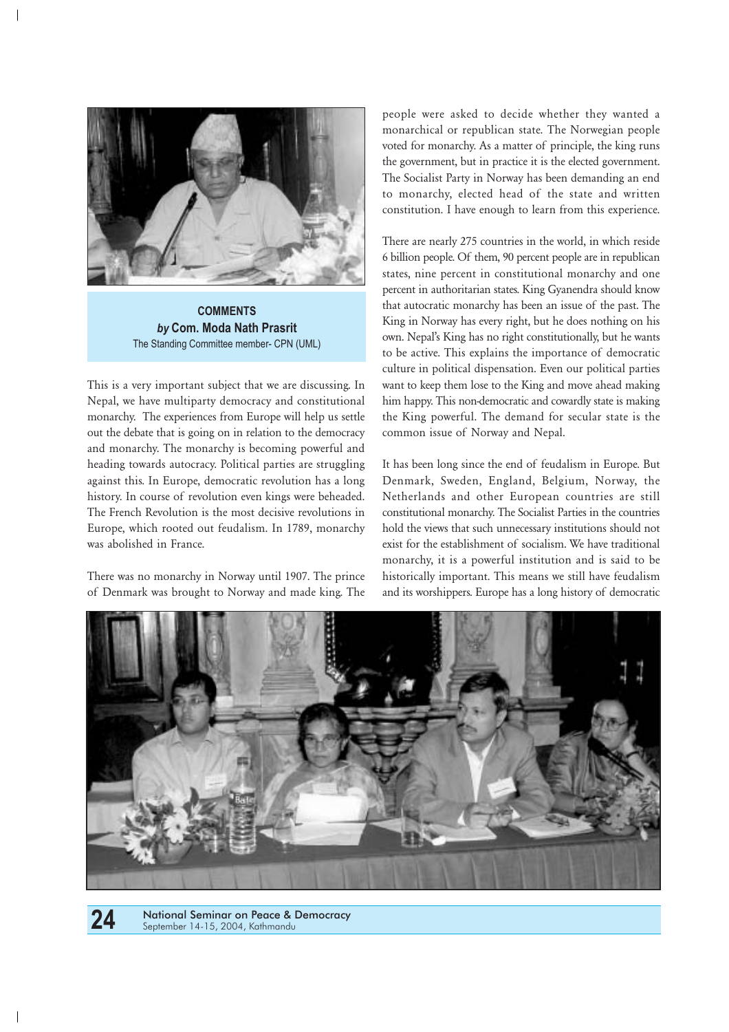**COMMENTS**
***by* Com. Moda Nath Prasrit**
The Standing Committee member- CPN (UML)

This is a very important subject that we are discussing. In Nepal, we have multiparty democracy and constitutional monarchy. The experiences from Europe will help us settle out the debate that is going on in relation to the democracy and monarchy. The monarchy is becoming powerful and heading towards autocracy. Political parties are struggling against this. In Europe, democratic revolution has a long history. In course of revolution even kings were beheaded. The French Revolution is the most decisive revolutions in Europe, which rooted out feudalism. In 1789, monarchy was abolished in France.

There was no monarchy in Norway until 1907. The prince of Denmark was brought to Norway and made king. The people were asked to decide whether they wanted a monarchical or republican state. The Norwegian people voted for monarchy. As a matter of principle, the king runs the government, but in practice it is the elected government. The Socialist Party in Norway has been demanding an end to monarchy, elected head of the state and written constitution. I have enough to learn from this experience.

There are nearly 275 countries in the world, in which reside 6 billion people. Of them, 90 percent people are in republican states, nine percent in constitutional monarchy and one percent in authoritarian states. King Gyanendra should know that autocratic monarchy has been an issue of the past. The King in Norway has every right, but he does nothing on his own. Nepal's King has no right constitutionally, but he wants to be active. This explains the importance of democratic culture in political dispensation. Even our political parties want to keep them lose to the King and move ahead making him happy. This non-democratic and cowardly state is making the King powerful. The demand for secular state is the common issue of Norway and Nepal.

It has been long since the end of feudalism in Europe. But Denmark, Sweden, England, Belgium, Norway, the Netherlands and other European countries are still constitutional monarchy. The Socialist Parties in the countries hold the views that such unnecessary institutions should not exist for the establishment of socialism. We have traditional monarchy, it is a powerful institution and is said to be historically important. This means we still have feudalism and its worshippers. Europe has a long history of democratic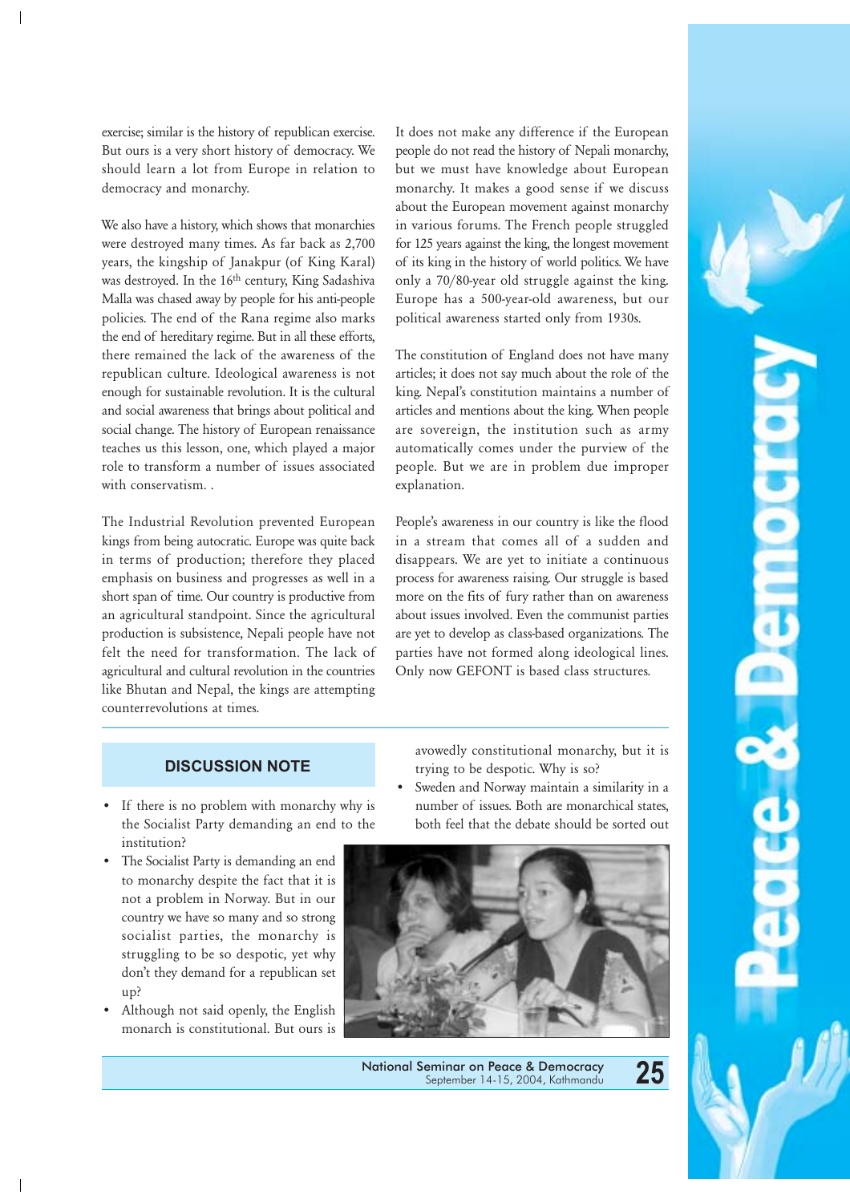exercise; similar is the history of republican exercise. But ours is a very short history of democracy. We should learn a lot from Europe in relation to democracy and monarchy.

We also have a history, which shows that monarchies were destroyed many times. As far back as 2,700 years, the kingship of Janakpur (of King Karal) was destroyed. In the 16th century, King Sadashiva Malla was chased away by people for his anti-people policies. The end of the Rana regime also marks the end of hereditary regime. But in all these efforts, there remained the lack of the awareness of the republican culture. Ideological awareness is not enough for sustainable revolution. It is the cultural and social awareness that brings about political and social change. The history of European renaissance teaches us this lesson, one, which played a major role to transform a number of issues associated with conservatism. .

The Industrial Revolution prevented European kings from being autocratic. Europe was quite back in terms of production; therefore they placed emphasis on business and progresses as well in a short span of time. Our country is productive from an agricultural standpoint. Since the agricultural production is subsistence, Nepali people have not felt the need for transformation. The lack of agricultural and cultural revolution in the countries like Bhutan and Nepal, the kings are attempting counterrevolutions at times.

It does not make any difference if the European people do not read the history of Nepali monarchy, but we must have knowledge about European monarchy. It makes a good sense if we discuss about the European movement against monarchy in various forums. The French people struggled for 125 years against the king, the longest movement of its king in the history of world politics. We have only a 70/80-year old struggle against the king. Europe has a 500-year-old awareness, but our political awareness started only from 1930s.

The constitution of England does not have many articles; it does not say much about the role of the king. Nepal's constitution maintains a number of articles and mentions about the king. When people are sovereign, the institution such as army automatically comes under the purview of the people. But we are in problem due improper explanation.

People's awareness in our country is like the flood in a stream that comes all of a sudden and disappears. We are yet to initiate a continuous process for awareness raising. Our struggle is based more on the fits of fury rather than on awareness about issues involved. Even the communist parties are yet to develop as class-based organizations. The parties have not formed along ideological lines. Only now GEFONT is based class structures.

## DISCUSSION NOTE

- If there is no problem with monarchy why is the Socialist Party demanding an end to the institution?
- The Socialist Party is demanding an end to monarchy despite the fact that it is not a problem in Norway. But in our country we have so many and so strong socialist parties, the monarchy is struggling to be so despotic, yet why don't they demand for a republican set up?
- Although not said openly, the English monarch is constitutional. But ours is avowedly constitutional monarchy, but it is trying to be despotic. Why is so?
- Sweden and Norway maintain a similarity in a number of issues. Both are monarchical states, both feel that the debate should be sorted out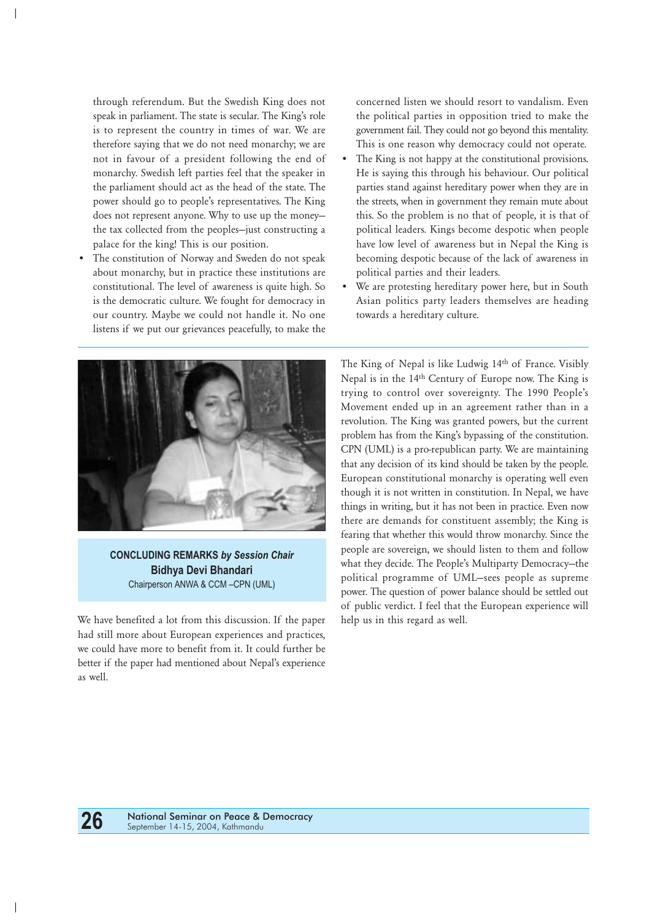through referendum. But the Swedish King does not speak in parliament. The state is secular. The King's role is to represent the country in times of war. We are therefore saying that we do not need monarchy; we are not in favour of a president following the end of monarchy. Swedish left parties feel that the speaker in the parliament should act as the head of the state. The power should go to people's representatives. The King does not represent anyone. Why to use up the money–the tax collected from the peoples–just constructing a palace for the king! This is our position.

- The constitution of Norway and Sweden do not speak about monarchy, but in practice these institutions are constitutional. The level of awareness is quite high. So is the democratic culture. We fought for democracy in our country. Maybe we could not handle it. No one listens if we put our grievances peacefully, to make the concerned listen we should resort to vandalism. Even the political parties in opposition tried to make the government fail. They could not go beyond this mentality. This is one reason why democracy could not operate.
- The King is not happy at the constitutional provisions. He is saying this through his behaviour. Our political parties stand against hereditary power when they are in the streets, when in government they remain mute about this. So the problem is no that of people, it is that of political leaders. Kings become despotic when people have low level of awareness but in Nepal the King is becoming despotic because of the lack of awareness in political parties and their leaders.
- We are protesting hereditary power here, but in South Asian politics party leaders themselves are heading towards a hereditary culture.

**CONCLUDING REMARKS *by Session Chair***
**Bidhya Devi Bhandari**
Chairperson ANWA & CCM –CPN (UML)

We have benefited a lot from this discussion. If the paper had still more about European experiences and practices, we could have more to benefit from it. It could further be better if the paper had mentioned about Nepal's experience as well.

The King of Nepal is like Ludwig 14th of France. Visibly Nepal is in the 14th Century of Europe now. The King is trying to control over sovereignty. The 1990 People's Movement ended up in an agreement rather than in a revolution. The King was granted powers, but the current problem has from the King's bypassing of the constitution. CPN (UML) is a pro-republican party. We are maintaining that any decision of its kind should be taken by the people. European constitutional monarchy is operating well even though it is not written in constitution. In Nepal, we have things in writing, but it has not been in practice. Even now there are demands for constituent assembly; the King is fearing that whether this would throw monarchy. Since the people are sovereign, we should listen to them and follow what they decide. The People's Multiparty Democracy–the political programme of UML–sees people as supreme power. The question of power balance should be settled out of public verdict. I feel that the European experience will help us in this regard as well.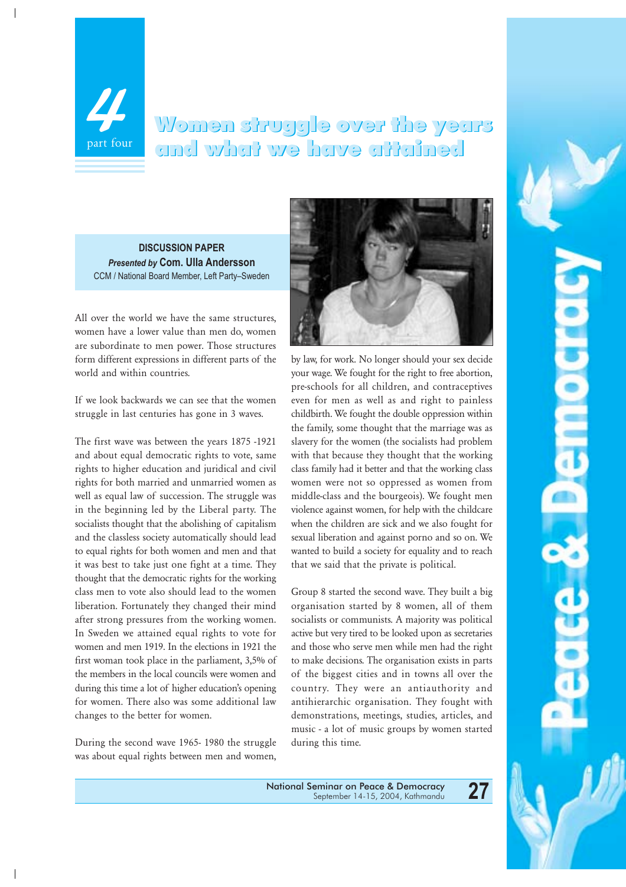# 4 part four

# Women struggle over the years and what we have attained

**DISCUSSION PAPER**
***Presented by* Com. Ulla Andersson**
CCM / National Board Member, Left Party–Sweden

All over the world we have the same structures, women have a lower value than men do, women are subordinate to men power. Those structures form different expressions in different parts of the world and within countries.

If we look backwards we can see that the women struggle in last centuries has gone in 3 waves.

The first wave was between the years 1875 -1921 and about equal democratic rights to vote, same rights to higher education and juridical and civil rights for both married and unmarried women as well as equal law of succession. The struggle was in the beginning led by the Liberal party. The socialists thought that the abolishing of capitalism and the classless society automatically should lead to equal rights for both women and men and that it was best to take just one fight at a time. They thought that the democratic rights for the working class men to vote also should lead to the women liberation. Fortunately they changed their mind after strong pressures from the working women. In Sweden we attained equal rights to vote for women and men 1919. In the elections in 1921 the first woman took place in the parliament, 3,5% of the members in the local councils were women and during this time a lot of higher education's opening for women. There also was some additional law changes to the better for women.

During the second wave 1965- 1980 the struggle was about equal rights between men and women, by law, for work. No longer should your sex decide your wage. We fought for the right to free abortion, pre-schools for all children, and contraceptives even for men as well as and right to painless childbirth. We fought the double oppression within the family, some thought that the marriage was as slavery for the women (the socialists had problem with that because they thought that the working class family had it better and that the working class women were not so oppressed as women from middle-class and the bourgeois). We fought men violence against women, for help with the childcare when the children are sick and we also fought for sexual liberation and against porno and so on. We wanted to build a society for equality and to reach that we said that the private is political.

Group 8 started the second wave. They built a big organisation started by 8 women, all of them socialists or communists. A majority was political active but very tired to be looked upon as secretaries and those who serve men while men had the right to make decisions. The organisation exists in parts of the biggest cities and in towns all over the country. They were an antiauthority and antihierarchic organisation. They fought with demonstrations, meetings, studies, articles, and music - a lot of music groups by women started during this time.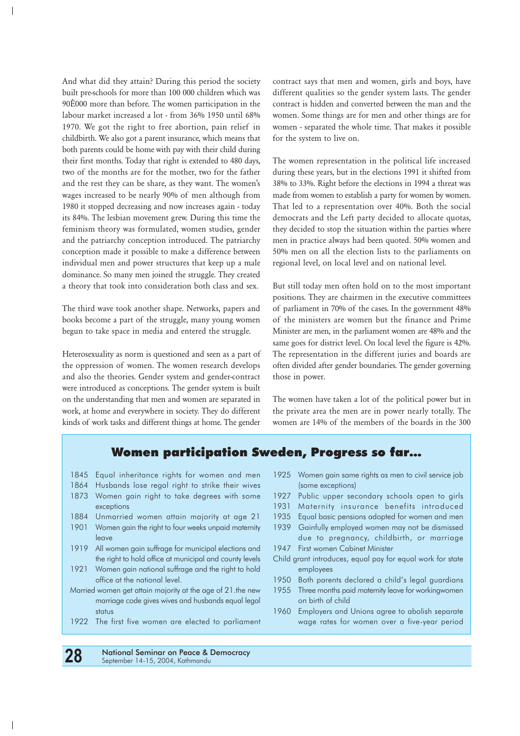And what did they attain? During this period the society built pre-schools for more than 100 000 children which was 90Ê000 more than before. The women participation in the labour market increased a lot - from 36% 1950 until 68% 1970. We got the right to free abortion, pain relief in childbirth. We also got a parent insurance, which means that both parents could be home with pay with their child during their first months. Today that right is extended to 480 days, two of the months are for the mother, two for the father and the rest they can be share, as they want. The women's wages increased to be nearly 90% of men although from 1980 it stopped decreasing and now increases again - today its 84%. The lesbian movement grew. During this time the feminism theory was formulated, women studies, gender and the patriarchy conception introduced. The patriarchy conception made it possible to make a difference between individual men and power structures that keep up a male dominance. So many men joined the struggle. They created a theory that took into consideration both class and sex.

The third wave took another shape. Networks, papers and books become a part of the struggle, many young women begun to take space in media and entered the struggle.

Heterosexuality as norm is questioned and seen as a part of the oppression of women. The women research develops and also the theories. Gender system and gender-contract were introduced as conceptions. The gender system is built on the understanding that men and women are separated in work, at home and everywhere in society. They do different kinds of work tasks and different things at home. The gender contract says that men and women, girls and boys, have different qualities so the gender system lasts. The gender contract is hidden and converted between the man and the women. Some things are for men and other things are for women - separated the whole time. That makes it possible for the system to live on.

The women representation in the political life increased during these years, but in the elections 1991 it shifted from 38% to 33%. Right before the elections in 1994 a threat was made from women to establish a party for women by women. That led to a representation over 40%. Both the social democrats and the Left party decided to allocate quotas, they decided to stop the situation within the parties where men in practice always had been quoted. 50% women and 50% men on all the election lists to the parliaments on regional level, on local level and on national level.

But still today men often hold on to the most important positions. They are chairmen in the executive committees of parliament in 70% of the cases. In the government 48% of the ministers are women but the finance and Prime Minister are men, in the parliament women are 48% and the same goes for district level. On local level the figure is 42%. The representation in the different juries and boards are often divided after gender boundaries. The gender governing those in power.

The women have taken a lot of the political power but in the private area the men are in power nearly totally. The women are 14% of the members of the boards in the 300

## Women participation Sweden, Progress so far...

- 1845 Equal inheritance rights for women and men
- 1864 Husbands lose regal right to strike their wives
- 1873 Women gain right to take degrees with some exceptions
- 1884 Unmarried women attain majority at age 21
- 1901 Women gain the right to four weeks unpaid maternity leave
- 1919 All women gain suffrage for municipal elections and the right to hold office at municipal and county levels
- 1921 Women gain national suffrage and the right to hold office at the national level.
- Married women get attain majority at the age of 21.the new marriage code gives wives and husbands equal legal status
- 1922 The first five women are elected to parliament
- 1925 Women gain same rights as men to civil service job (some exceptions)
- 1927 Public upper secondary schools open to girls
- 1931 Maternity insurance benefits introduced
- 1935 Equal basic pensions adopted for women and men
- 1939 Gainfully employed women may not be dismissed due to pregnancy, childbirth, or marriage
- 1947 First women Cabinet Minister
- Child grant introduces, equal pay for equal work for state employees
- 1950 Both parents declared a child's legal guardians
- 1955 Three months paid maternity leave for workingwomen on birth of child
- 1960 Employers and Unions agree to abolish separate wage rates for women over a five-year period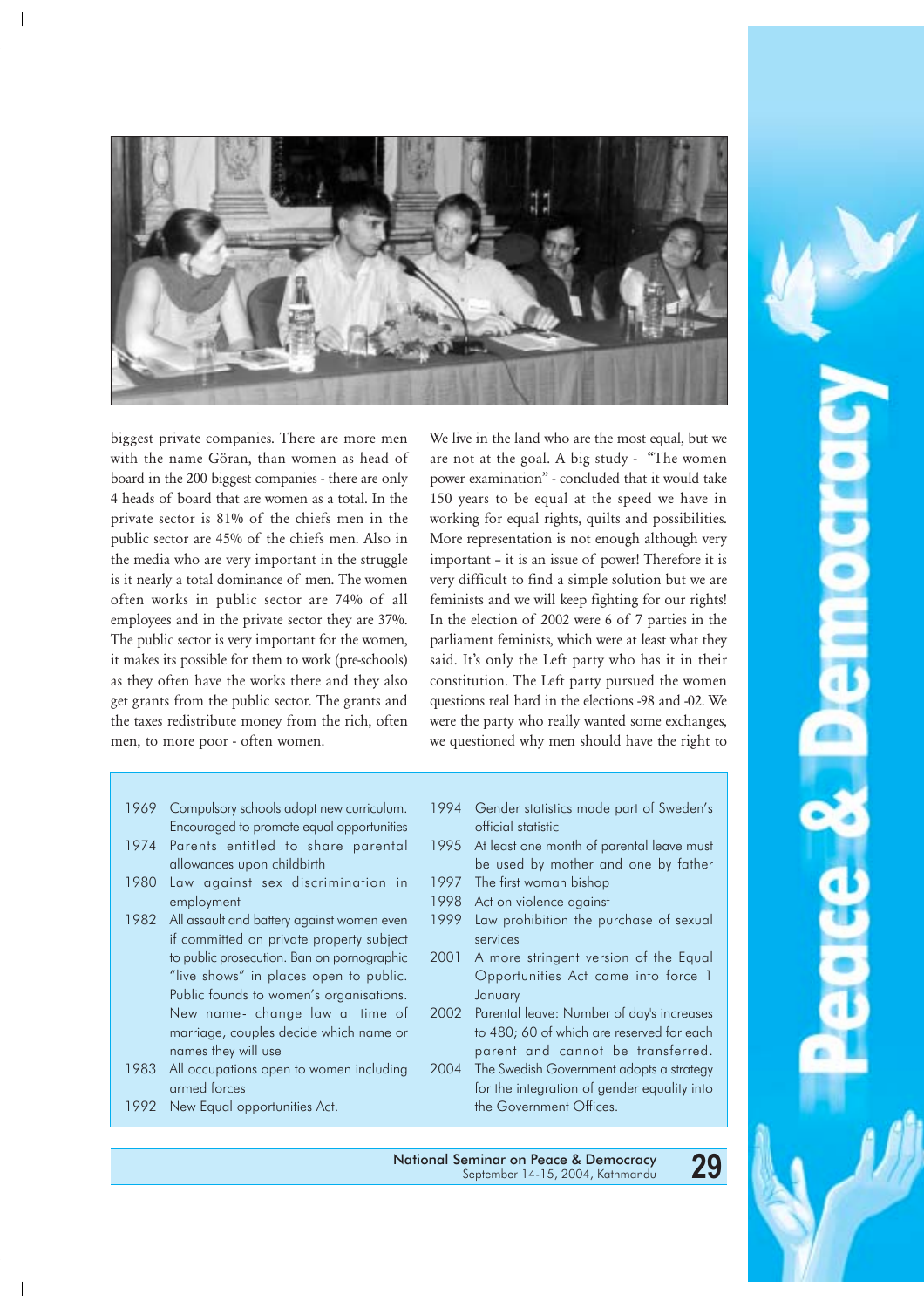biggest private companies. There are more men with the name Göran, than women as head of board in the 200 biggest companies - there are only 4 heads of board that are women as a total. In the private sector is 81% of the chiefs men in the public sector are 45% of the chiefs men. Also in the media who are very important in the struggle is it nearly a total dominance of men. The women often works in public sector are 74% of all employees and in the private sector they are 37%. The public sector is very important for the women, it makes its possible for them to work (pre-schools) as they often have the works there and they also get grants from the public sector. The grants and the taxes redistribute money from the rich, often men, to more poor - often women.

We live in the land who are the most equal, but we are not at the goal. A big study - "The women power examination" - concluded that it would take 150 years to be equal at the speed we have in working for equal rights, quilts and possibilities. More representation is not enough although very important – it is an issue of power! Therefore it is very difficult to find a simple solution but we are feminists and we will keep fighting for our rights! In the election of 2002 were 6 of 7 parties in the parliament feminists, which were at least what they said. It's only the Left party who has it in their constitution. The Left party pursued the women questions real hard in the elections -98 and -02. We were the party who really wanted some exchanges, we questioned why men should have the right to

| | |
|---|---|
| 1969 | Compulsory schools adopt new curriculum. Encouraged to promote equal opportunities |
| 1974 | Parents entitled to share parental allowances upon childbirth |
| 1980 | Law against sex discrimination in employment |
| 1982 | All assault and battery against women even if committed on private property subject to public prosecution. Ban on pornographic "live shows" in places open to public. Public founds to women's organisations. New name- change law at time of marriage, couples decide which name or names they will use |
| 1983 | All occupations open to women including armed forces |
| 1992 | New Equal opportunities Act. |
| 1994 | Gender statistics made part of Sweden's official statistic |
| 1995 | At least one month of parental leave must be used by mother and one by father |
| 1997 | The first woman bishop |
| 1998 | Act on violence against |
| 1999 | Law prohibition the purchase of sexual services |
| 2001 | A more stringent version of the Equal Opportunities Act came into force 1 January |
| 2002 | Parental leave: Number of day's increases to 480; 60 of which are reserved for each parent and cannot be transferred. |
| 2004 | The Swedish Government adopts a strategy for the integration of gender equality into the Government Offices. |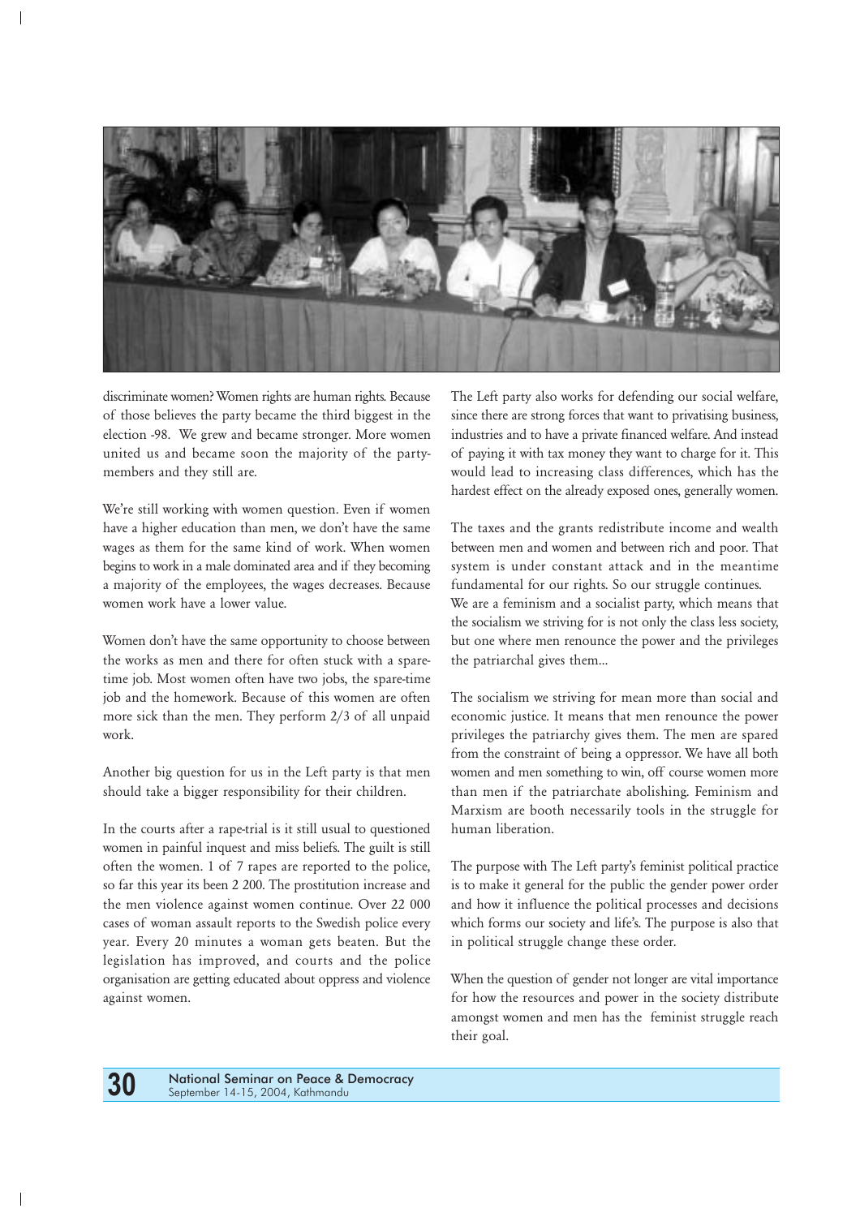discriminate women? Women rights are human rights. Because of those believes the party became the third biggest in the election -98. We grew and became stronger. More women united us and became soon the majority of the party-members and they still are.

We're still working with women question. Even if women have a higher education than men, we don't have the same wages as them for the same kind of work. When women begins to work in a male dominated area and if they becoming a majority of the employees, the wages decreases. Because women work have a lower value.

Women don't have the same opportunity to choose between the works as men and there for often stuck with a spare-time job. Most women often have two jobs, the spare-time job and the homework. Because of this women are often more sick than the men. They perform 2/3 of all unpaid work.

Another big question for us in the Left party is that men should take a bigger responsibility for their children.

In the courts after a rape-trial is it still usual to questioned women in painful inquest and miss beliefs. The guilt is still often the women. 1 of 7 rapes are reported to the police, so far this year its been 2 200. The prostitution increase and the men violence against women continue. Over 22 000 cases of woman assault reports to the Swedish police every year. Every 20 minutes a woman gets beaten. But the legislation has improved, and courts and the police organisation are getting educated about oppress and violence against women.

The Left party also works for defending our social welfare, since there are strong forces that want to privatising business, industries and to have a private financed welfare. And instead of paying it with tax money they want to charge for it. This would lead to increasing class differences, which has the hardest effect on the already exposed ones, generally women.

The taxes and the grants redistribute income and wealth between men and women and between rich and poor. That system is under constant attack and in the meantime fundamental for our rights. So our struggle continues.
We are a feminism and a socialist party, which means that the socialism we striving for is not only the class less society, but one where men renounce the power and the privileges the patriarchal gives them...

The socialism we striving for mean more than social and economic justice. It means that men renounce the power privileges the patriarchy gives them. The men are spared from the constraint of being a oppressor. We have all both women and men something to win, off course women more than men if the patriarchate abolishing. Feminism and Marxism are booth necessarily tools in the struggle for human liberation.

The purpose with The Left party's feminist political practice is to make it general for the public the gender power order and how it influence the political processes and decisions which forms our society and life's. The purpose is also that in political struggle change these order.

When the question of gender not longer are vital importance for how the resources and power in the society distribute amongst women and men has the feminist struggle reach their goal.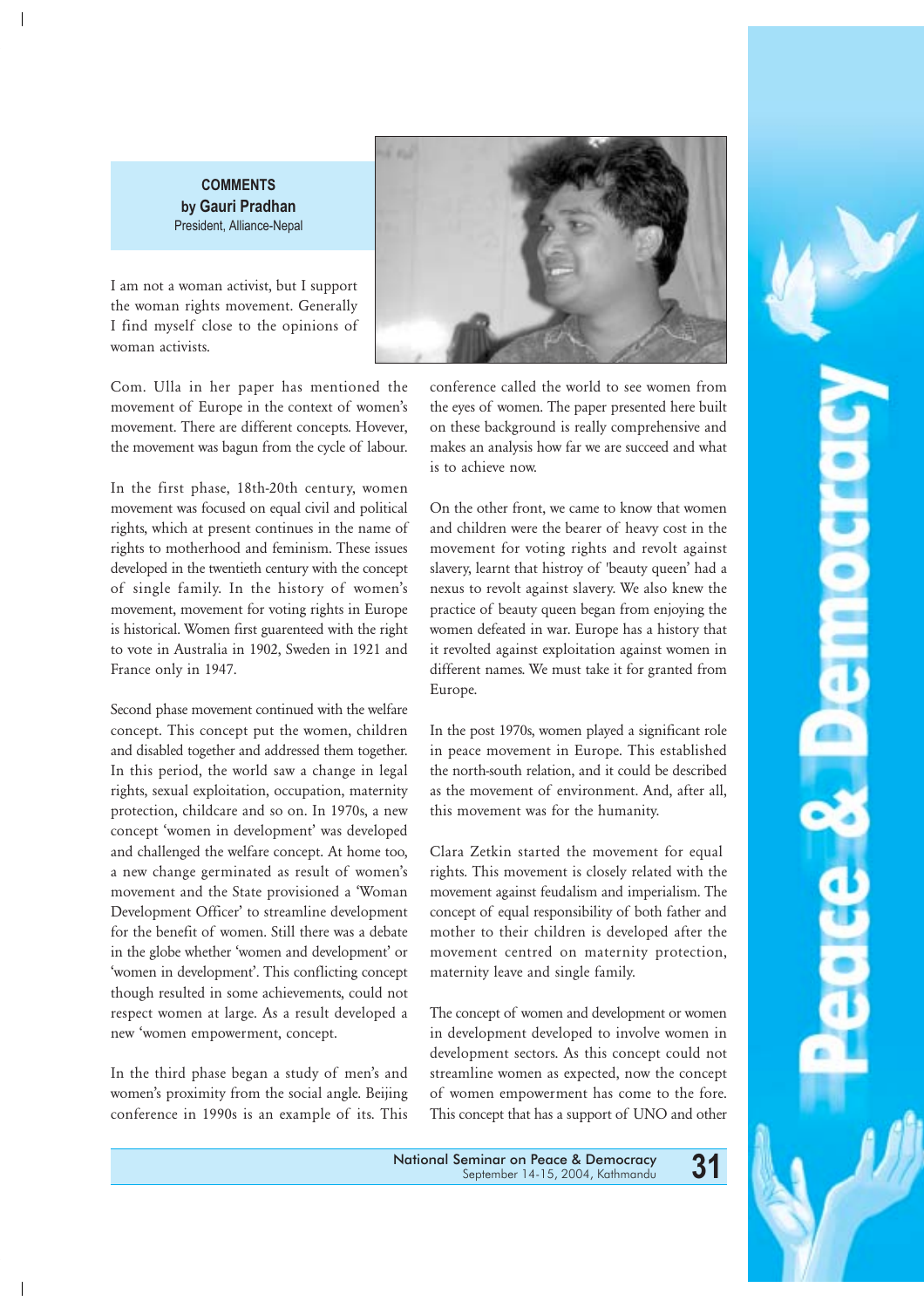**COMMENTS**
**by Gauri Pradhan**
President, Alliance-Nepal

I am not a woman activist, but I support the woman rights movement. Generally I find myself close to the opinions of woman activists.

Com. Ulla in her paper has mentioned the movement of Europe in the context of women's movement. There are different concepts. Hovever, the movement was bagun from the cycle of labour.

In the first phase, 18th-20th century, women movement was focused on equal civil and political rights, which at present continues in the name of rights to motherhood and feminism. These issues developed in the twentieth century with the concept of single family. In the history of women's movement, movement for voting rights in Europe is historical. Women first guarenteed with the right to vote in Australia in 1902, Sweden in 1921 and France only in 1947.

Second phase movement continued with the welfare concept. This concept put the women, children and disabled together and addressed them together. In this period, the world saw a change in legal rights, sexual exploitation, occupation, maternity protection, childcare and so on. In 1970s, a new concept 'women in development' was developed and challenged the welfare concept. At home too, a new change germinated as result of women's movement and the State provisioned a 'Woman Development Officer' to streamline development for the benefit of women. Still there was a debate in the globe whether 'women and development' or 'women in development'. This conflicting concept though resulted in some achievements, could not respect women at large. As a result developed a new 'women empowerment, concept.

In the third phase began a study of men's and women's proximity from the social angle. Beijing conference in 1990s is an example of its. This conference called the world to see women from the eyes of women. The paper presented here built on these background is really comprehensive and makes an analysis how far we are succeed and what is to achieve now.

On the other front, we came to know that women and children were the bearer of heavy cost in the movement for voting rights and revolt against slavery, learnt that histroy of 'beauty queen' had a nexus to revolt against slavery. We also knew the practice of beauty queen began from enjoying the women defeated in war. Europe has a history that it revolted against exploitation against women in different names. We must take it for granted from Europe.

In the post 1970s, women played a significant role in peace movement in Europe. This established the north-south relation, and it could be described as the movement of environment. And, after all, this movement was for the humanity.

Clara Zetkin started the movement for equal rights. This movement is closely related with the movement against feudalism and imperialism. The concept of equal responsibility of both father and mother to their children is developed after the movement centred on maternity protection, maternity leave and single family.

The concept of women and development or women in development developed to involve women in development sectors. As this concept could not streamline women as expected, now the concept of women empowerment has come to the fore. This concept that has a support of UNO and other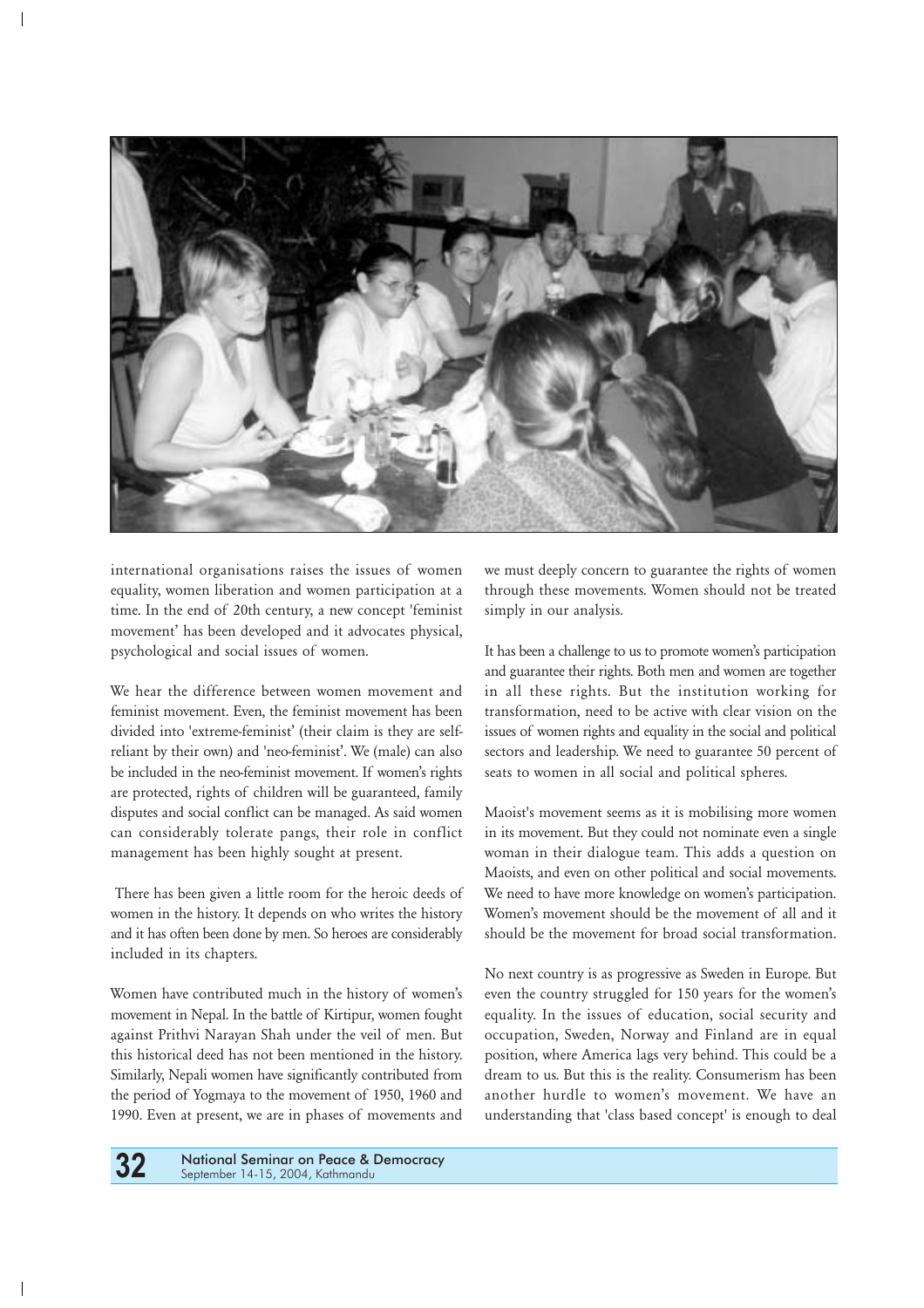international organisations raises the issues of women equality, women liberation and women participation at a time. In the end of 20th century, a new concept 'feminist movement' has been developed and it advocates physical, psychological and social issues of women.

We hear the difference between women movement and feminist movement. Even, the feminist movement has been divided into 'extreme-feminist' (their claim is they are self-reliant by their own) and 'neo-feminist'. We (male) can also be included in the neo-feminist movement. If women's rights are protected, rights of children will be guaranteed, family disputes and social conflict can be managed. As said women can considerably tolerate pangs, their role in conflict management has been highly sought at present.

There has been given a little room for the heroic deeds of women in the history. It depends on who writes the history and it has often been done by men. So heroes are considerably included in its chapters.

Women have contributed much in the history of women's movement in Nepal. In the battle of Kirtipur, women fought against Prithvi Narayan Shah under the veil of men. But this historical deed has not been mentioned in the history. Similarly, Nepali women have significantly contributed from the period of Yogmaya to the movement of 1950, 1960 and 1990. Even at present, we are in phases of movements and we must deeply concern to guarantee the rights of women through these movements. Women should not be treated simply in our analysis.

It has been a challenge to us to promote women's participation and guarantee their rights. Both men and women are together in all these rights. But the institution working for transformation, need to be active with clear vision on the issues of women rights and equality in the social and political sectors and leadership. We need to guarantee 50 percent of seats to women in all social and political spheres.

Maoist's movement seems as it is mobilising more women in its movement. But they could not nominate even a single woman in their dialogue team. This adds a question on Maoists, and even on other political and social movements. We need to have more knowledge on women's participation. Women's movement should be the movement of all and it should be the movement for broad social transformation.

No next country is as progressive as Sweden in Europe. But even the country struggled for 150 years for the women's equality. In the issues of education, social security and occupation, Sweden, Norway and Finland are in equal position, where America lags very behind. This could be a dream to us. But this is the reality. Consumerism has been another hurdle to women's movement. We have an understanding that 'class based concept' is enough to deal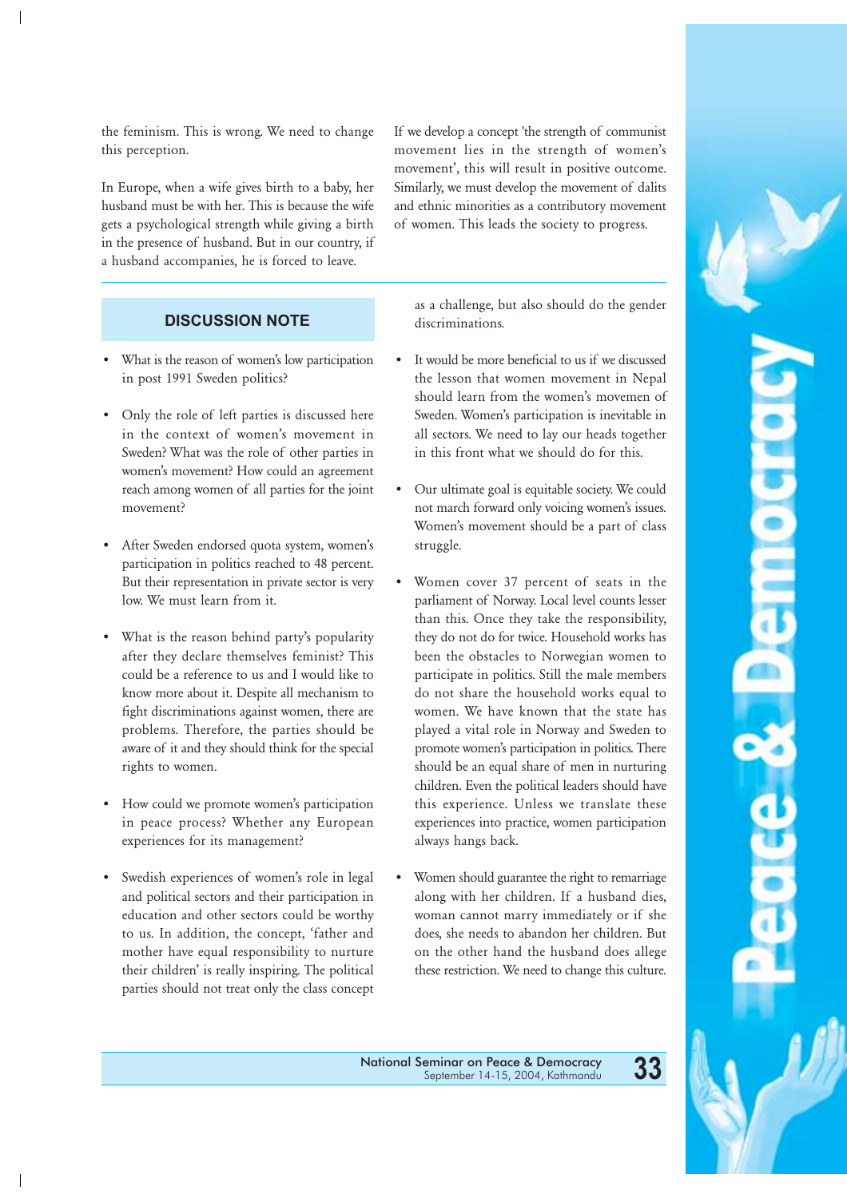the feminism. This is wrong. We need to change this perception.

In Europe, when a wife gives birth to a baby, her husband must be with her. This is because the wife gets a psychological strength while giving a birth in the presence of husband. But in our country, if a husband accompanies, he is forced to leave.

If we develop a concept 'the strength of communist movement lies in the strength of women's movement', this will result in positive outcome. Similarly, we must develop the movement of dalits and ethnic minorities as a contributory movement of women. This leads the society to progress.

---

### DISCUSSION NOTE

- What is the reason of women's low participation in post 1991 Sweden politics?
- Only the role of left parties is discussed here in the context of women's movement in Sweden? What was the role of other parties in women's movement? How could an agreement reach among women of all parties for the joint movement?
- After Sweden endorsed quota system, women's participation in politics reached to 48 percent. But their representation in private sector is very low. We must learn from it.
- What is the reason behind party's popularity after they declare themselves feminist? This could be a reference to us and I would like to know more about it. Despite all mechanism to fight discriminations against women, there are problems. Therefore, the parties should be aware of it and they should think for the special rights to women.
- How could we promote women's participation in peace process? Whether any European experiences for its management?
- Swedish experiences of women's role in legal and political sectors and their participation in education and other sectors could be worthy to us. In addition, the concept, 'father and mother have equal responsibility to nurture their children' is really inspiring. The political parties should not treat only the class concept as a challenge, but also should do the gender discriminations.
- It would be more beneficial to us if we discussed the lesson that women movement in Nepal should learn from the women's movemen of Sweden. Women's participation is inevitable in all sectors. We need to lay our heads together in this front what we should do for this.
- Our ultimate goal is equitable society. We could not march forward only voicing women's issues. Women's movement should be a part of class struggle.
- Women cover 37 percent of seats in the parliament of Norway. Local level counts lesser than this. Once they take the responsibility, they do not do for twice. Household works has been the obstacles to Norwegian women to participate in politics. Still the male members do not share the household works equal to women. We have known that the state has played a vital role in Norway and Sweden to promote women's participation in politics. There should be an equal share of men in nurturing children. Even the political leaders should have this experience. Unless we translate these experiences into practice, women participation always hangs back.
- Women should guarantee the right to remarriage along with her children. If a husband dies, woman cannot marry immediately or if she does, she needs to abandon her children. But on the other hand the husband does allege these restriction. We need to change this culture.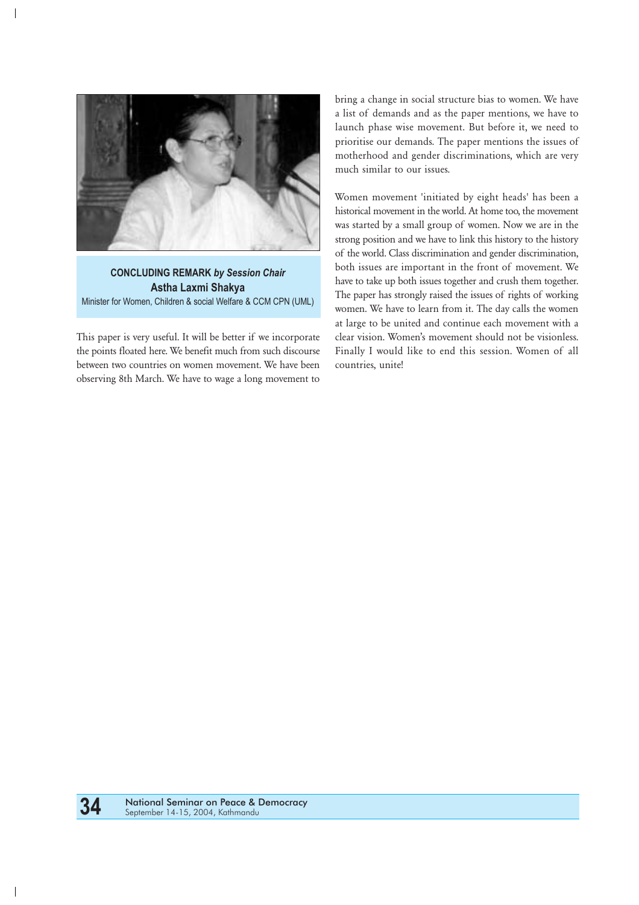**CONCLUDING REMARK *by Session Chair***
**Astha Laxmi Shakya**
Minister for Women, Children & social Welfare & CCM CPN (UML)

This paper is very useful. It will be better if we incorporate the points floated here. We benefit much from such discourse between two countries on women movement. We have been observing 8th March. We have to wage a long movement to bring a change in social structure bias to women. We have a list of demands and as the paper mentions, we have to launch phase wise movement. But before it, we need to prioritise our demands. The paper mentions the issues of motherhood and gender discriminations, which are very much similar to our issues.

Women movement 'initiated by eight heads' has been a historical movement in the world. At home too, the movement was started by a small group of women. Now we are in the strong position and we have to link this history to the history of the world. Class discrimination and gender discrimination, both issues are important in the front of movement. We have to take up both issues together and crush them together. The paper has strongly raised the issues of rights of working women. We have to learn from it. The day calls the women at large to be united and continue each movement with a clear vision. Women's movement should not be visionless. Finally I would like to end this session. Women of all countries, unite!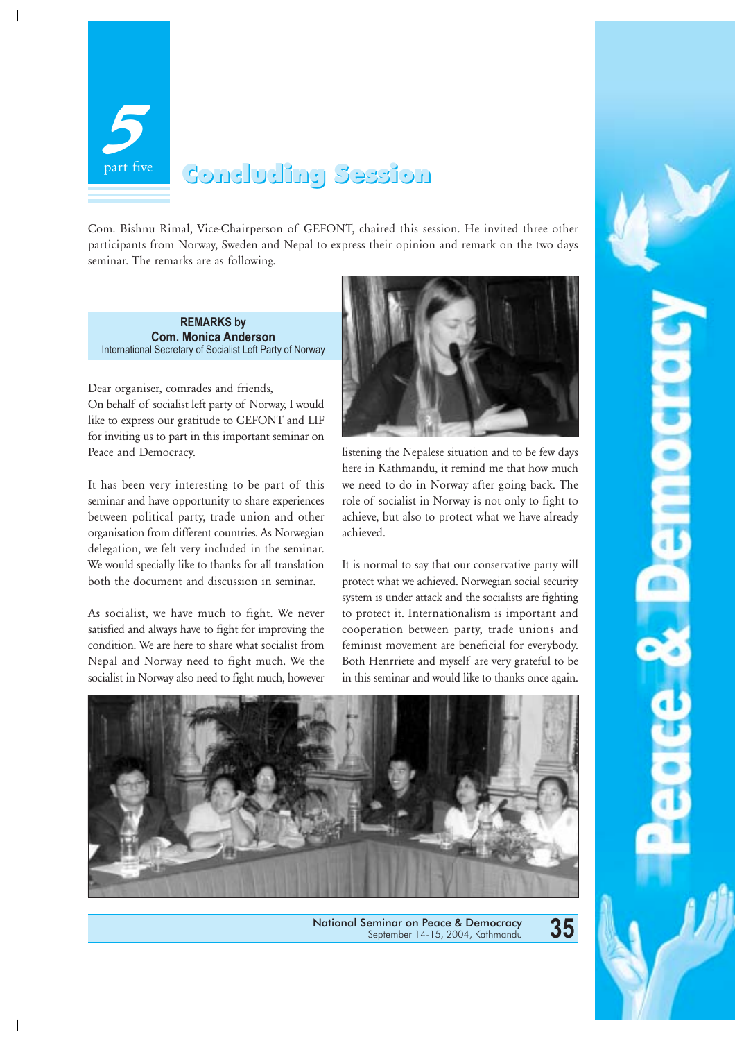# 5 part five Concluding Session

Com. Bishnu Rimal, Vice-Chairperson of GEFONT, chaired this session. He invited three other participants from Norway, Sweden and Nepal to express their opinion and remark on the two days seminar. The remarks are as following.

**REMARKS by**
**Com. Monica Anderson**
International Secretary of Socialist Left Party of Norway

Dear organiser, comrades and friends,
On behalf of socialist left party of Norway, I would like to express our gratitude to GEFONT and LIF for inviting us to part in this important seminar on Peace and Democracy.

It has been very interesting to be part of this seminar and have opportunity to share experiences between political party, trade union and other organisation from different countries. As Norwegian delegation, we felt very included in the seminar. We would specially like to thanks for all translation both the document and discussion in seminar.

As socialist, we have much to fight. We never satisfied and always have to fight for improving the condition. We are here to share what socialist from Nepal and Norway need to fight much. We the socialist in Norway also need to fight much, however listening the Nepalese situation and to be few days here in Kathmandu, it remind me that how much we need to do in Norway after going back. The role of socialist in Norway is not only to fight to achieve, but also to protect what we have already achieved.

It is normal to say that our conservative party will protect what we achieved. Norwegian social security system is under attack and the socialists are fighting to protect it. Internationalism is important and cooperation between party, trade unions and feminist movement are beneficial for everybody. Both Henrriete and myself are very grateful to be in this seminar and would like to thanks once again.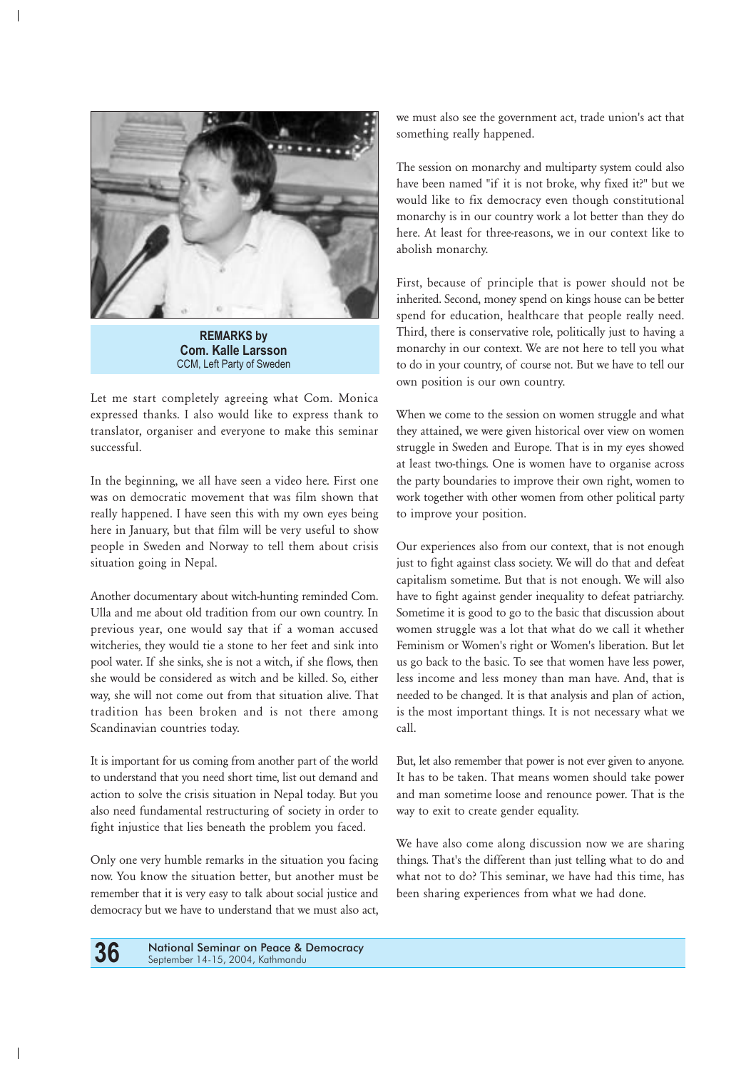**REMARKS by**
**Com. Kalle Larsson**
CCM, Left Party of Sweden

Let me start completely agreeing what Com. Monica expressed thanks. I also would like to express thank to translator, organiser and everyone to make this seminar successful.

In the beginning, we all have seen a video here. First one was on democratic movement that was film shown that really happened. I have seen this with my own eyes being here in January, but that film will be very useful to show people in Sweden and Norway to tell them about crisis situation going in Nepal.

Another documentary about witch-hunting reminded Com. Ulla and me about old tradition from our own country. In previous year, one would say that if a woman accused witcheries, they would tie a stone to her feet and sink into pool water. If she sinks, she is not a witch, if she flows, then she would be considered as witch and be killed. So, either way, she will not come out from that situation alive. That tradition has been broken and is not there among Scandinavian countries today.

It is important for us coming from another part of the world to understand that you need short time, list out demand and action to solve the crisis situation in Nepal today. But you also need fundamental restructuring of society in order to fight injustice that lies beneath the problem you faced.

Only one very humble remarks in the situation you facing now. You know the situation better, but another must be remember that it is very easy to talk about social justice and democracy but we have to understand that we must also act, we must also see the government act, trade union's act that something really happened.

The session on monarchy and multiparty system could also have been named "if it is not broke, why fixed it?" but we would like to fix democracy even though constitutional monarchy is in our country work a lot better than they do here. At least for three-reasons, we in our context like to abolish monarchy.

First, because of principle that is power should not be inherited. Second, money spend on kings house can be better spend for education, healthcare that people really need. Third, there is conservative role, politically just to having a monarchy in our context. We are not here to tell you what to do in your country, of course not. But we have to tell our own position is our own country.

When we come to the session on women struggle and what they attained, we were given historical over view on women struggle in Sweden and Europe. That is in my eyes showed at least two-things. One is women have to organise across the party boundaries to improve their own right, women to work together with other women from other political party to improve your position.

Our experiences also from our context, that is not enough just to fight against class society. We will do that and defeat capitalism sometime. But that is not enough. We will also have to fight against gender inequality to defeat patriarchy. Sometime it is good to go to the basic that discussion about women struggle was a lot that what do we call it whether Feminism or Women's right or Women's liberation. But let us go back to the basic. To see that women have less power, less income and less money than man have. And, that is needed to be changed. It is that analysis and plan of action, is the most important things. It is not necessary what we call.

But, let also remember that power is not ever given to anyone. It has to be taken. That means women should take power and man sometime loose and renounce power. That is the way to exit to create gender equality.

We have also come along discussion now we are sharing things. That's the different than just telling what to do and what not to do? This seminar, we have had this time, has been sharing experiences from what we had done.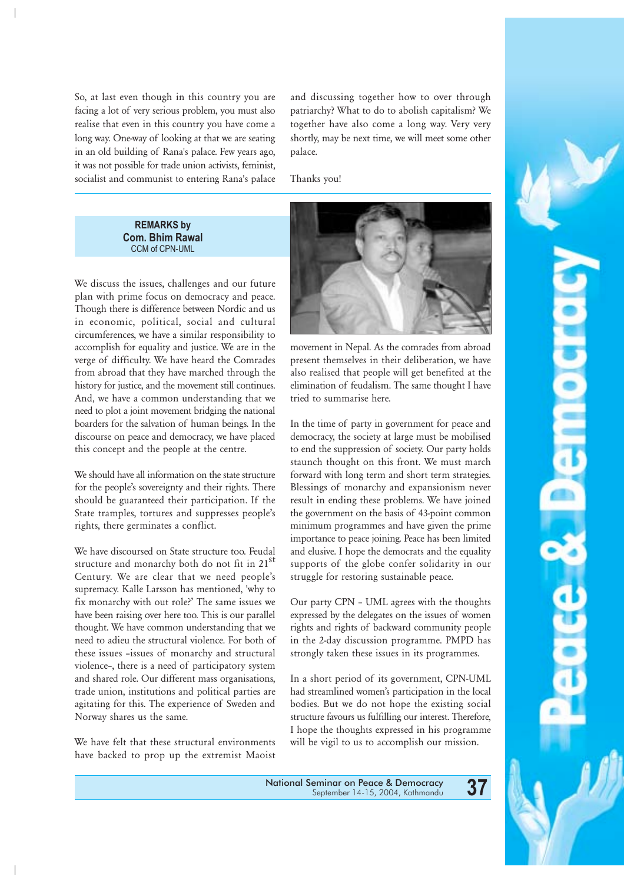So, at last even though in this country you are facing a lot of very serious problem, you must also realise that even in this country you have come a long way. One-way of looking at that we are seating in an old building of Rana's palace. Few years ago, it was not possible for trade union activists, feminist, socialist and communist to entering Rana's palace and discussing together how to over through patriarchy? What to do to abolish capitalism? We together have also come a long way. Very very shortly, may be next time, we will meet some other palace.

Thanks you!

## REMARKS by Com. Bhim Rawal
CCM of CPN-UML

We discuss the issues, challenges and our future plan with prime focus on democracy and peace. Though there is difference between Nordic and us in economic, political, social and cultural circumferences, we have a similar responsibility to accomplish for equality and justice. We are in the verge of difficulty. We have heard the Comrades from abroad that they have marched through the history for justice, and the movement still continues. And, we have a common understanding that we need to plot a joint movement bridging the national boarders for the salvation of human beings. In the discourse on peace and democracy, we have placed this concept and the people at the centre.

We should have all information on the state structure for the people's sovereignty and their rights. There should be guaranteed their participation. If the State tramples, tortures and suppresses people's rights, there germinates a conflict.

We have discoursed on State structure too. Feudal structure and monarchy both do not fit in 21st Century. We are clear that we need people's supremacy. Kalle Larsson has mentioned, 'why to fix monarchy with out role?' The same issues we have been raising over here too. This is our parallel thought. We have common understanding that we need to adieu the structural violence. For both of these issues –issues of monarchy and structural violence–, there is a need of participatory system and shared role. Our different mass organisations, trade union, institutions and political parties are agitating for this. The experience of Sweden and Norway shares us the same.

We have felt that these structural environments have backed to prop up the extremist Maoist movement in Nepal. As the comrades from abroad present themselves in their deliberation, we have also realised that people will get benefited at the elimination of feudalism. The same thought I have tried to summarise here.

In the time of party in government for peace and democracy, the society at large must be mobilised to end the suppression of society. Our party holds staunch thought on this front. We must march forward with long term and short term strategies. Blessings of monarchy and expansionism never result in ending these problems. We have joined the government on the basis of 43-point common minimum programmes and have given the prime importance to peace joining. Peace has been limited and elusive. I hope the democrats and the equality supports of the globe confer solidarity in our struggle for restoring sustainable peace.

Our party CPN – UML agrees with the thoughts expressed by the delegates on the issues of women rights and rights of backward community people in the 2-day discussion programme. PMPD has strongly taken these issues in its programmes.

In a short period of its government, CPN-UML had streamlined women's participation in the local bodies. But we do not hope the existing social structure favours us fulfilling our interest. Therefore, I hope the thoughts expressed in his programme will be vigil to us to accomplish our mission.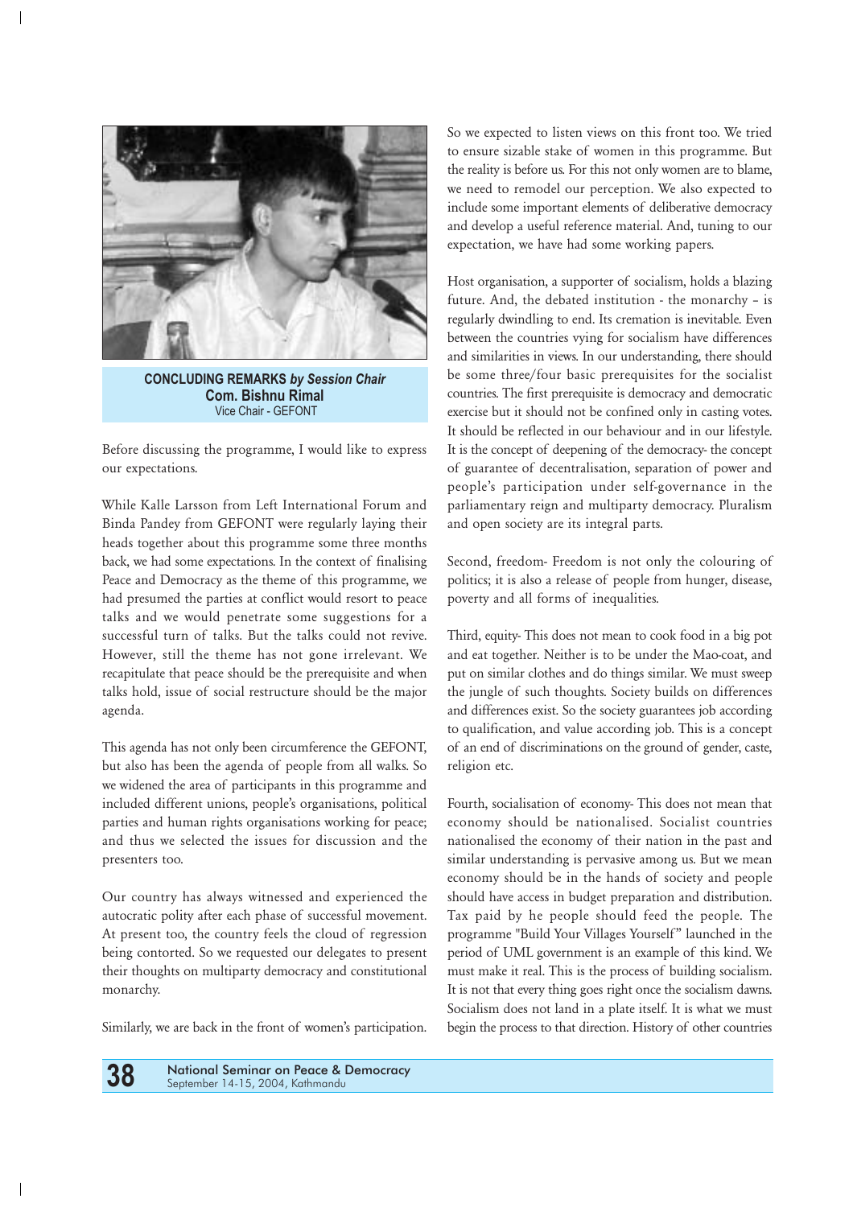**CONCLUDING REMARKS *by Session Chair***
**Com. Bishnu Rimal**
Vice Chair - GEFONT

Before discussing the programme, I would like to express our expectations.

While Kalle Larsson from Left International Forum and Binda Pandey from GEFONT were regularly laying their heads together about this programme some three months back, we had some expectations. In the context of finalising Peace and Democracy as the theme of this programme, we had presumed the parties at conflict would resort to peace talks and we would penetrate some suggestions for a successful turn of talks. But the talks could not revive. However, still the theme has not gone irrelevant. We recapitulate that peace should be the prerequisite and when talks hold, issue of social restructure should be the major agenda.

This agenda has not only been circumference the GEFONT, but also has been the agenda of people from all walks. So we widened the area of participants in this programme and included different unions, people's organisations, political parties and human rights organisations working for peace; and thus we selected the issues for discussion and the presenters too.

Our country has always witnessed and experienced the autocratic polity after each phase of successful movement. At present too, the country feels the cloud of regression being contorted. So we requested our delegates to present their thoughts on multiparty democracy and constitutional monarchy.

Similarly, we are back in the front of women's participation. So we expected to listen views on this front too. We tried to ensure sizable stake of women in this programme. But the reality is before us. For this not only women are to blame, we need to remodel our perception. We also expected to include some important elements of deliberative democracy and develop a useful reference material. And, tuning to our expectation, we have had some working papers.

Host organisation, a supporter of socialism, holds a blazing future. And, the debated institution - the monarchy – is regularly dwindling to end. Its cremation is inevitable. Even between the countries vying for socialism have differences and similarities in views. In our understanding, there should be some three/four basic prerequisites for the socialist countries. The first prerequisite is democracy and democratic exercise but it should not be confined only in casting votes. It should be reflected in our behaviour and in our lifestyle. It is the concept of deepening of the democracy- the concept of guarantee of decentralisation, separation of power and people's participation under self-governance in the parliamentary reign and multiparty democracy. Pluralism and open society are its integral parts.

Second, freedom- Freedom is not only the colouring of politics; it is also a release of people from hunger, disease, poverty and all forms of inequalities.

Third, equity- This does not mean to cook food in a big pot and eat together. Neither is to be under the Mao-coat, and put on similar clothes and do things similar. We must sweep the jungle of such thoughts. Society builds on differences and differences exist. So the society guarantees job according to qualification, and value according job. This is a concept of an end of discriminations on the ground of gender, caste, religion etc.

Fourth, socialisation of economy- This does not mean that economy should be nationalised. Socialist countries nationalised the economy of their nation in the past and similar understanding is pervasive among us. But we mean economy should be in the hands of society and people should have access in budget preparation and distribution. Tax paid by he people should feed the people. The programme "Build Your Villages Yourself" launched in the period of UML government is an example of this kind. We must make it real. This is the process of building socialism. It is not that every thing goes right once the socialism dawns. Socialism does not land in a plate itself. It is what we must begin the process to that direction. History of other countries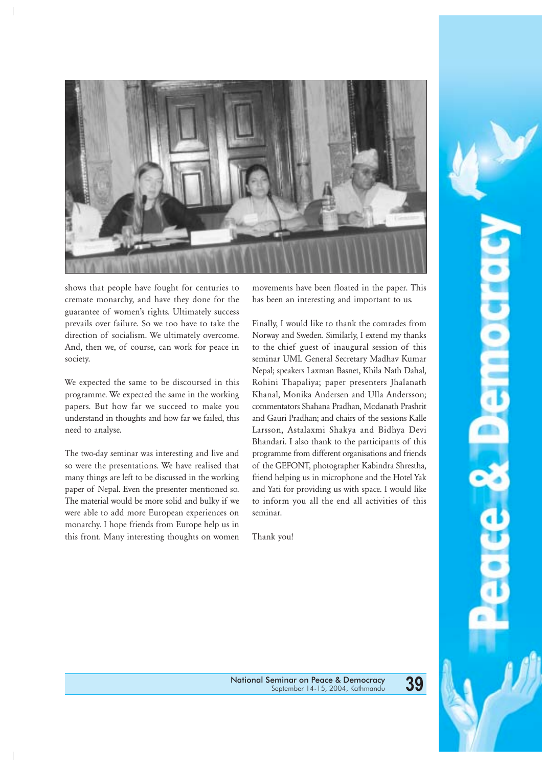shows that people have fought for centuries to cremate monarchy, and have they done for the guarantee of women's rights. Ultimately success prevails over failure. So we too have to take the direction of socialism. We ultimately overcome. And, then we, of course, can work for peace in society.

We expected the same to be discoursed in this programme. We expected the same in the working papers. But how far we succeed to make you understand in thoughts and how far we failed, this need to analyse.

The two-day seminar was interesting and live and so were the presentations. We have realised that many things are left to be discussed in the working paper of Nepal. Even the presenter mentioned so. The material would be more solid and bulky if we were able to add more European experiences on monarchy. I hope friends from Europe help us in this front. Many interesting thoughts on women movements have been floated in the paper. This has been an interesting and important to us.

Finally, I would like to thank the comrades from Norway and Sweden. Similarly, I extend my thanks to the chief guest of inaugural session of this seminar UML General Secretary Madhav Kumar Nepal; speakers Laxman Basnet, Khila Nath Dahal, Rohini Thapaliya; paper presenters Jhalanath Khanal, Monika Andersen and Ulla Andersson; commentators Shahana Pradhan, Modanath Prashrit and Gauri Pradhan; and chairs of the sessions Kalle Larsson, Astalaxmi Shakya and Bidhya Devi Bhandari. I also thank to the participants of this programme from different organisations and friends of the GEFONT, photographer Kabindra Shrestha, friend helping us in microphone and the Hotel Yak and Yati for providing us with space. I would like to inform you all the end all activities of this seminar.

Thank you!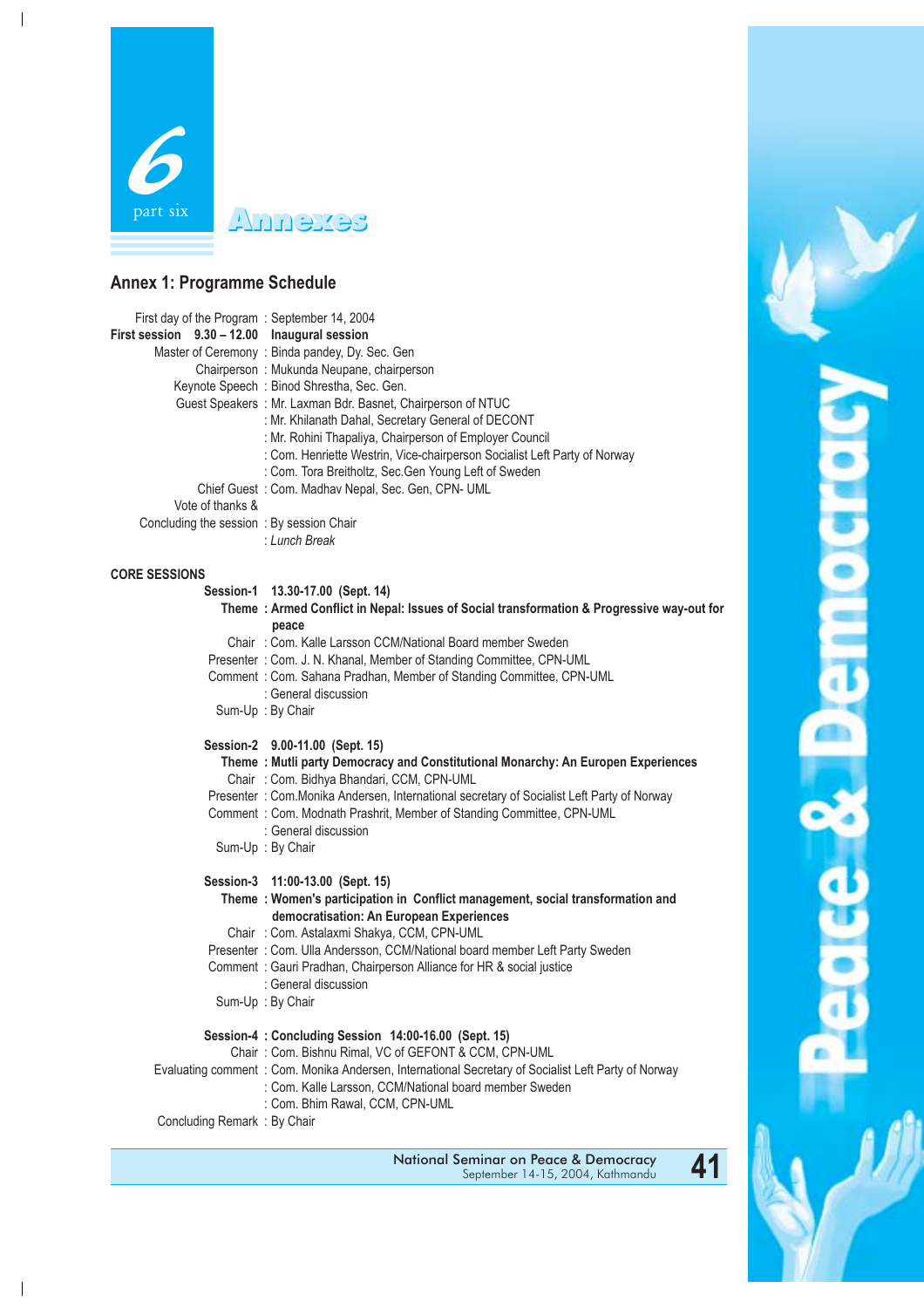# 6 part six Annexes

## Annex 1: Programme Schedule

First day of the Program : September 14, 2004

**First session 9.30 – 12.00 Inaugural session**

Master of Ceremony : Binda pandey, Dy. Sec. Gen
Chairperson : Mukunda Neupane, chairperson
Keynote Speech : Binod Shrestha, Sec. Gen.
Guest Speakers : Mr. Laxman Bdr. Basnet, Chairperson of NTUC
: Mr. Khilanath Dahal, Secretary General of DECONT
: Mr. Rohini Thapaliya, Chairperson of Employer Council
: Com. Henriette Westrin, Vice-chairperson Socialist Left Party of Norway
: Com. Tora Breitholtz, Sec.Gen Young Left of Sweden
Chief Guest : Com. Madhav Nepal, Sec. Gen, CPN- UML
Vote of thanks &
Concluding the session : By session Chair
: *Lunch Break*

### CORE SESSIONS

**Session-1 13.30-17.00 (Sept. 14)**
**Theme : Armed Conflict in Nepal: Issues of Social transformation & Progressive way-out for peace**
Chair : Com. Kalle Larsson CCM/National Board member Sweden
Presenter : Com. J. N. Khanal, Member of Standing Committee, CPN-UML
Comment : Com. Sahana Pradhan, Member of Standing Committee, CPN-UML
: General discussion
Sum-Up : By Chair

**Session-2 9.00-11.00 (Sept. 15)**
**Theme : Mutli party Democracy and Constitutional Monarchy: An Europen Experiences**
Chair : Com. Bidhya Bhandari, CCM, CPN-UML
Presenter : Com.Monika Andersen, International secretary of Socialist Left Party of Norway
Comment : Com. Modnath Prashrit, Member of Standing Committee, CPN-UML
: General discussion
Sum-Up : By Chair

**Session-3 11:00-13.00 (Sept. 15)**
**Theme : Women's participation in Conflict management, social transformation and democratisation: An European Experiences**
Chair : Com. Astalaxmi Shakya, CCM, CPN-UML
Presenter : Com. Ulla Andersson, CCM/National board member Left Party Sweden
Comment : Gauri Pradhan, Chairperson Alliance for HR & social justice
: General discussion
Sum-Up : By Chair

**Session-4 : Concluding Session 14:00-16.00 (Sept. 15)**
Chair : Com. Bishnu Rimal, VC of GEFONT & CCM, CPN-UML
Evaluating comment : Com. Monika Andersen, International Secretary of Socialist Left Party of Norway
: Com. Kalle Larsson, CCM/National board member Sweden
: Com. Bhim Rawal, CCM, CPN-UML
Concluding Remark : By Chair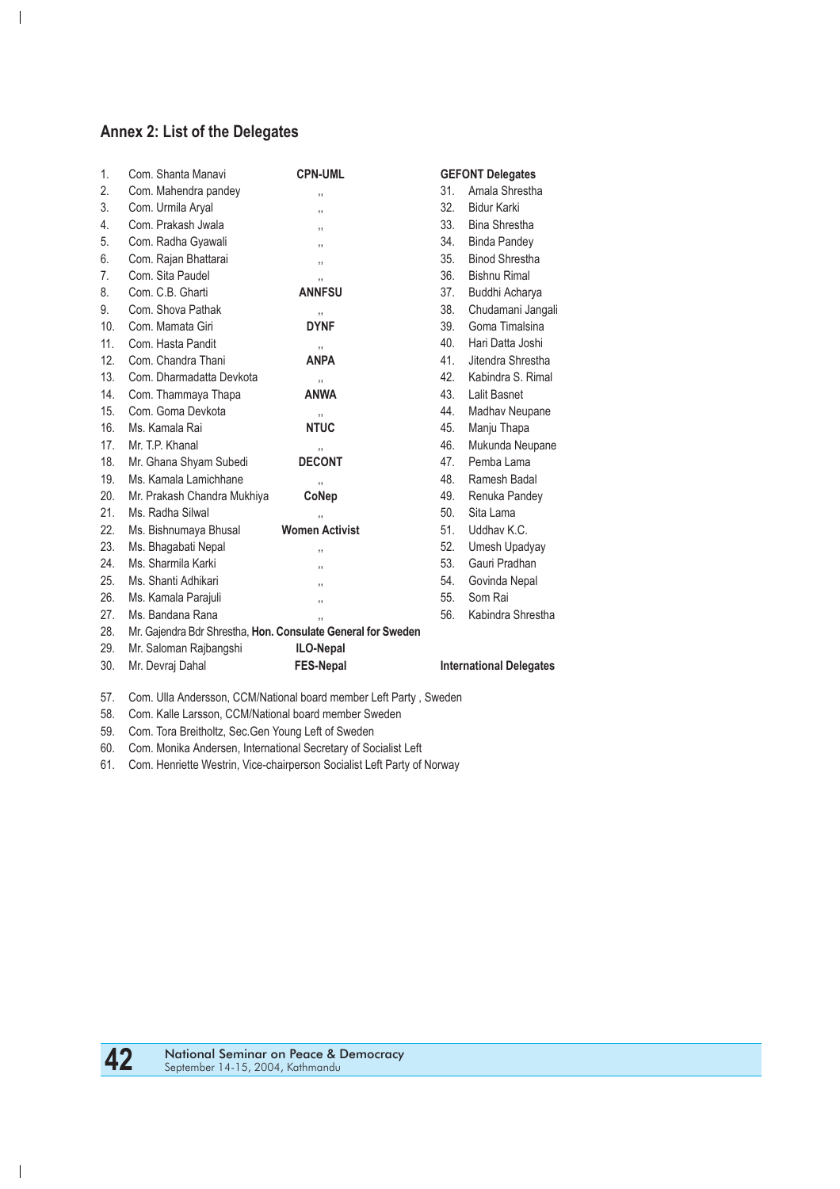## Annex 2: List of the Delegates

| | | |
|---|---|---|
| 1. | Com. Shanta Manavi | **CPN-UML** |
| 2. | Com. Mahendra pandey | ,, |
| 3. | Com. Urmila Aryal | ,, |
| 4. | Com. Prakash Jwala | ,, |
| 5. | Com. Radha Gyawali | ,, |
| 6. | Com. Rajan Bhattarai | ,, |
| 7. | Com. Sita Paudel | ,, |
| 8. | Com. C.B. Gharti | **ANNFSU** |
| 9. | Com. Shova Pathak | ,, |
| 10. | Com. Mamata Giri | **DYNF** |
| 11. | Com. Hasta Pandit | ,, |
| 12. | Com. Chandra Thani | **ANPA** |
| 13. | Com. Dharmadatta Devkota | ,, |
| 14. | Com. Thammaya Thapa | **ANWA** |
| 15. | Com. Goma Devkota | ,, |
| 16. | Ms. Kamala Rai | **NTUC** |
| 17. | Mr. T.P. Khanal | ,, |
| 18. | Mr. Ghana Shyam Subedi | **DECONT** |
| 19. | Ms. Kamala Lamichhane | ,, |
| 20. | Mr. Prakash Chandra Mukhiya | **CoNep** |
| 21. | Ms. Radha Silwal | ,, |
| 22. | Ms. Bishnumaya Bhusal | **Women Activist** |
| 23. | Ms. Bhagabati Nepal | ,, |
| 24. | Ms. Sharmila Karki | ,, |
| 25. | Ms. Shanti Adhikari | ,, |
| 26. | Ms. Kamala Parajuli | ,, |
| 27. | Ms. Bandana Rana | ,, |
| 28. | Mr. Gajendra Bdr Shrestha, **Hon. Consulate General for Sweden** | |
| 29. | Mr. Saloman Rajbangshi | **ILO-Nepal** |
| 30. | Mr. Devraj Dahal | **FES-Nepal** |

**GEFONT Delegates**

31. Amala Shrestha
32. Bidur Karki
33. Bina Shrestha
34. Binda Pandey
35. Binod Shrestha
36. Bishnu Rimal
37. Buddhi Acharya
38. Chudamani Jangali
39. Goma Timalsina
40. Hari Datta Joshi
41. Jitendra Shrestha
42. Kabindra S. Rimal
43. Lalit Basnet
44. Madhav Neupane
45. Manju Thapa
46. Mukunda Neupane
47. Pemba Lama
48. Ramesh Badal
49. Renuka Pandey
50. Sita Lama
51. Uddhav K.C.
52. Umesh Upadyay
53. Gauri Pradhan
54. Govinda Nepal
55. Som Rai
56. Kabindra Shrestha

**International Delegates**

57. Com. Ulla Andersson, CCM/National board member Left Party , Sweden
58. Com. Kalle Larsson, CCM/National board member Sweden
59. Com. Tora Breitholtz, Sec.Gen Young Left of Sweden
60. Com. Monika Andersen, International Secretary of Socialist Left
61. Com. Henriette Westrin, Vice-chairperson Socialist Left Party of Norway